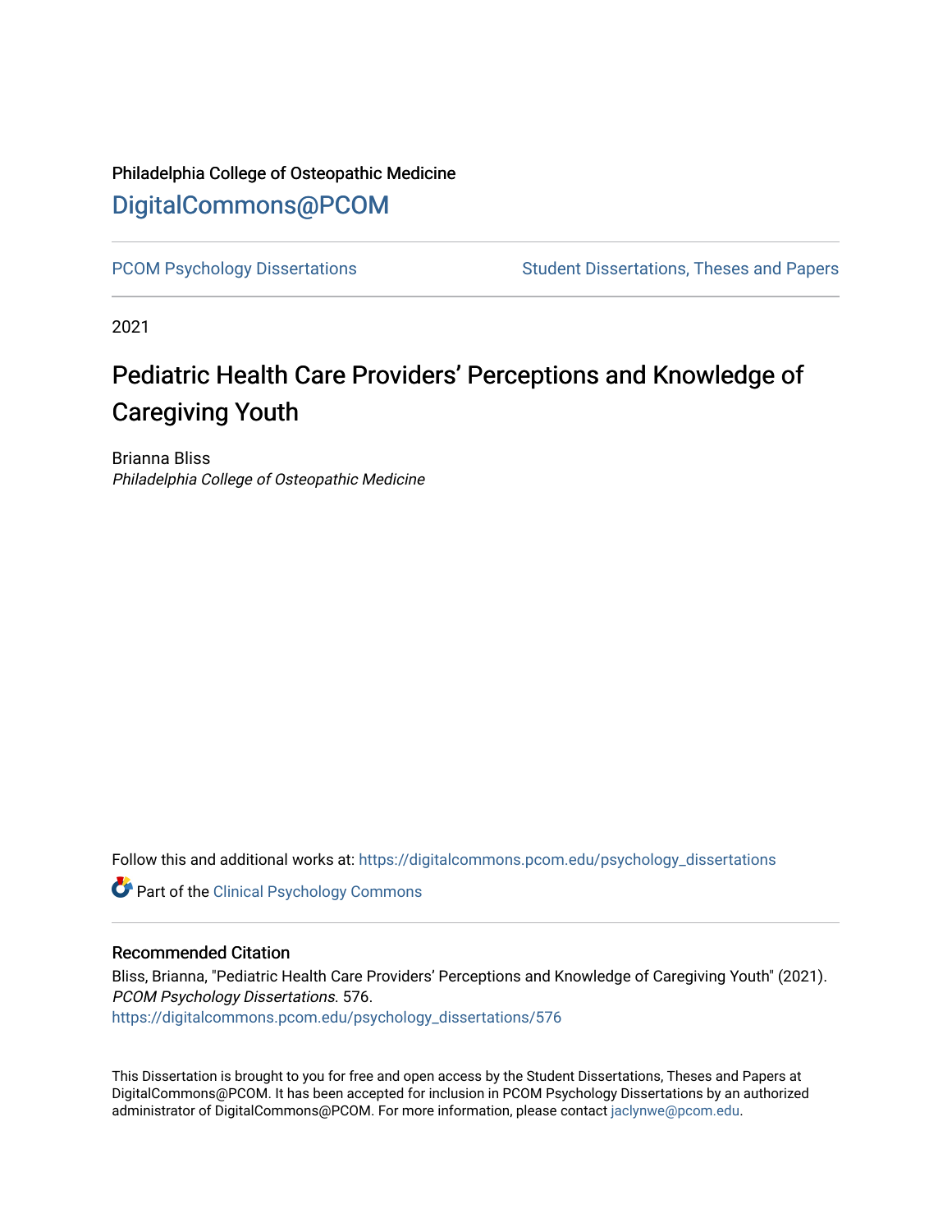Philadelphia College of Osteopathic Medicine

# DigitalCommons@PCOM

PCOM Psychology Dissertations

Student Dissertations, Theses and Papers

2021

# Pediatric Health Care Providers' Perceptions and Knowledge of Caregiving Youth

Brianna Bliss

*Philadelphia College of Osteopathic Medicine*

Follow this and additional works at: https://digitalcommons.pcom.edu/psychology_dissertations

Part of the Clinical Psychology Commons

## Recommended Citation

Bliss, Brianna, "Pediatric Health Care Providers' Perceptions and Knowledge of Caregiving Youth" (2021). *PCOM Psychology Dissertations*. 576.
https://digitalcommons.pcom.edu/psychology_dissertations/576

This Dissertation is brought to you for free and open access by the Student Dissertations, Theses and Papers at DigitalCommons@PCOM. It has been accepted for inclusion in PCOM Psychology Dissertations by an authorized administrator of DigitalCommons@PCOM. For more information, please contact jaclynwe@pcom.edu.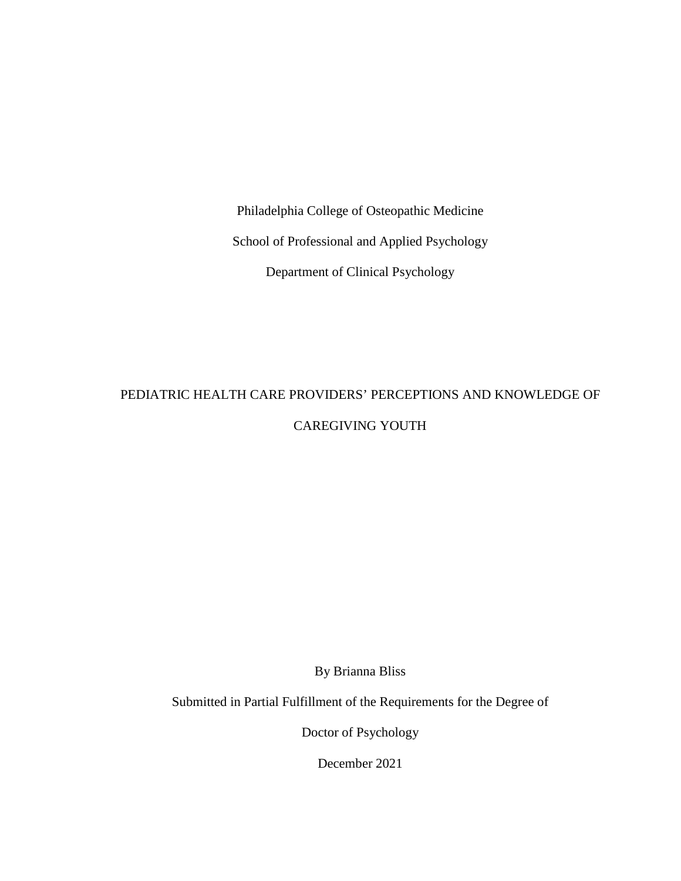Philadelphia College of Osteopathic Medicine

School of Professional and Applied Psychology

Department of Clinical Psychology

# PEDIATRIC HEALTH CARE PROVIDERS' PERCEPTIONS AND KNOWLEDGE OF CAREGIVING YOUTH

By Brianna Bliss

Submitted in Partial Fulfillment of the Requirements for the Degree of

Doctor of Psychology

December 2021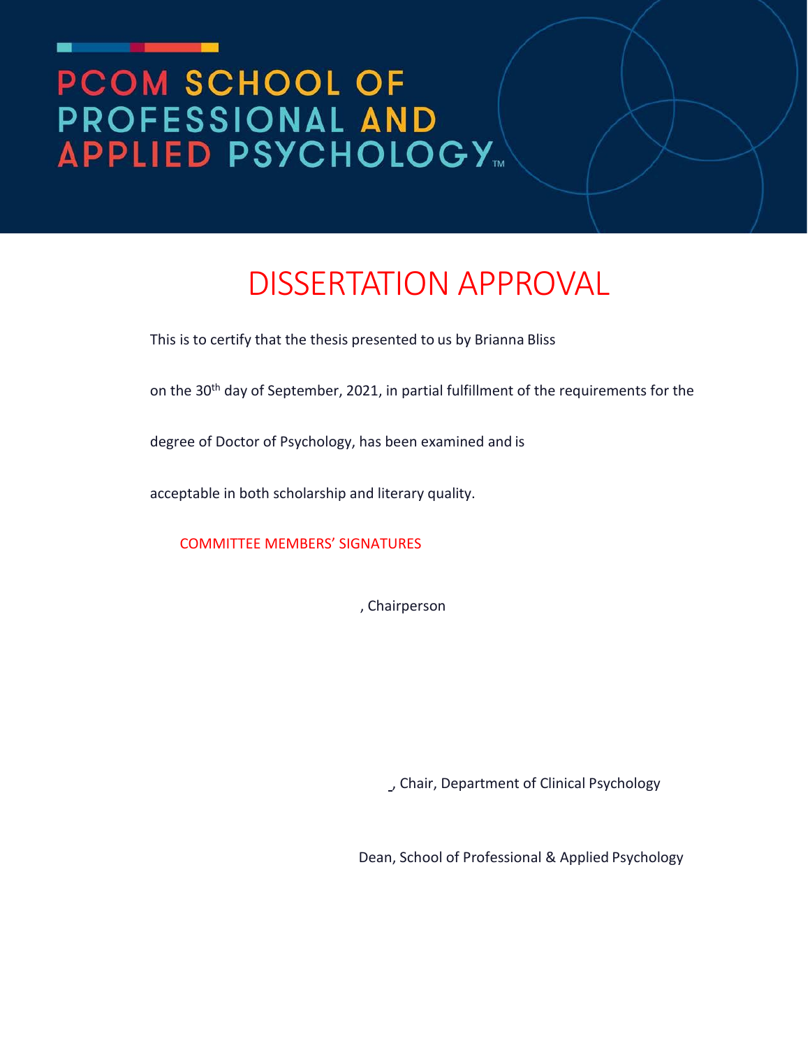# PCOM SCHOOL OF PROFESSIONAL AND APPLIED PSYCHOLOGY™

## DISSERTATION APPROVAL

This is to certify that the thesis presented to us by Brianna Bliss

on the 30th day of September, 2021, in partial fulfillment of the requirements for the

degree of Doctor of Psychology, has been examined and is

acceptable in both scholarship and literary quality.

COMMITTEE MEMBERS' SIGNATURES

, Chairperson

, Chair, Department of Clinical Psychology

Dean, School of Professional & Applied Psychology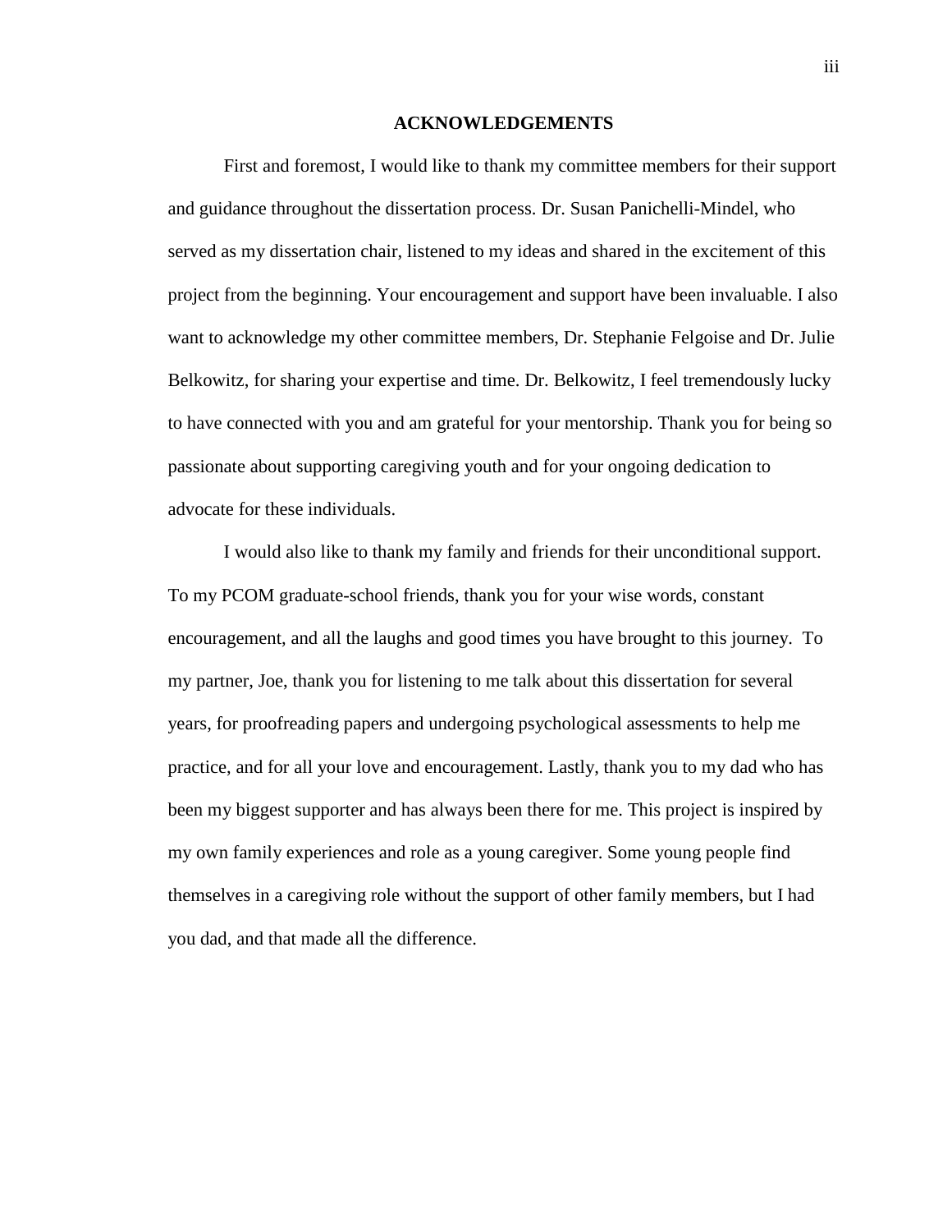## ACKNOWLEDGEMENTS

First and foremost, I would like to thank my committee members for their support and guidance throughout the dissertation process. Dr. Susan Panichelli-Mindel, who served as my dissertation chair, listened to my ideas and shared in the excitement of this project from the beginning. Your encouragement and support have been invaluable. I also want to acknowledge my other committee members, Dr. Stephanie Felgoise and Dr. Julie Belkowitz, for sharing your expertise and time. Dr. Belkowitz, I feel tremendously lucky to have connected with you and am grateful for your mentorship. Thank you for being so passionate about supporting caregiving youth and for your ongoing dedication to advocate for these individuals.

I would also like to thank my family and friends for their unconditional support. To my PCOM graduate-school friends, thank you for your wise words, constant encouragement, and all the laughs and good times you have brought to this journey. To my partner, Joe, thank you for listening to me talk about this dissertation for several years, for proofreading papers and undergoing psychological assessments to help me practice, and for all your love and encouragement. Lastly, thank you to my dad who has been my biggest supporter and has always been there for me. This project is inspired by my own family experiences and role as a young caregiver. Some young people find themselves in a caregiving role without the support of other family members, but I had you dad, and that made all the difference.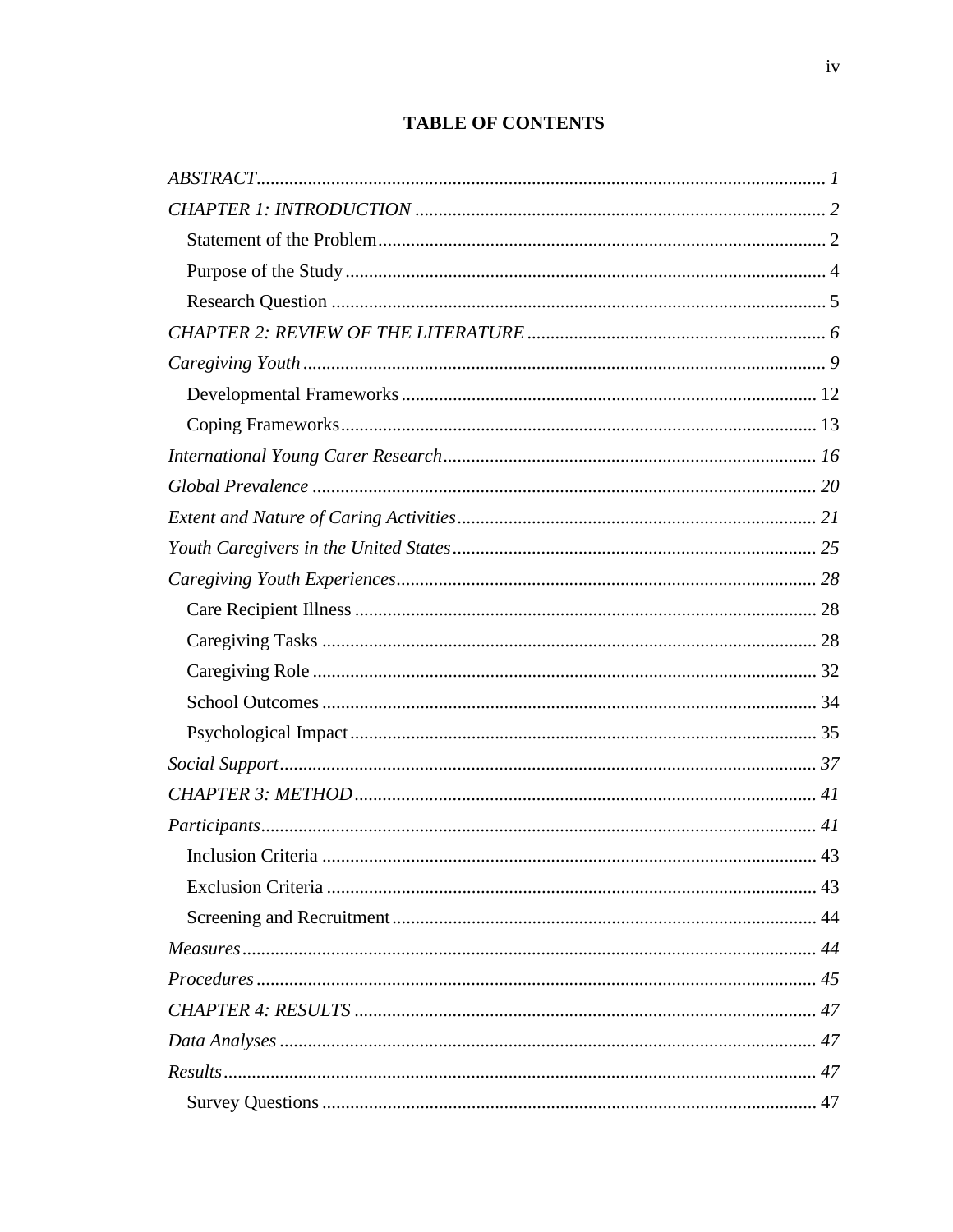# TABLE OF CONTENTS

*ABSTRACT* ........................................................................................................................ *1*

*CHAPTER 1: INTRODUCTION* ........................................................................................ *2*

- Statement of the Problem ............................................................................................... 2
- Purpose of the Study ...................................................................................................... 4
- Research Question .......................................................................................................... 5

*CHAPTER 2: REVIEW OF THE LITERATURE* ................................................................ *6*

*Caregiving Youth* ............................................................................................................... *9*

- Developmental Frameworks ......................................................................................... 12
- Coping Frameworks ...................................................................................................... 13

*International Young Carer Research* ................................................................................ *16*

*Global Prevalence* ............................................................................................................ *20*

*Extent and Nature of Caring Activities* ............................................................................ *21*

*Youth Caregivers in the United States* .............................................................................. *25*

*Caregiving Youth Experiences* .......................................................................................... *28*

- Care Recipient Illness .................................................................................................. 28
- Caregiving Tasks .......................................................................................................... 28
- Caregiving Role ........................................................................................................... 32
- School Outcomes ......................................................................................................... 34
- Psychological Impact ................................................................................................... 35

*Social Support* .................................................................................................................. *37*

*CHAPTER 3: METHOD* .................................................................................................. *41*

*Participants* ...................................................................................................................... *41*

- Inclusion Criteria ......................................................................................................... 43
- Exclusion Criteria ........................................................................................................ 43
- Screening and Recruitment .......................................................................................... 44

*Measures* .......................................................................................................................... *44*

*Procedures* ....................................................................................................................... *45*

*CHAPTER 4: RESULTS* .................................................................................................. *47*

*Data Analyses* .................................................................................................................. *47*

*Results* .............................................................................................................................. *47*

- Survey Questions ......................................................................................................... 47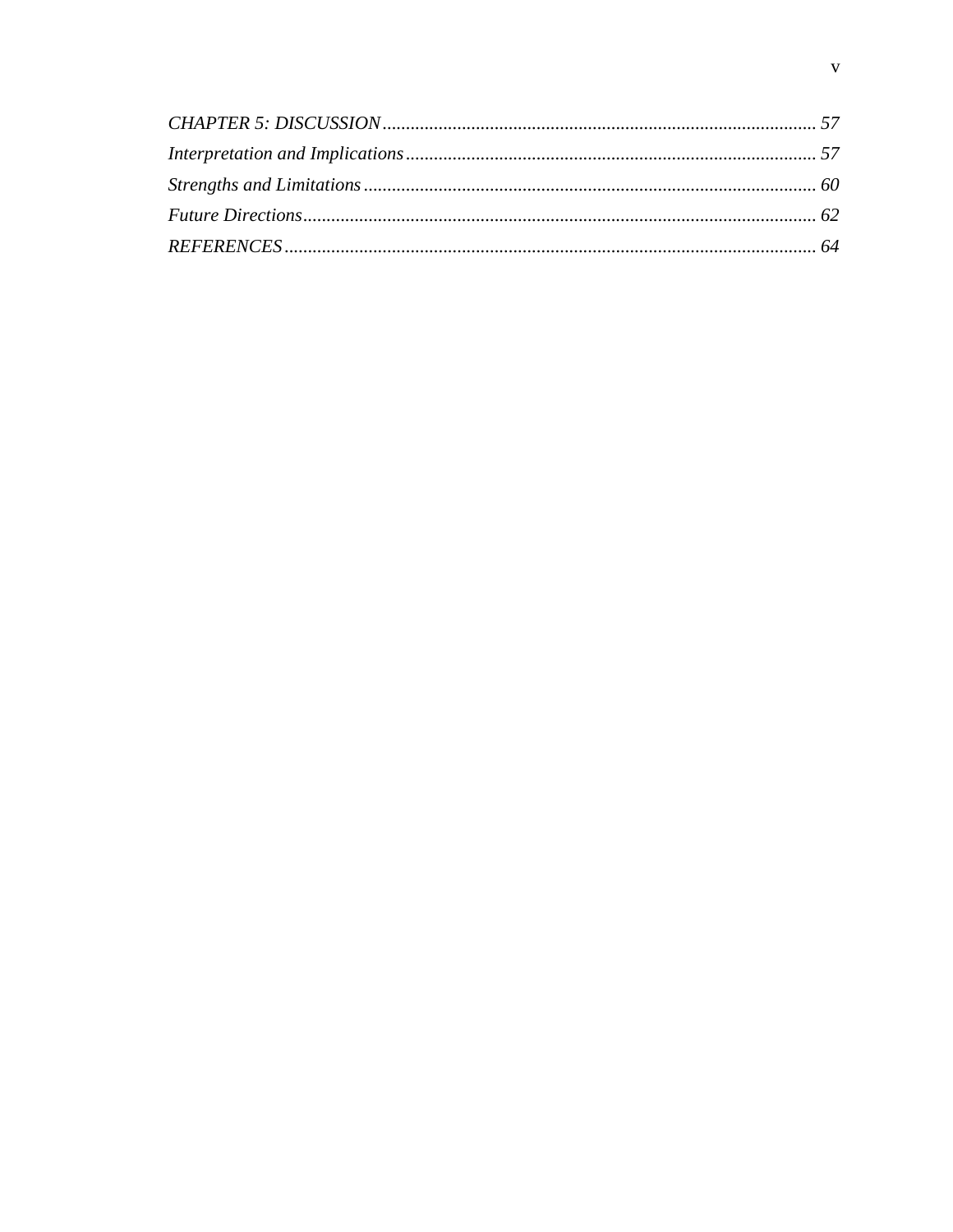*CHAPTER 5: DISCUSSION* ............................................................................................ 57

*Interpretation and Implications* ........................................................................................ 57

*Strengths and Limitations* ................................................................................................. 60

*Future Directions* ............................................................................................................. 62

*REFERENCES* .................................................................................................................. 64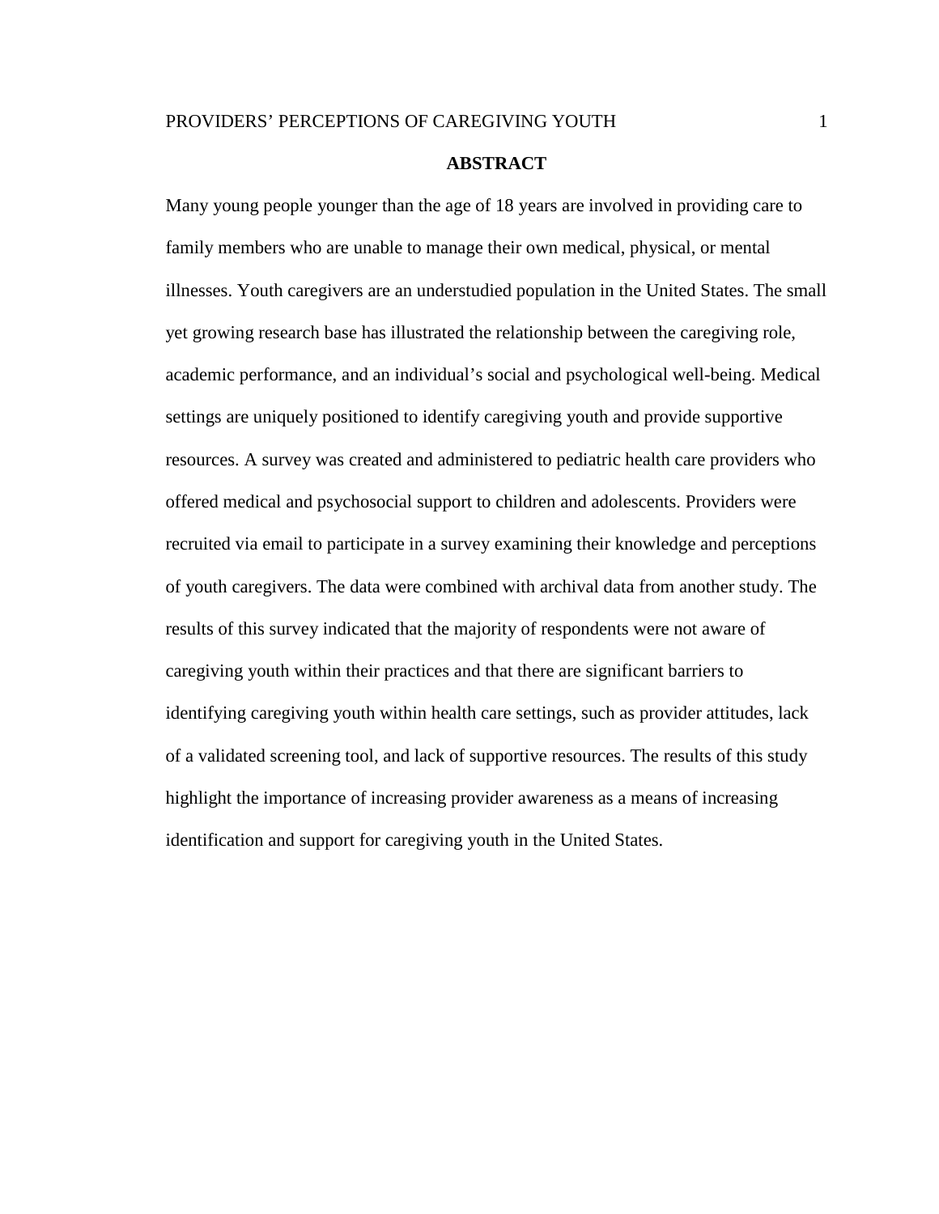# ABSTRACT

Many young people younger than the age of 18 years are involved in providing care to family members who are unable to manage their own medical, physical, or mental illnesses. Youth caregivers are an understudied population in the United States. The small yet growing research base has illustrated the relationship between the caregiving role, academic performance, and an individual's social and psychological well-being. Medical settings are uniquely positioned to identify caregiving youth and provide supportive resources. A survey was created and administered to pediatric health care providers who offered medical and psychosocial support to children and adolescents. Providers were recruited via email to participate in a survey examining their knowledge and perceptions of youth caregivers. The data were combined with archival data from another study. The results of this survey indicated that the majority of respondents were not aware of caregiving youth within their practices and that there are significant barriers to identifying caregiving youth within health care settings, such as provider attitudes, lack of a validated screening tool, and lack of supportive resources. The results of this study highlight the importance of increasing provider awareness as a means of increasing identification and support for caregiving youth in the United States.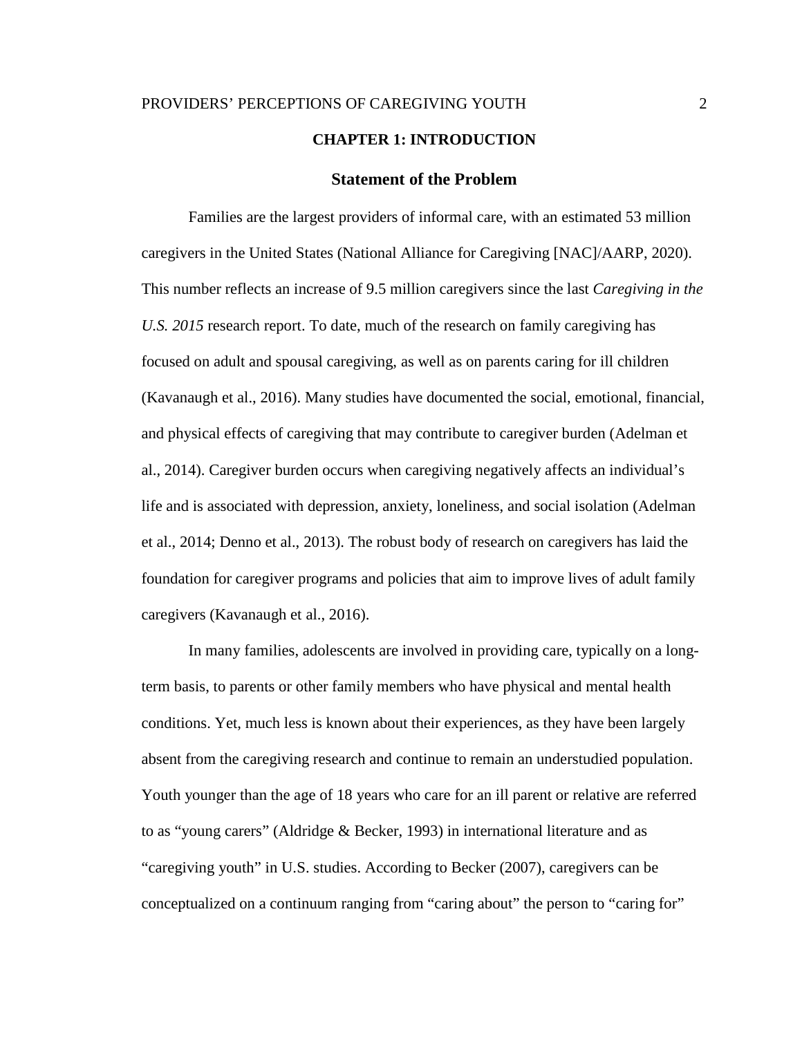# CHAPTER 1: INTRODUCTION

## Statement of the Problem

Families are the largest providers of informal care, with an estimated 53 million caregivers in the United States (National Alliance for Caregiving [NAC]/AARP, 2020). This number reflects an increase of 9.5 million caregivers since the last *Caregiving in the U.S. 2015* research report. To date, much of the research on family caregiving has focused on adult and spousal caregiving, as well as on parents caring for ill children (Kavanaugh et al., 2016). Many studies have documented the social, emotional, financial, and physical effects of caregiving that may contribute to caregiver burden (Adelman et al., 2014). Caregiver burden occurs when caregiving negatively affects an individual's life and is associated with depression, anxiety, loneliness, and social isolation (Adelman et al., 2014; Denno et al., 2013). The robust body of research on caregivers has laid the foundation for caregiver programs and policies that aim to improve lives of adult family caregivers (Kavanaugh et al., 2016).

In many families, adolescents are involved in providing care, typically on a long-term basis, to parents or other family members who have physical and mental health conditions. Yet, much less is known about their experiences, as they have been largely absent from the caregiving research and continue to remain an understudied population. Youth younger than the age of 18 years who care for an ill parent or relative are referred to as "young carers" (Aldridge & Becker, 1993) in international literature and as "caregiving youth" in U.S. studies. According to Becker (2007), caregivers can be conceptualized on a continuum ranging from "caring about" the person to "caring for"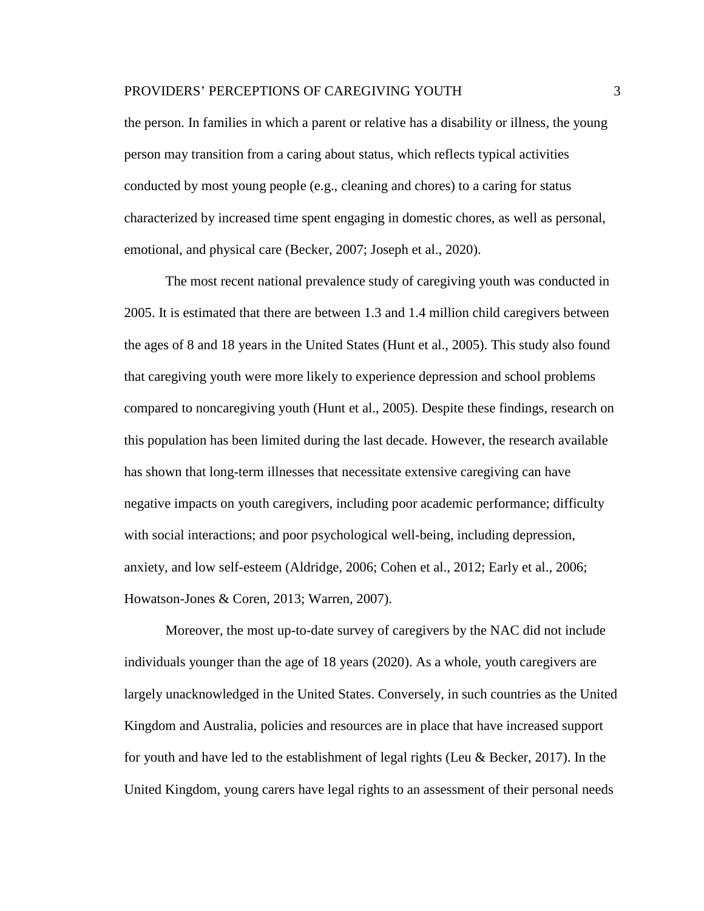the person. In families in which a parent or relative has a disability or illness, the young person may transition from a caring about status, which reflects typical activities conducted by most young people (e.g., cleaning and chores) to a caring for status characterized by increased time spent engaging in domestic chores, as well as personal, emotional, and physical care (Becker, 2007; Joseph et al., 2020).

The most recent national prevalence study of caregiving youth was conducted in 2005. It is estimated that there are between 1.3 and 1.4 million child caregivers between the ages of 8 and 18 years in the United States (Hunt et al., 2005). This study also found that caregiving youth were more likely to experience depression and school problems compared to noncaregiving youth (Hunt et al., 2005). Despite these findings, research on this population has been limited during the last decade. However, the research available has shown that long-term illnesses that necessitate extensive caregiving can have negative impacts on youth caregivers, including poor academic performance; difficulty with social interactions; and poor psychological well-being, including depression, anxiety, and low self-esteem (Aldridge, 2006; Cohen et al., 2012; Early et al., 2006; Howatson-Jones & Coren, 2013; Warren, 2007).

Moreover, the most up-to-date survey of caregivers by the NAC did not include individuals younger than the age of 18 years (2020). As a whole, youth caregivers are largely unacknowledged in the United States. Conversely, in such countries as the United Kingdom and Australia, policies and resources are in place that have increased support for youth and have led to the establishment of legal rights (Leu & Becker, 2017). In the United Kingdom, young carers have legal rights to an assessment of their personal needs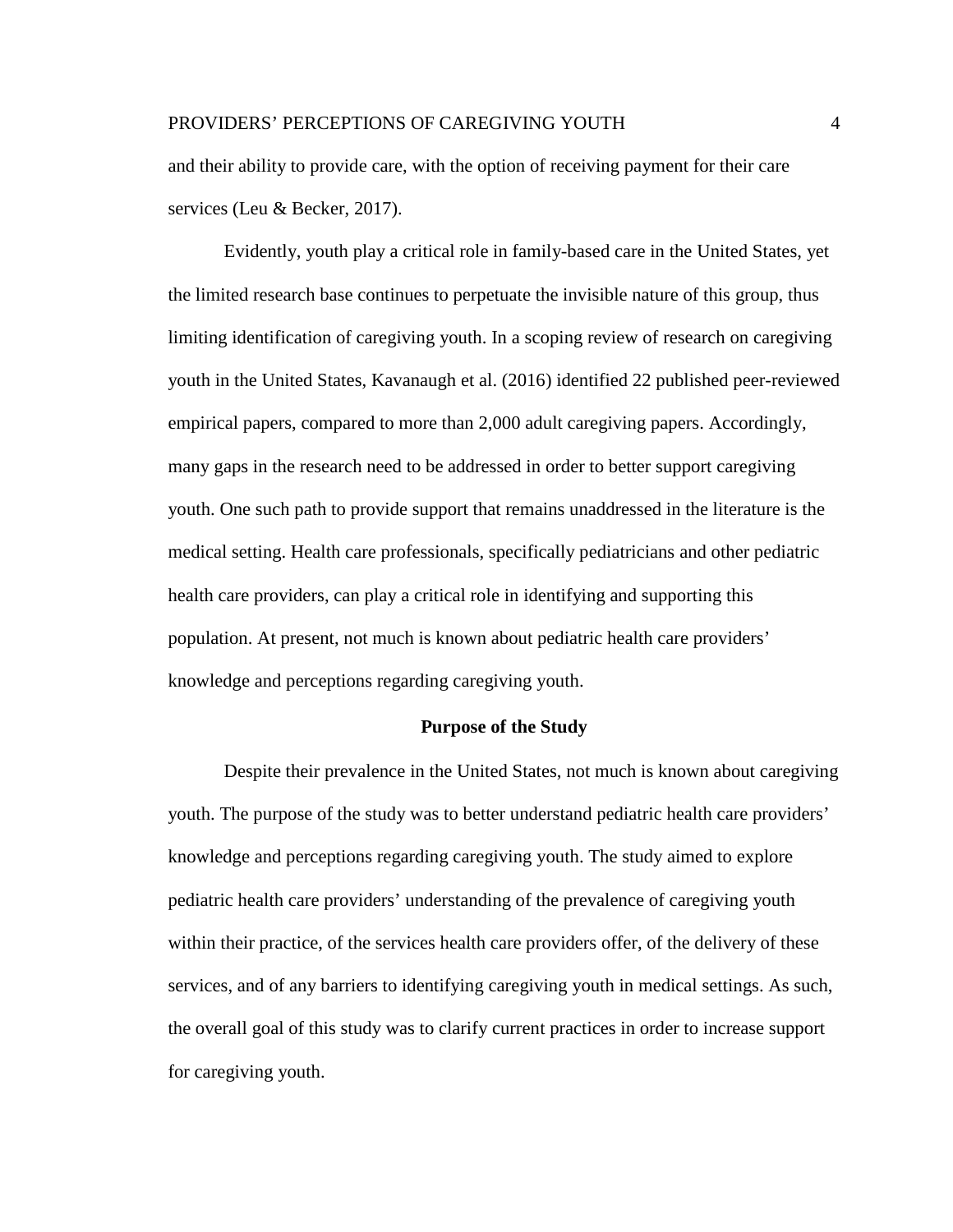and their ability to provide care, with the option of receiving payment for their care services (Leu & Becker, 2017).

Evidently, youth play a critical role in family-based care in the United States, yet the limited research base continues to perpetuate the invisible nature of this group, thus limiting identification of caregiving youth. In a scoping review of research on caregiving youth in the United States, Kavanaugh et al. (2016) identified 22 published peer-reviewed empirical papers, compared to more than 2,000 adult caregiving papers. Accordingly, many gaps in the research need to be addressed in order to better support caregiving youth. One such path to provide support that remains unaddressed in the literature is the medical setting. Health care professionals, specifically pediatricians and other pediatric health care providers, can play a critical role in identifying and supporting this population. At present, not much is known about pediatric health care providers' knowledge and perceptions regarding caregiving youth.

## Purpose of the Study

Despite their prevalence in the United States, not much is known about caregiving youth. The purpose of the study was to better understand pediatric health care providers' knowledge and perceptions regarding caregiving youth. The study aimed to explore pediatric health care providers' understanding of the prevalence of caregiving youth within their practice, of the services health care providers offer, of the delivery of these services, and of any barriers to identifying caregiving youth in medical settings. As such, the overall goal of this study was to clarify current practices in order to increase support for caregiving youth.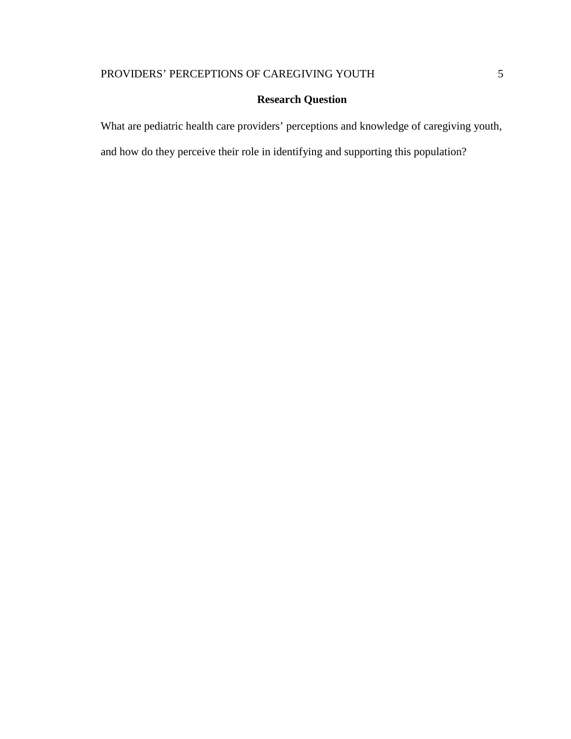## Research Question

What are pediatric health care providers' perceptions and knowledge of caregiving youth, and how do they perceive their role in identifying and supporting this population?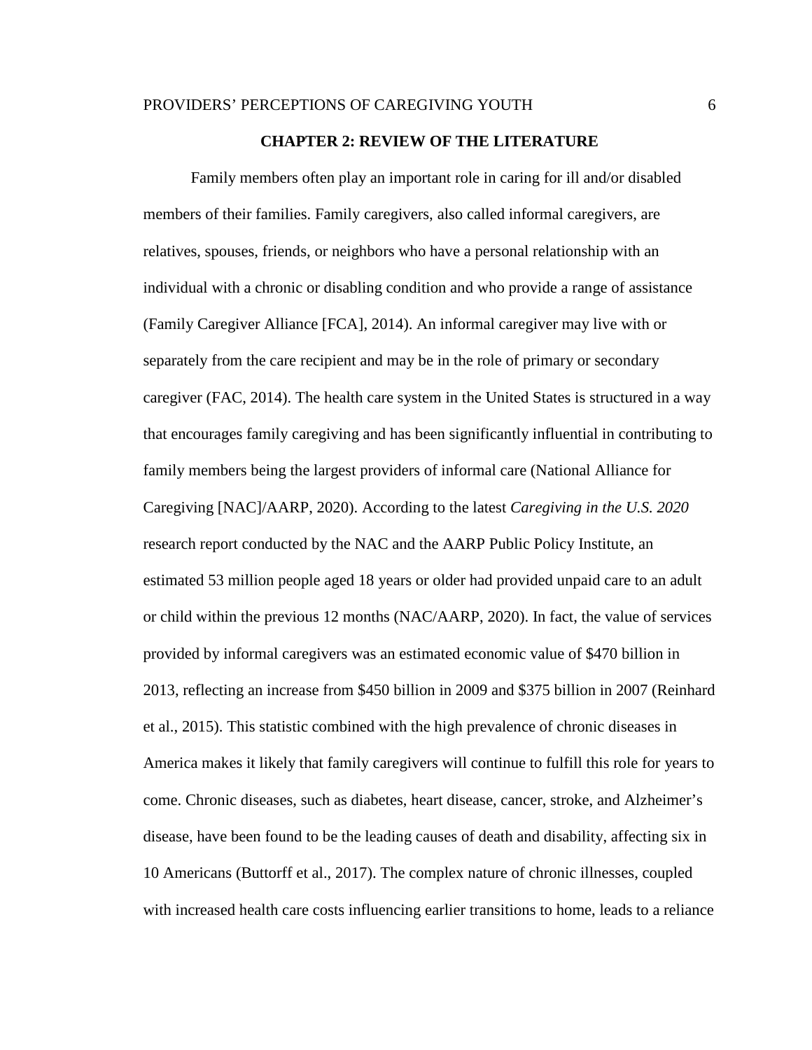## CHAPTER 2: REVIEW OF THE LITERATURE

Family members often play an important role in caring for ill and/or disabled members of their families. Family caregivers, also called informal caregivers, are relatives, spouses, friends, or neighbors who have a personal relationship with an individual with a chronic or disabling condition and who provide a range of assistance (Family Caregiver Alliance [FCA], 2014). An informal caregiver may live with or separately from the care recipient and may be in the role of primary or secondary caregiver (FAC, 2014). The health care system in the United States is structured in a way that encourages family caregiving and has been significantly influential in contributing to family members being the largest providers of informal care (National Alliance for Caregiving [NAC]/AARP, 2020). According to the latest *Caregiving in the U.S. 2020* research report conducted by the NAC and the AARP Public Policy Institute, an estimated 53 million people aged 18 years or older had provided unpaid care to an adult or child within the previous 12 months (NAC/AARP, 2020). In fact, the value of services provided by informal caregivers was an estimated economic value of $470 billion in 2013, reflecting an increase from $450 billion in 2009 and $375 billion in 2007 (Reinhard et al., 2015). This statistic combined with the high prevalence of chronic diseases in America makes it likely that family caregivers will continue to fulfill this role for years to come. Chronic diseases, such as diabetes, heart disease, cancer, stroke, and Alzheimer's disease, have been found to be the leading causes of death and disability, affecting six in 10 Americans (Buttorff et al., 2017). The complex nature of chronic illnesses, coupled with increased health care costs influencing earlier transitions to home, leads to a reliance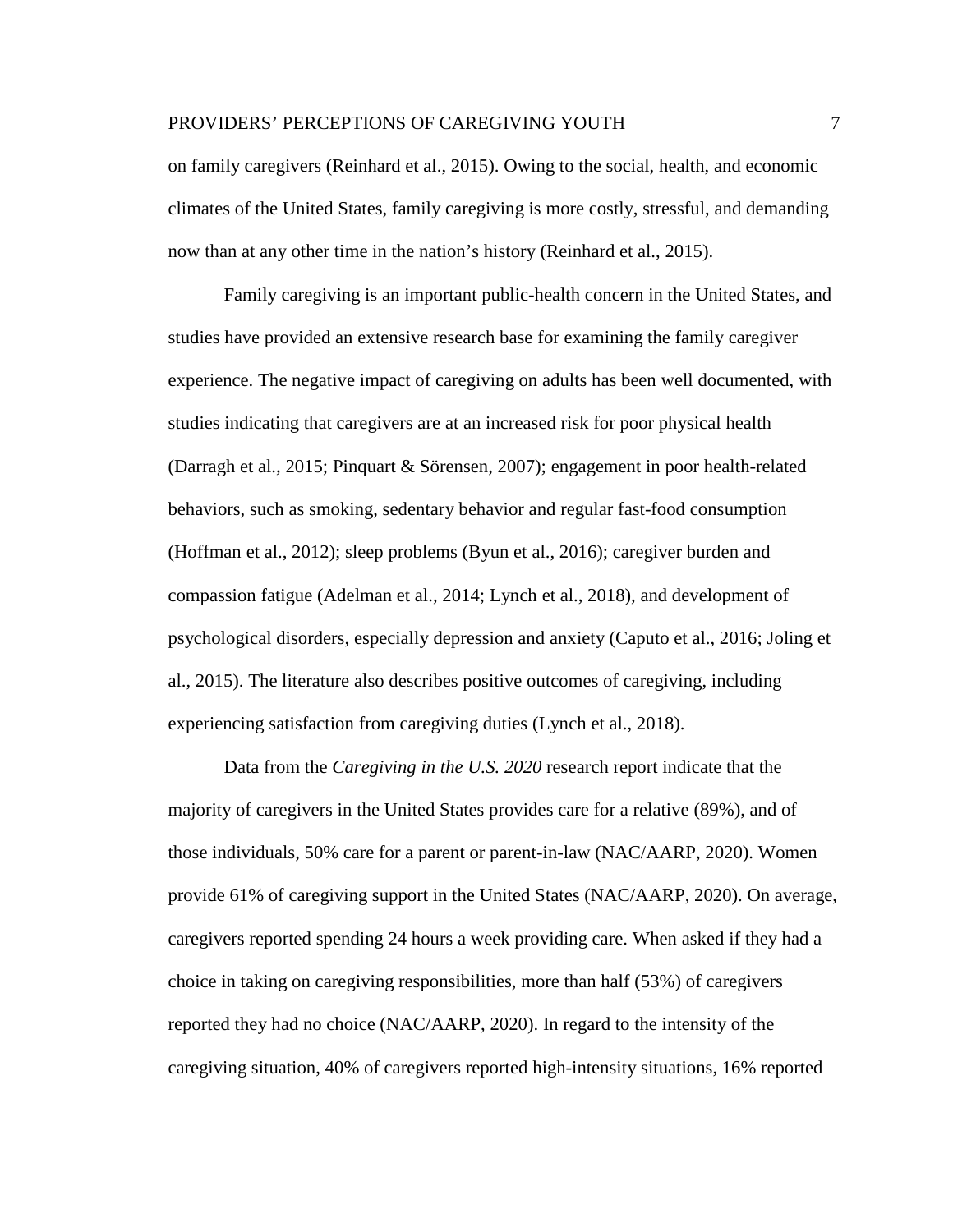on family caregivers (Reinhard et al., 2015). Owing to the social, health, and economic climates of the United States, family caregiving is more costly, stressful, and demanding now than at any other time in the nation's history (Reinhard et al., 2015).

Family caregiving is an important public-health concern in the United States, and studies have provided an extensive research base for examining the family caregiver experience. The negative impact of caregiving on adults has been well documented, with studies indicating that caregivers are at an increased risk for poor physical health (Darragh et al., 2015; Pinquart & Sörensen, 2007); engagement in poor health-related behaviors, such as smoking, sedentary behavior and regular fast-food consumption (Hoffman et al., 2012); sleep problems (Byun et al., 2016); caregiver burden and compassion fatigue (Adelman et al., 2014; Lynch et al., 2018), and development of psychological disorders, especially depression and anxiety (Caputo et al., 2016; Joling et al., 2015). The literature also describes positive outcomes of caregiving, including experiencing satisfaction from caregiving duties (Lynch et al., 2018).

Data from the *Caregiving in the U.S. 2020* research report indicate that the majority of caregivers in the United States provides care for a relative (89%), and of those individuals, 50% care for a parent or parent-in-law (NAC/AARP, 2020). Women provide 61% of caregiving support in the United States (NAC/AARP, 2020). On average, caregivers reported spending 24 hours a week providing care. When asked if they had a choice in taking on caregiving responsibilities, more than half (53%) of caregivers reported they had no choice (NAC/AARP, 2020). In regard to the intensity of the caregiving situation, 40% of caregivers reported high-intensity situations, 16% reported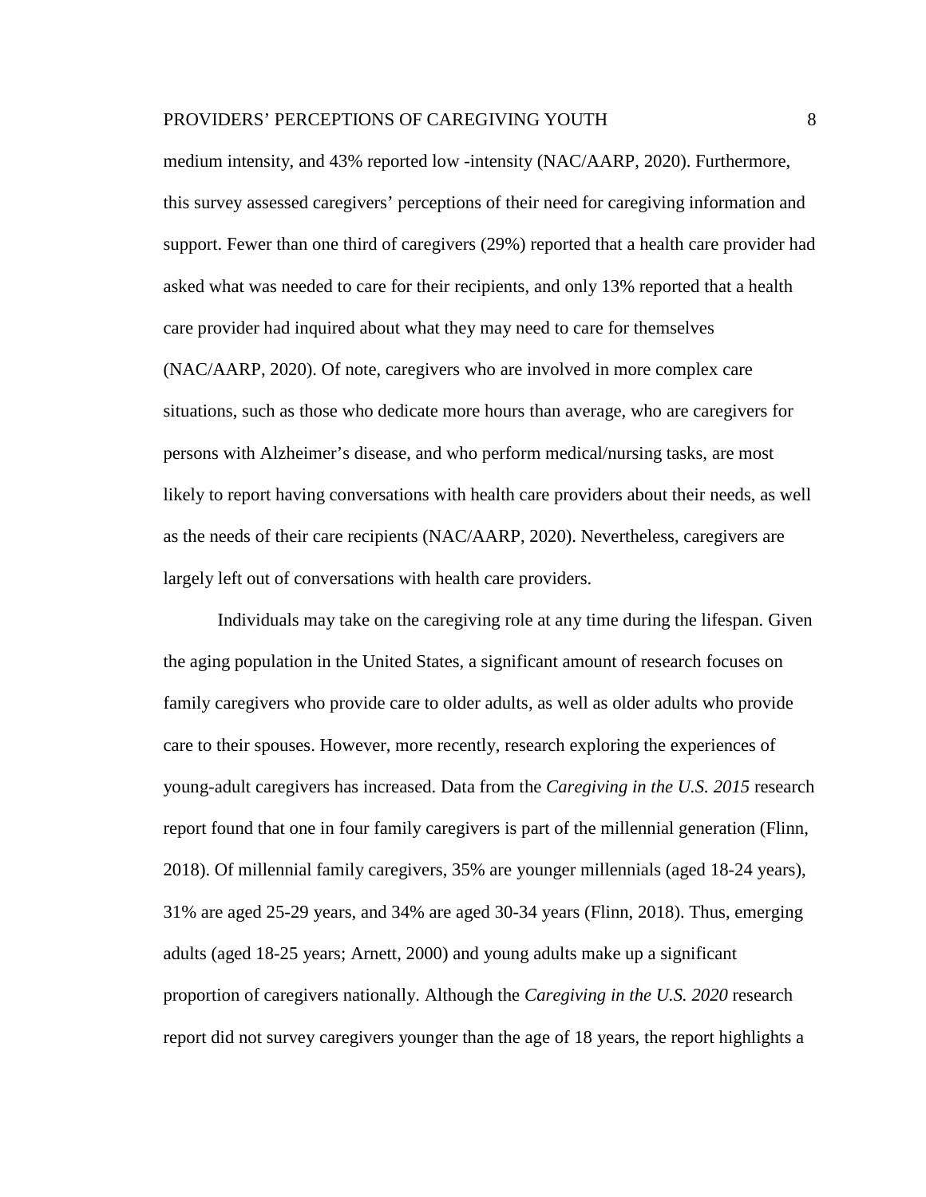medium intensity, and 43% reported low -intensity (NAC/AARP, 2020). Furthermore, this survey assessed caregivers' perceptions of their need for caregiving information and support. Fewer than one third of caregivers (29%) reported that a health care provider had asked what was needed to care for their recipients, and only 13% reported that a health care provider had inquired about what they may need to care for themselves (NAC/AARP, 2020). Of note, caregivers who are involved in more complex care situations, such as those who dedicate more hours than average, who are caregivers for persons with Alzheimer's disease, and who perform medical/nursing tasks, are most likely to report having conversations with health care providers about their needs, as well as the needs of their care recipients (NAC/AARP, 2020). Nevertheless, caregivers are largely left out of conversations with health care providers.

Individuals may take on the caregiving role at any time during the lifespan. Given the aging population in the United States, a significant amount of research focuses on family caregivers who provide care to older adults, as well as older adults who provide care to their spouses. However, more recently, research exploring the experiences of young-adult caregivers has increased. Data from the *Caregiving in the U.S. 2015* research report found that one in four family caregivers is part of the millennial generation (Flinn, 2018). Of millennial family caregivers, 35% are younger millennials (aged 18-24 years), 31% are aged 25-29 years, and 34% are aged 30-34 years (Flinn, 2018). Thus, emerging adults (aged 18-25 years; Arnett, 2000) and young adults make up a significant proportion of caregivers nationally. Although the *Caregiving in the U.S. 2020* research report did not survey caregivers younger than the age of 18 years, the report highlights a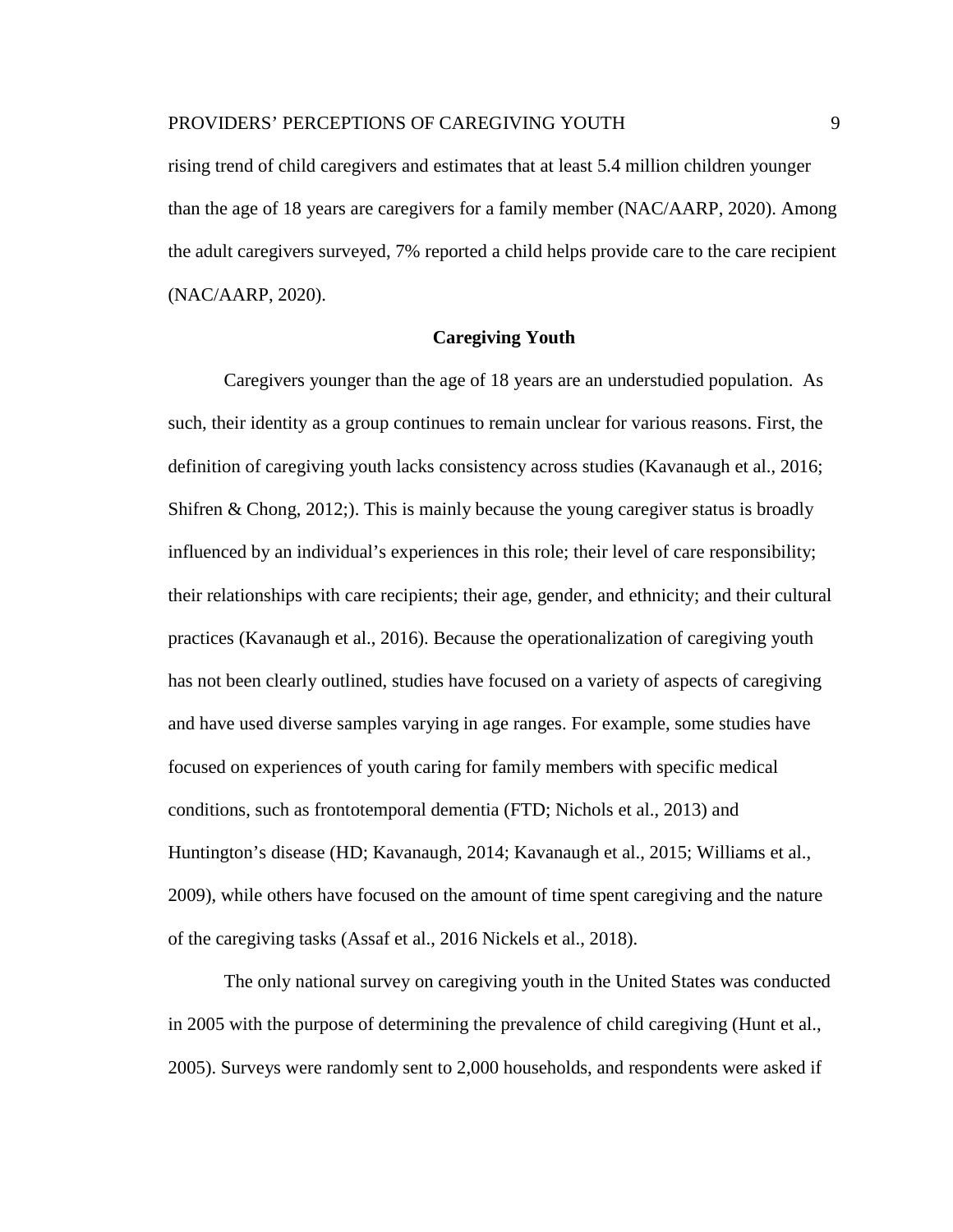rising trend of child caregivers and estimates that at least 5.4 million children younger than the age of 18 years are caregivers for a family member (NAC/AARP, 2020). Among the adult caregivers surveyed, 7% reported a child helps provide care to the care recipient (NAC/AARP, 2020).

## Caregiving Youth

Caregivers younger than the age of 18 years are an understudied population. As such, their identity as a group continues to remain unclear for various reasons. First, the definition of caregiving youth lacks consistency across studies (Kavanaugh et al., 2016; Shifren & Chong, 2012;). This is mainly because the young caregiver status is broadly influenced by an individual's experiences in this role; their level of care responsibility; their relationships with care recipients; their age, gender, and ethnicity; and their cultural practices (Kavanaugh et al., 2016). Because the operationalization of caregiving youth has not been clearly outlined, studies have focused on a variety of aspects of caregiving and have used diverse samples varying in age ranges. For example, some studies have focused on experiences of youth caring for family members with specific medical conditions, such as frontotemporal dementia (FTD; Nichols et al., 2013) and Huntington's disease (HD; Kavanaugh, 2014; Kavanaugh et al., 2015; Williams et al., 2009), while others have focused on the amount of time spent caregiving and the nature of the caregiving tasks (Assaf et al., 2016 Nickels et al., 2018).

The only national survey on caregiving youth in the United States was conducted in 2005 with the purpose of determining the prevalence of child caregiving (Hunt et al., 2005). Surveys were randomly sent to 2,000 households, and respondents were asked if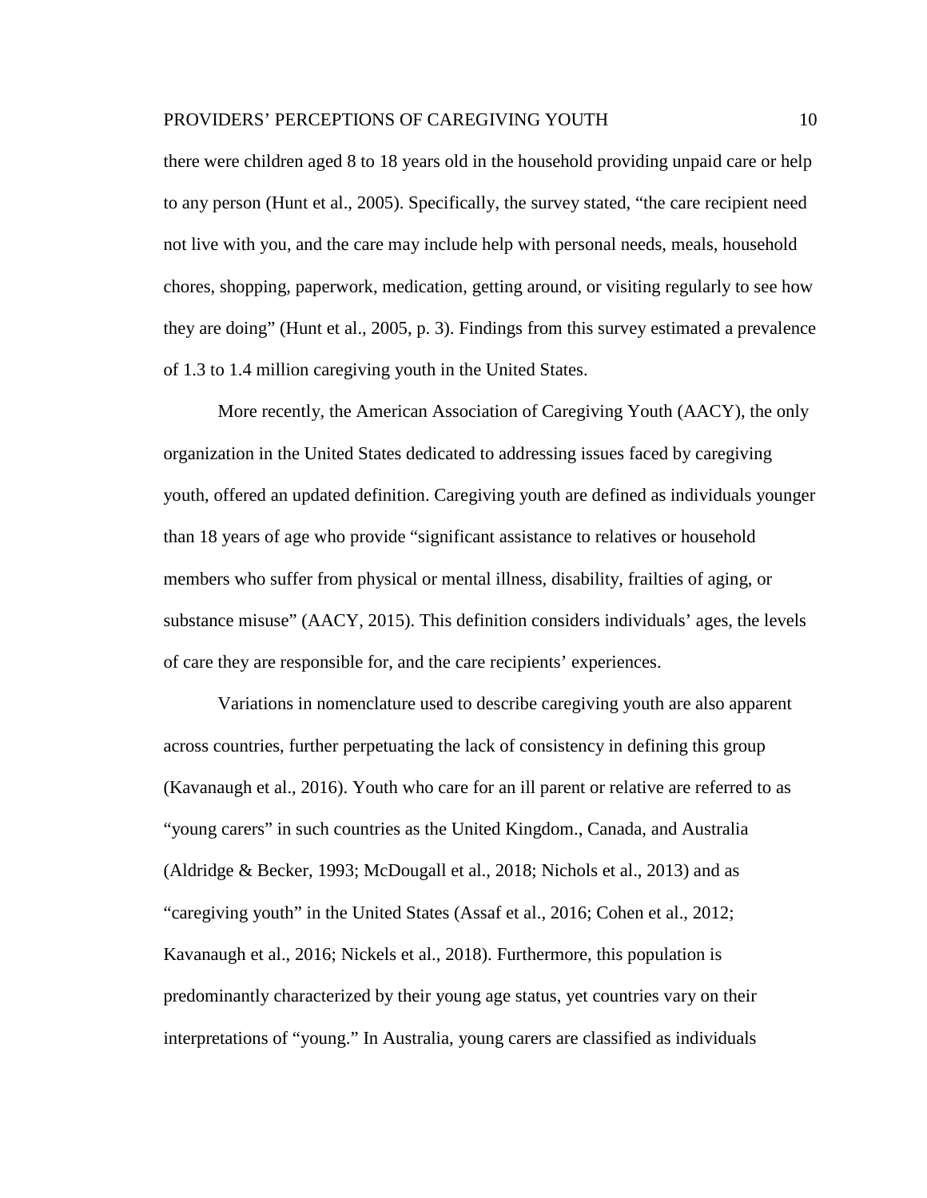there were children aged 8 to 18 years old in the household providing unpaid care or help to any person (Hunt et al., 2005). Specifically, the survey stated, "the care recipient need not live with you, and the care may include help with personal needs, meals, household chores, shopping, paperwork, medication, getting around, or visiting regularly to see how they are doing" (Hunt et al., 2005, p. 3). Findings from this survey estimated a prevalence of 1.3 to 1.4 million caregiving youth in the United States.

More recently, the American Association of Caregiving Youth (AACY), the only organization in the United States dedicated to addressing issues faced by caregiving youth, offered an updated definition. Caregiving youth are defined as individuals younger than 18 years of age who provide "significant assistance to relatives or household members who suffer from physical or mental illness, disability, frailties of aging, or substance misuse" (AACY, 2015). This definition considers individuals' ages, the levels of care they are responsible for, and the care recipients' experiences.

Variations in nomenclature used to describe caregiving youth are also apparent across countries, further perpetuating the lack of consistency in defining this group (Kavanaugh et al., 2016). Youth who care for an ill parent or relative are referred to as "young carers" in such countries as the United Kingdom., Canada, and Australia (Aldridge & Becker, 1993; McDougall et al., 2018; Nichols et al., 2013) and as "caregiving youth" in the United States (Assaf et al., 2016; Cohen et al., 2012; Kavanaugh et al., 2016; Nickels et al., 2018). Furthermore, this population is predominantly characterized by their young age status, yet countries vary on their interpretations of "young." In Australia, young carers are classified as individuals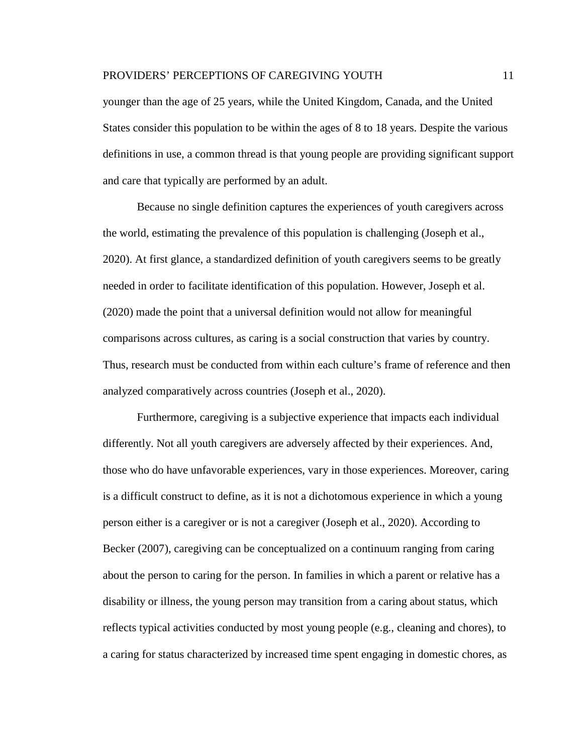younger than the age of 25 years, while the United Kingdom, Canada, and the United States consider this population to be within the ages of 8 to 18 years. Despite the various definitions in use, a common thread is that young people are providing significant support and care that typically are performed by an adult.

Because no single definition captures the experiences of youth caregivers across the world, estimating the prevalence of this population is challenging (Joseph et al., 2020). At first glance, a standardized definition of youth caregivers seems to be greatly needed in order to facilitate identification of this population. However, Joseph et al. (2020) made the point that a universal definition would not allow for meaningful comparisons across cultures, as caring is a social construction that varies by country. Thus, research must be conducted from within each culture's frame of reference and then analyzed comparatively across countries (Joseph et al., 2020).

Furthermore, caregiving is a subjective experience that impacts each individual differently. Not all youth caregivers are adversely affected by their experiences. And, those who do have unfavorable experiences, vary in those experiences. Moreover, caring is a difficult construct to define, as it is not a dichotomous experience in which a young person either is a caregiver or is not a caregiver (Joseph et al., 2020). According to Becker (2007), caregiving can be conceptualized on a continuum ranging from caring about the person to caring for the person. In families in which a parent or relative has a disability or illness, the young person may transition from a caring about status, which reflects typical activities conducted by most young people (e.g., cleaning and chores), to a caring for status characterized by increased time spent engaging in domestic chores, as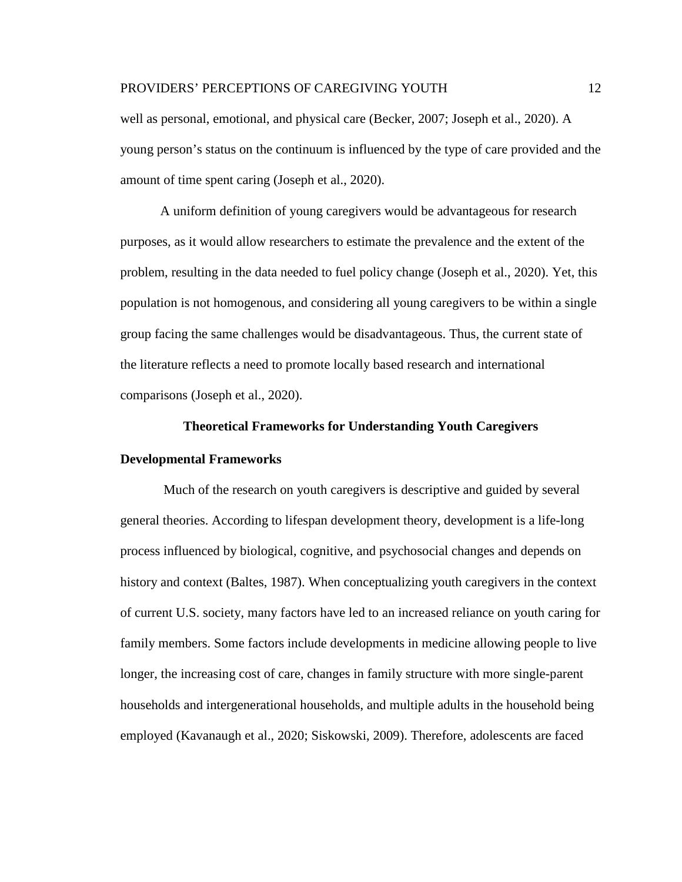well as personal, emotional, and physical care (Becker, 2007; Joseph et al., 2020). A young person's status on the continuum is influenced by the type of care provided and the amount of time spent caring (Joseph et al., 2020).

A uniform definition of young caregivers would be advantageous for research purposes, as it would allow researchers to estimate the prevalence and the extent of the problem, resulting in the data needed to fuel policy change (Joseph et al., 2020). Yet, this population is not homogenous, and considering all young caregivers to be within a single group facing the same challenges would be disadvantageous. Thus, the current state of the literature reflects a need to promote locally based research and international comparisons (Joseph et al., 2020).

# Theoretical Frameworks for Understanding Youth Caregivers

## Developmental Frameworks

Much of the research on youth caregivers is descriptive and guided by several general theories. According to lifespan development theory, development is a life-long process influenced by biological, cognitive, and psychosocial changes and depends on history and context (Baltes, 1987). When conceptualizing youth caregivers in the context of current U.S. society, many factors have led to an increased reliance on youth caring for family members. Some factors include developments in medicine allowing people to live longer, the increasing cost of care, changes in family structure with more single-parent households and intergenerational households, and multiple adults in the household being employed (Kavanaugh et al., 2020; Siskowski, 2009). Therefore, adolescents are faced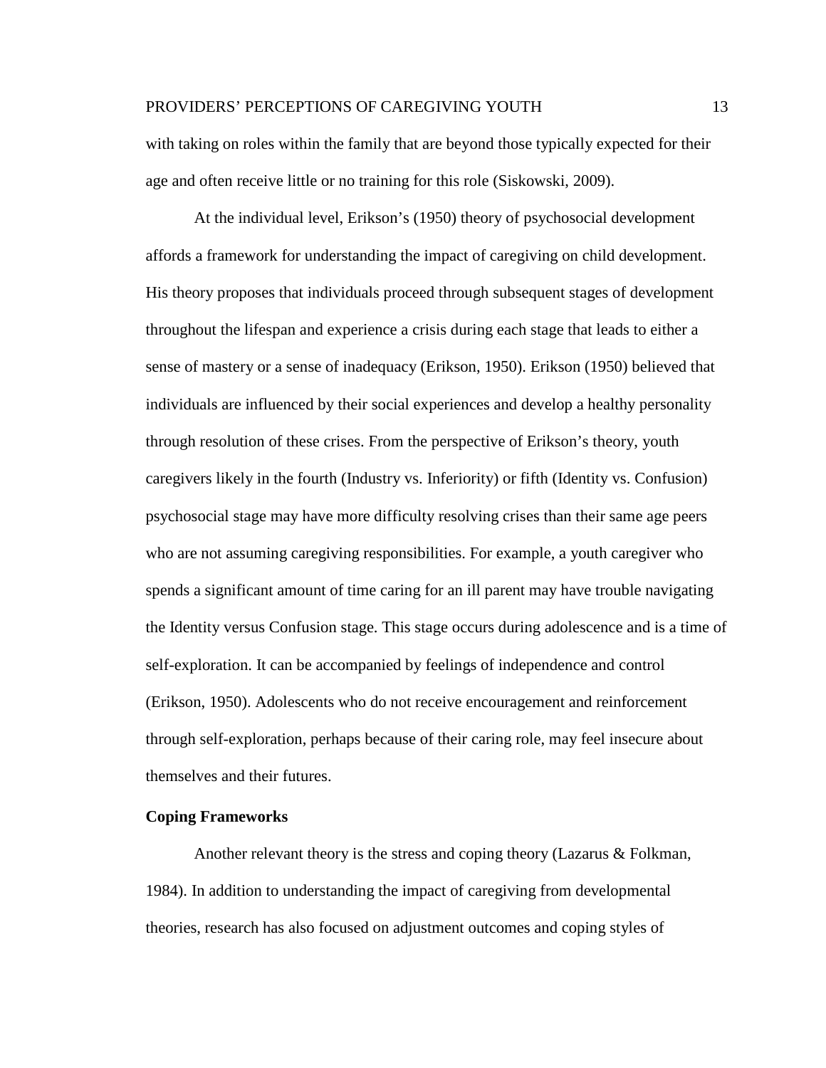with taking on roles within the family that are beyond those typically expected for their age and often receive little or no training for this role (Siskowski, 2009).

At the individual level, Erikson's (1950) theory of psychosocial development affords a framework for understanding the impact of caregiving on child development. His theory proposes that individuals proceed through subsequent stages of development throughout the lifespan and experience a crisis during each stage that leads to either a sense of mastery or a sense of inadequacy (Erikson, 1950). Erikson (1950) believed that individuals are influenced by their social experiences and develop a healthy personality through resolution of these crises. From the perspective of Erikson's theory, youth caregivers likely in the fourth (Industry vs. Inferiority) or fifth (Identity vs. Confusion) psychosocial stage may have more difficulty resolving crises than their same age peers who are not assuming caregiving responsibilities. For example, a youth caregiver who spends a significant amount of time caring for an ill parent may have trouble navigating the Identity versus Confusion stage. This stage occurs during adolescence and is a time of self-exploration. It can be accompanied by feelings of independence and control (Erikson, 1950). Adolescents who do not receive encouragement and reinforcement through self-exploration, perhaps because of their caring role, may feel insecure about themselves and their futures.

## Coping Frameworks

Another relevant theory is the stress and coping theory (Lazarus & Folkman, 1984). In addition to understanding the impact of caregiving from developmental theories, research has also focused on adjustment outcomes and coping styles of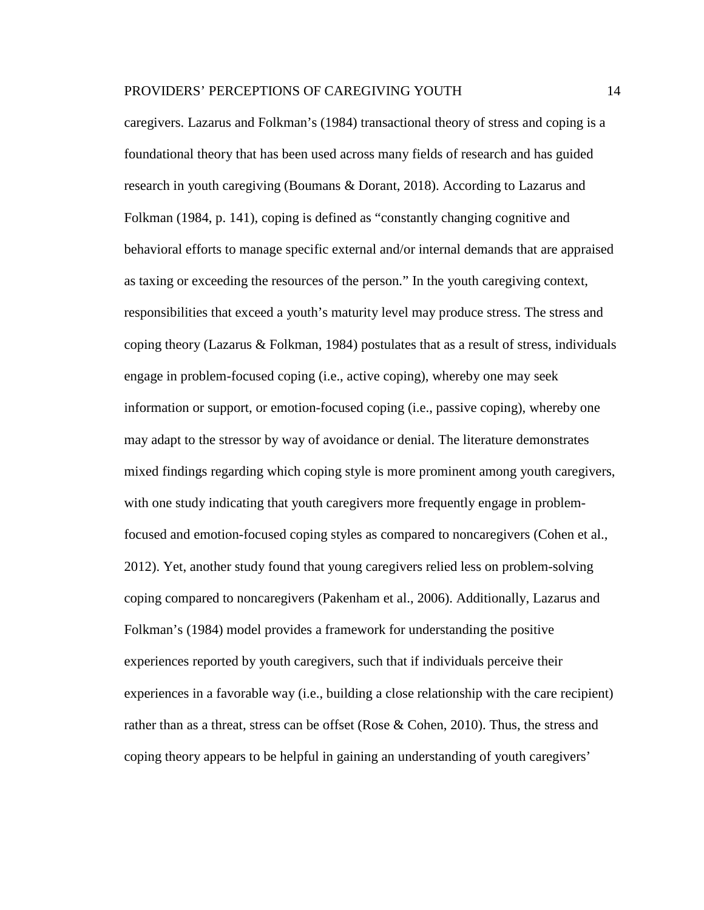caregivers. Lazarus and Folkman's (1984) transactional theory of stress and coping is a foundational theory that has been used across many fields of research and has guided research in youth caregiving (Boumans & Dorant, 2018). According to Lazarus and Folkman (1984, p. 141), coping is defined as "constantly changing cognitive and behavioral efforts to manage specific external and/or internal demands that are appraised as taxing or exceeding the resources of the person." In the youth caregiving context, responsibilities that exceed a youth's maturity level may produce stress. The stress and coping theory (Lazarus & Folkman, 1984) postulates that as a result of stress, individuals engage in problem-focused coping (i.e., active coping), whereby one may seek information or support, or emotion-focused coping (i.e., passive coping), whereby one may adapt to the stressor by way of avoidance or denial. The literature demonstrates mixed findings regarding which coping style is more prominent among youth caregivers, with one study indicating that youth caregivers more frequently engage in problem-focused and emotion-focused coping styles as compared to noncaregivers (Cohen et al., 2012). Yet, another study found that young caregivers relied less on problem-solving coping compared to noncaregivers (Pakenham et al., 2006). Additionally, Lazarus and Folkman's (1984) model provides a framework for understanding the positive experiences reported by youth caregivers, such that if individuals perceive their experiences in a favorable way (i.e., building a close relationship with the care recipient) rather than as a threat, stress can be offset (Rose & Cohen, 2010). Thus, the stress and coping theory appears to be helpful in gaining an understanding of youth caregivers'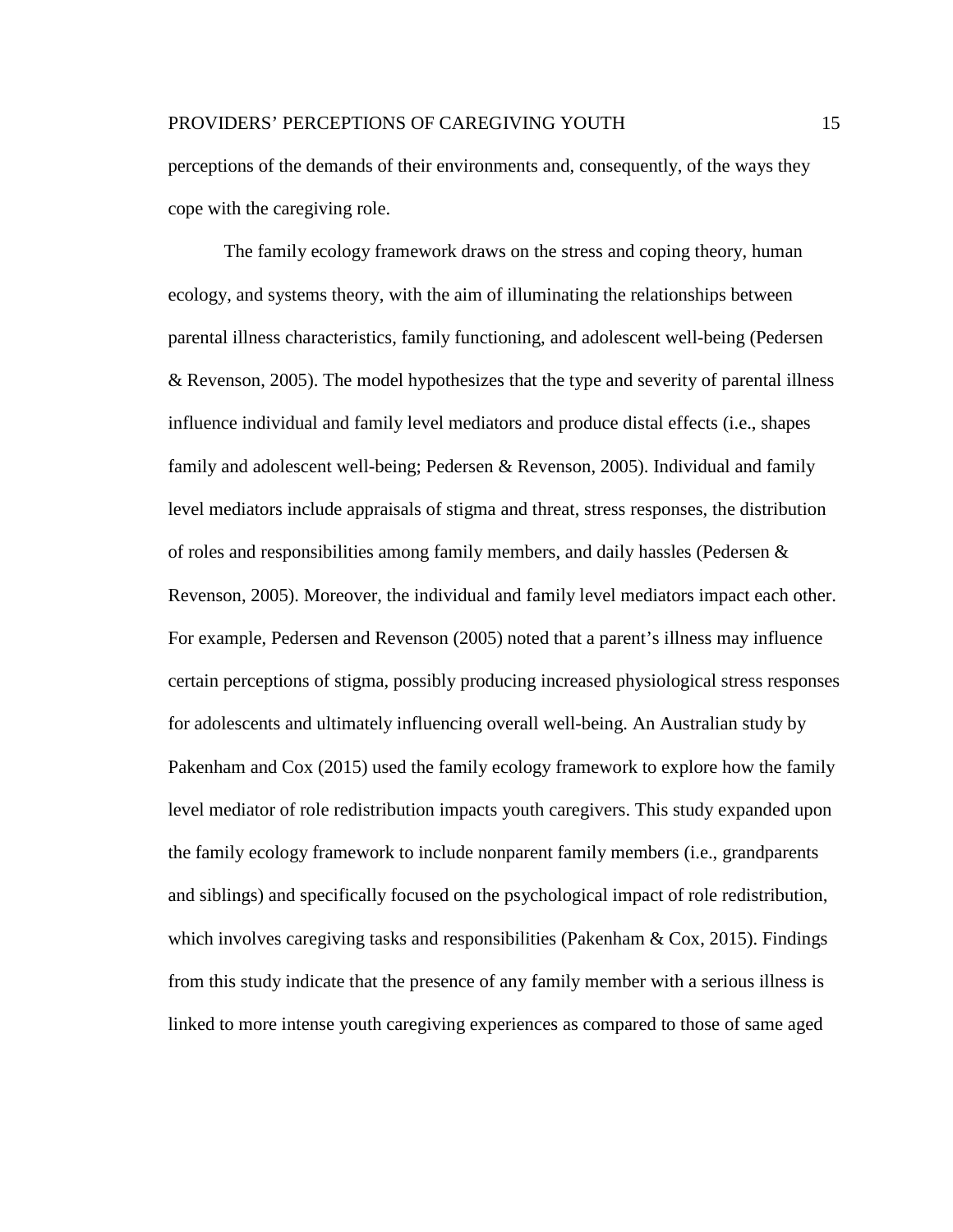perceptions of the demands of their environments and, consequently, of the ways they cope with the caregiving role.

The family ecology framework draws on the stress and coping theory, human ecology, and systems theory, with the aim of illuminating the relationships between parental illness characteristics, family functioning, and adolescent well-being (Pedersen & Revenson, 2005). The model hypothesizes that the type and severity of parental illness influence individual and family level mediators and produce distal effects (i.e., shapes family and adolescent well-being; Pedersen & Revenson, 2005). Individual and family level mediators include appraisals of stigma and threat, stress responses, the distribution of roles and responsibilities among family members, and daily hassles (Pedersen & Revenson, 2005). Moreover, the individual and family level mediators impact each other. For example, Pedersen and Revenson (2005) noted that a parent's illness may influence certain perceptions of stigma, possibly producing increased physiological stress responses for adolescents and ultimately influencing overall well-being. An Australian study by Pakenham and Cox (2015) used the family ecology framework to explore how the family level mediator of role redistribution impacts youth caregivers. This study expanded upon the family ecology framework to include nonparent family members (i.e., grandparents and siblings) and specifically focused on the psychological impact of role redistribution, which involves caregiving tasks and responsibilities (Pakenham & Cox, 2015). Findings from this study indicate that the presence of any family member with a serious illness is linked to more intense youth caregiving experiences as compared to those of same aged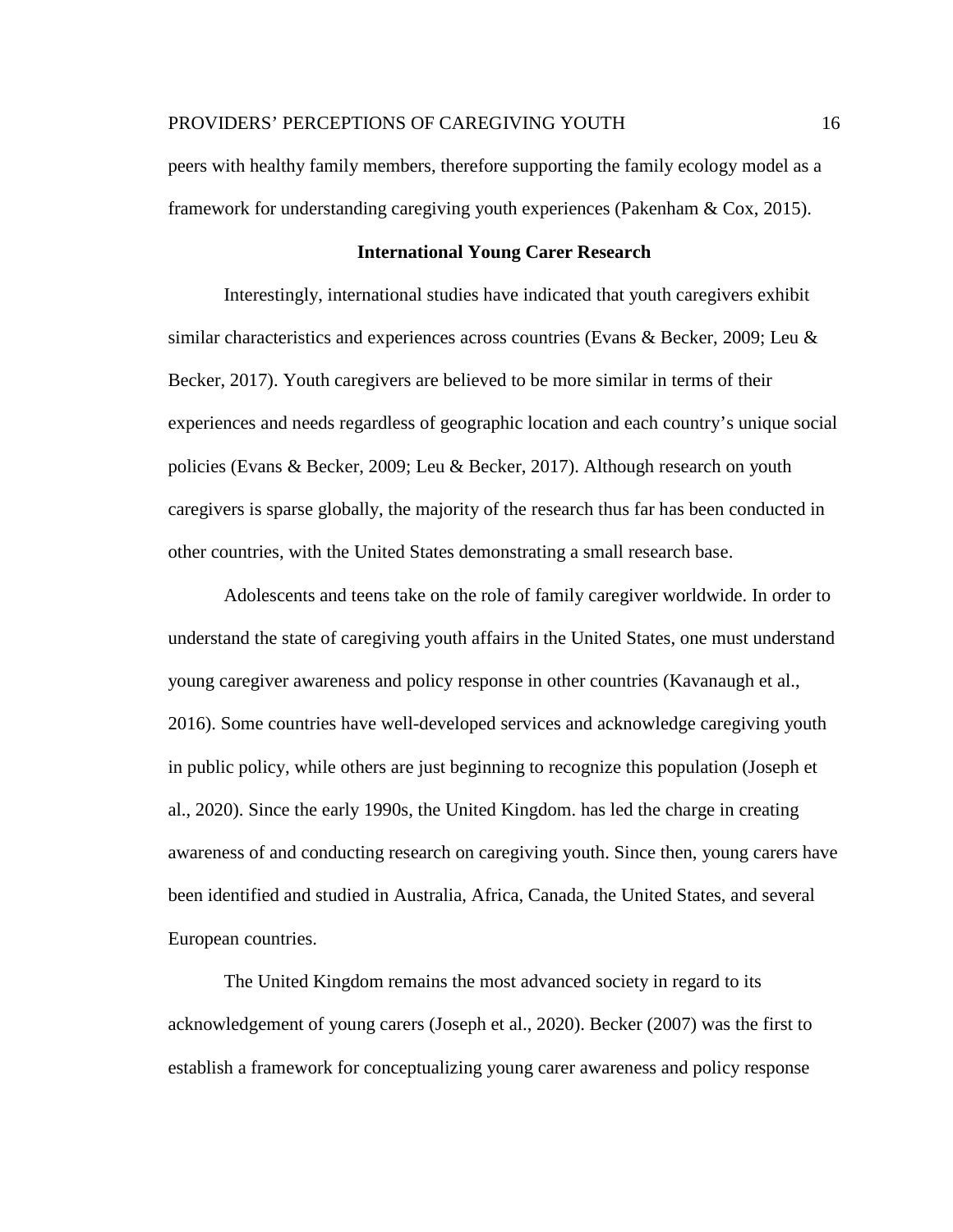peers with healthy family members, therefore supporting the family ecology model as a framework for understanding caregiving youth experiences (Pakenham & Cox, 2015).

## International Young Carer Research

Interestingly, international studies have indicated that youth caregivers exhibit similar characteristics and experiences across countries (Evans & Becker, 2009; Leu & Becker, 2017). Youth caregivers are believed to be more similar in terms of their experiences and needs regardless of geographic location and each country's unique social policies (Evans & Becker, 2009; Leu & Becker, 2017). Although research on youth caregivers is sparse globally, the majority of the research thus far has been conducted in other countries, with the United States demonstrating a small research base.

Adolescents and teens take on the role of family caregiver worldwide. In order to understand the state of caregiving youth affairs in the United States, one must understand young caregiver awareness and policy response in other countries (Kavanaugh et al., 2016). Some countries have well-developed services and acknowledge caregiving youth in public policy, while others are just beginning to recognize this population (Joseph et al., 2020). Since the early 1990s, the United Kingdom. has led the charge in creating awareness of and conducting research on caregiving youth. Since then, young carers have been identified and studied in Australia, Africa, Canada, the United States, and several European countries.

The United Kingdom remains the most advanced society in regard to its acknowledgement of young carers (Joseph et al., 2020). Becker (2007) was the first to establish a framework for conceptualizing young carer awareness and policy response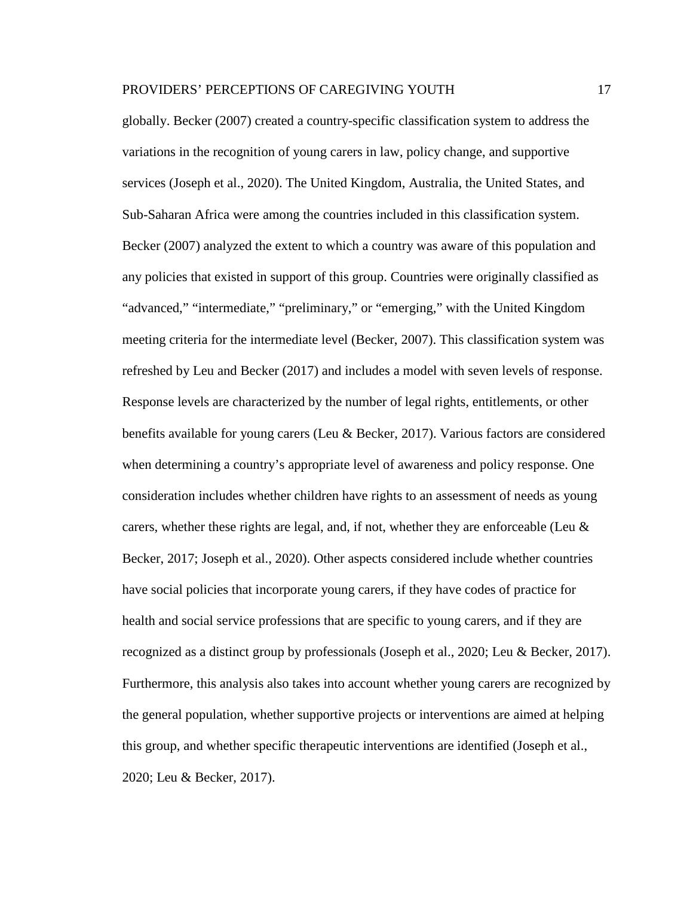globally. Becker (2007) created a country-specific classification system to address the variations in the recognition of young carers in law, policy change, and supportive services (Joseph et al., 2020). The United Kingdom, Australia, the United States, and Sub-Saharan Africa were among the countries included in this classification system. Becker (2007) analyzed the extent to which a country was aware of this population and any policies that existed in support of this group. Countries were originally classified as "advanced," "intermediate," "preliminary," or "emerging," with the United Kingdom meeting criteria for the intermediate level (Becker, 2007). This classification system was refreshed by Leu and Becker (2017) and includes a model with seven levels of response. Response levels are characterized by the number of legal rights, entitlements, or other benefits available for young carers (Leu & Becker, 2017). Various factors are considered when determining a country's appropriate level of awareness and policy response. One consideration includes whether children have rights to an assessment of needs as young carers, whether these rights are legal, and, if not, whether they are enforceable (Leu & Becker, 2017; Joseph et al., 2020). Other aspects considered include whether countries have social policies that incorporate young carers, if they have codes of practice for health and social service professions that are specific to young carers, and if they are recognized as a distinct group by professionals (Joseph et al., 2020; Leu & Becker, 2017). Furthermore, this analysis also takes into account whether young carers are recognized by the general population, whether supportive projects or interventions are aimed at helping this group, and whether specific therapeutic interventions are identified (Joseph et al., 2020; Leu & Becker, 2017).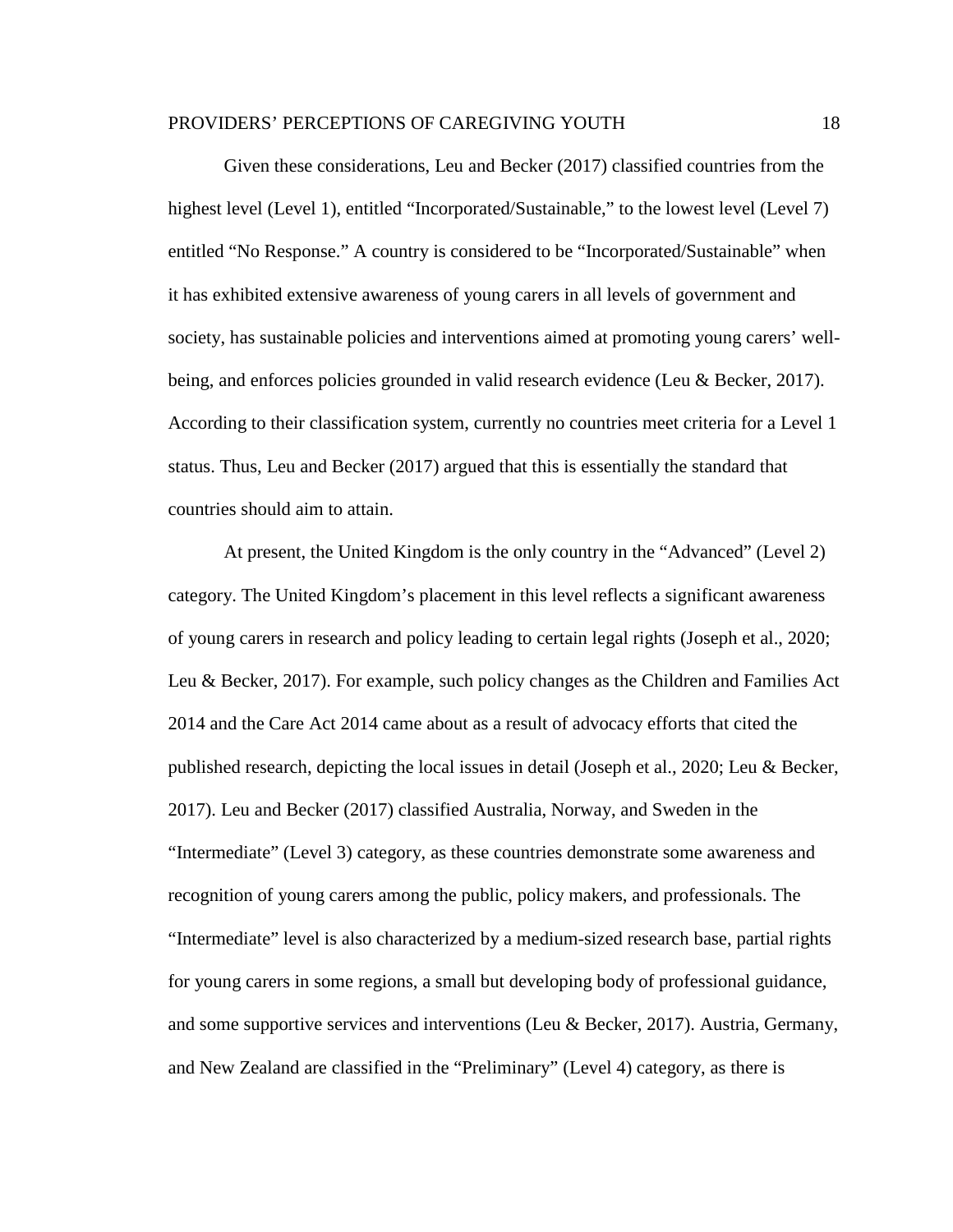Given these considerations, Leu and Becker (2017) classified countries from the highest level (Level 1), entitled "Incorporated/Sustainable," to the lowest level (Level 7) entitled "No Response." A country is considered to be "Incorporated/Sustainable" when it has exhibited extensive awareness of young carers in all levels of government and society, has sustainable policies and interventions aimed at promoting young carers' well-being, and enforces policies grounded in valid research evidence (Leu & Becker, 2017). According to their classification system, currently no countries meet criteria for a Level 1 status. Thus, Leu and Becker (2017) argued that this is essentially the standard that countries should aim to attain.

At present, the United Kingdom is the only country in the "Advanced" (Level 2) category. The United Kingdom's placement in this level reflects a significant awareness of young carers in research and policy leading to certain legal rights (Joseph et al., 2020; Leu & Becker, 2017). For example, such policy changes as the Children and Families Act 2014 and the Care Act 2014 came about as a result of advocacy efforts that cited the published research, depicting the local issues in detail (Joseph et al., 2020; Leu & Becker, 2017). Leu and Becker (2017) classified Australia, Norway, and Sweden in the "Intermediate" (Level 3) category, as these countries demonstrate some awareness and recognition of young carers among the public, policy makers, and professionals. The "Intermediate" level is also characterized by a medium-sized research base, partial rights for young carers in some regions, a small but developing body of professional guidance, and some supportive services and interventions (Leu & Becker, 2017). Austria, Germany, and New Zealand are classified in the "Preliminary" (Level 4) category, as there is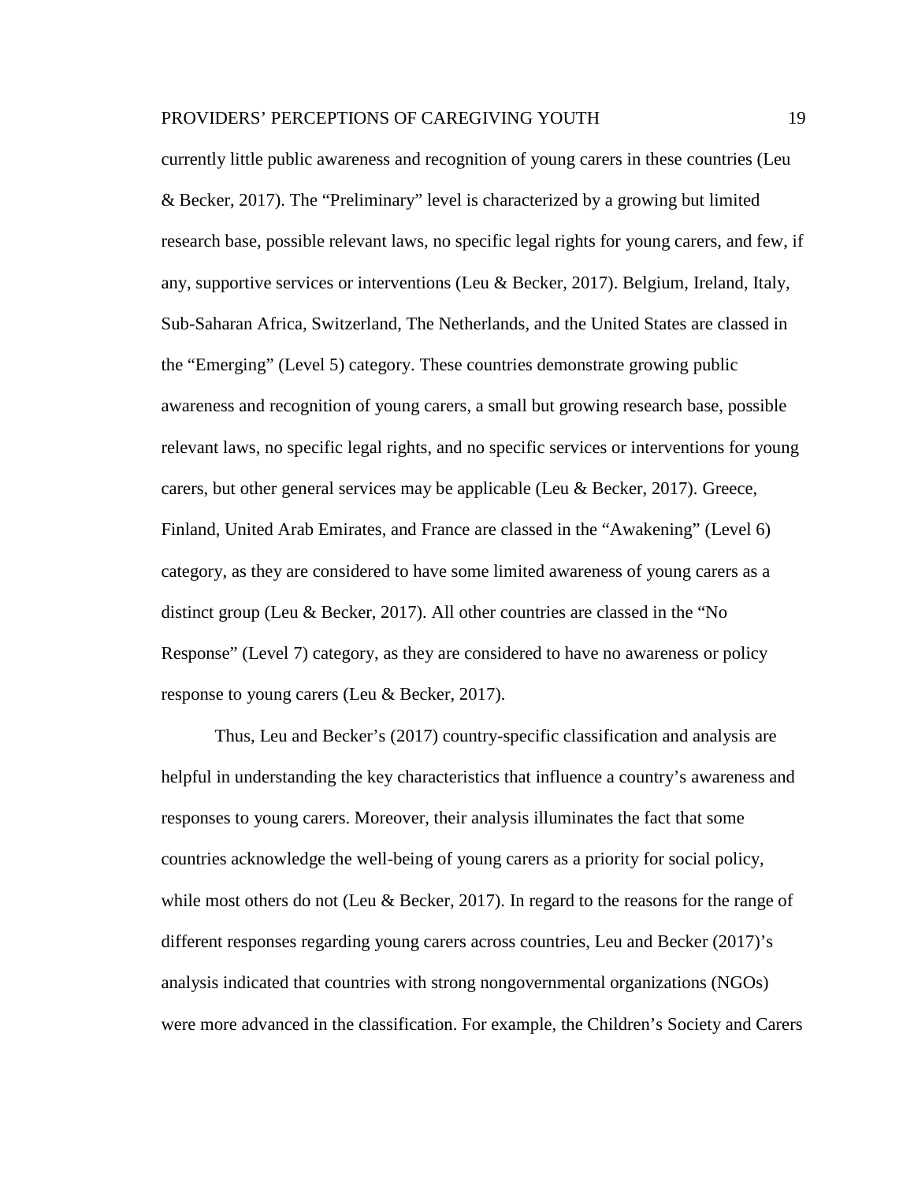currently little public awareness and recognition of young carers in these countries (Leu & Becker, 2017). The "Preliminary" level is characterized by a growing but limited research base, possible relevant laws, no specific legal rights for young carers, and few, if any, supportive services or interventions (Leu & Becker, 2017). Belgium, Ireland, Italy, Sub-Saharan Africa, Switzerland, The Netherlands, and the United States are classed in the "Emerging" (Level 5) category. These countries demonstrate growing public awareness and recognition of young carers, a small but growing research base, possible relevant laws, no specific legal rights, and no specific services or interventions for young carers, but other general services may be applicable (Leu & Becker, 2017). Greece, Finland, United Arab Emirates, and France are classed in the "Awakening" (Level 6) category, as they are considered to have some limited awareness of young carers as a distinct group (Leu & Becker, 2017). All other countries are classed in the "No Response" (Level 7) category, as they are considered to have no awareness or policy response to young carers (Leu & Becker, 2017).

Thus, Leu and Becker's (2017) country-specific classification and analysis are helpful in understanding the key characteristics that influence a country's awareness and responses to young carers. Moreover, their analysis illuminates the fact that some countries acknowledge the well-being of young carers as a priority for social policy, while most others do not (Leu & Becker, 2017). In regard to the reasons for the range of different responses regarding young carers across countries, Leu and Becker (2017)'s analysis indicated that countries with strong nongovernmental organizations (NGOs) were more advanced in the classification. For example, the Children's Society and Carers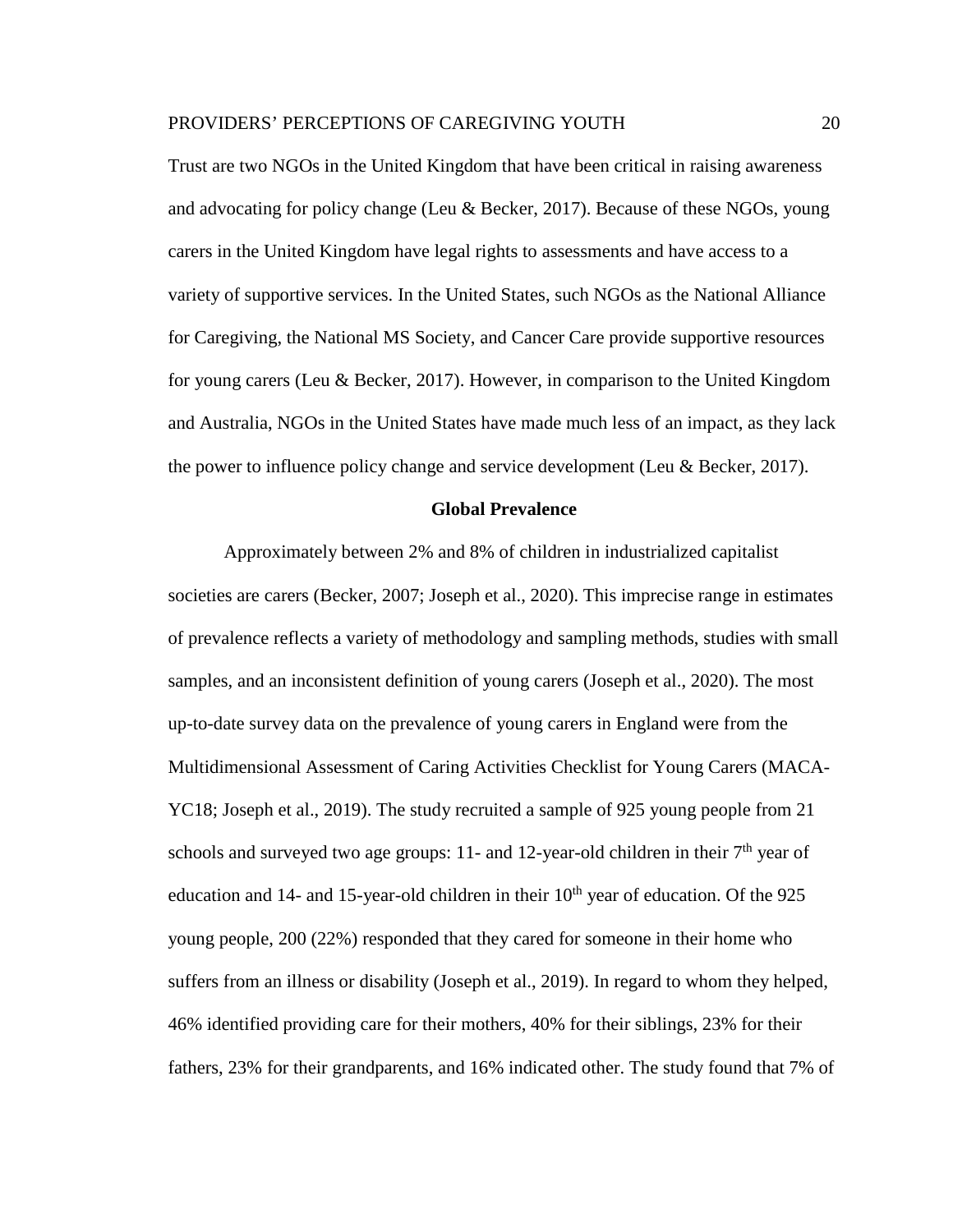Trust are two NGOs in the United Kingdom that have been critical in raising awareness and advocating for policy change (Leu & Becker, 2017). Because of these NGOs, young carers in the United Kingdom have legal rights to assessments and have access to a variety of supportive services. In the United States, such NGOs as the National Alliance for Caregiving, the National MS Society, and Cancer Care provide supportive resources for young carers (Leu & Becker, 2017). However, in comparison to the United Kingdom and Australia, NGOs in the United States have made much less of an impact, as they lack the power to influence policy change and service development (Leu & Becker, 2017).

## Global Prevalence

Approximately between 2% and 8% of children in industrialized capitalist societies are carers (Becker, 2007; Joseph et al., 2020). This imprecise range in estimates of prevalence reflects a variety of methodology and sampling methods, studies with small samples, and an inconsistent definition of young carers (Joseph et al., 2020). The most up-to-date survey data on the prevalence of young carers in England were from the Multidimensional Assessment of Caring Activities Checklist for Young Carers (MACA-YC18; Joseph et al., 2019). The study recruited a sample of 925 young people from 21 schools and surveyed two age groups: 11- and 12-year-old children in their 7th year of education and 14- and 15-year-old children in their 10th year of education. Of the 925 young people, 200 (22%) responded that they cared for someone in their home who suffers from an illness or disability (Joseph et al., 2019). In regard to whom they helped, 46% identified providing care for their mothers, 40% for their siblings, 23% for their fathers, 23% for their grandparents, and 16% indicated other. The study found that 7% of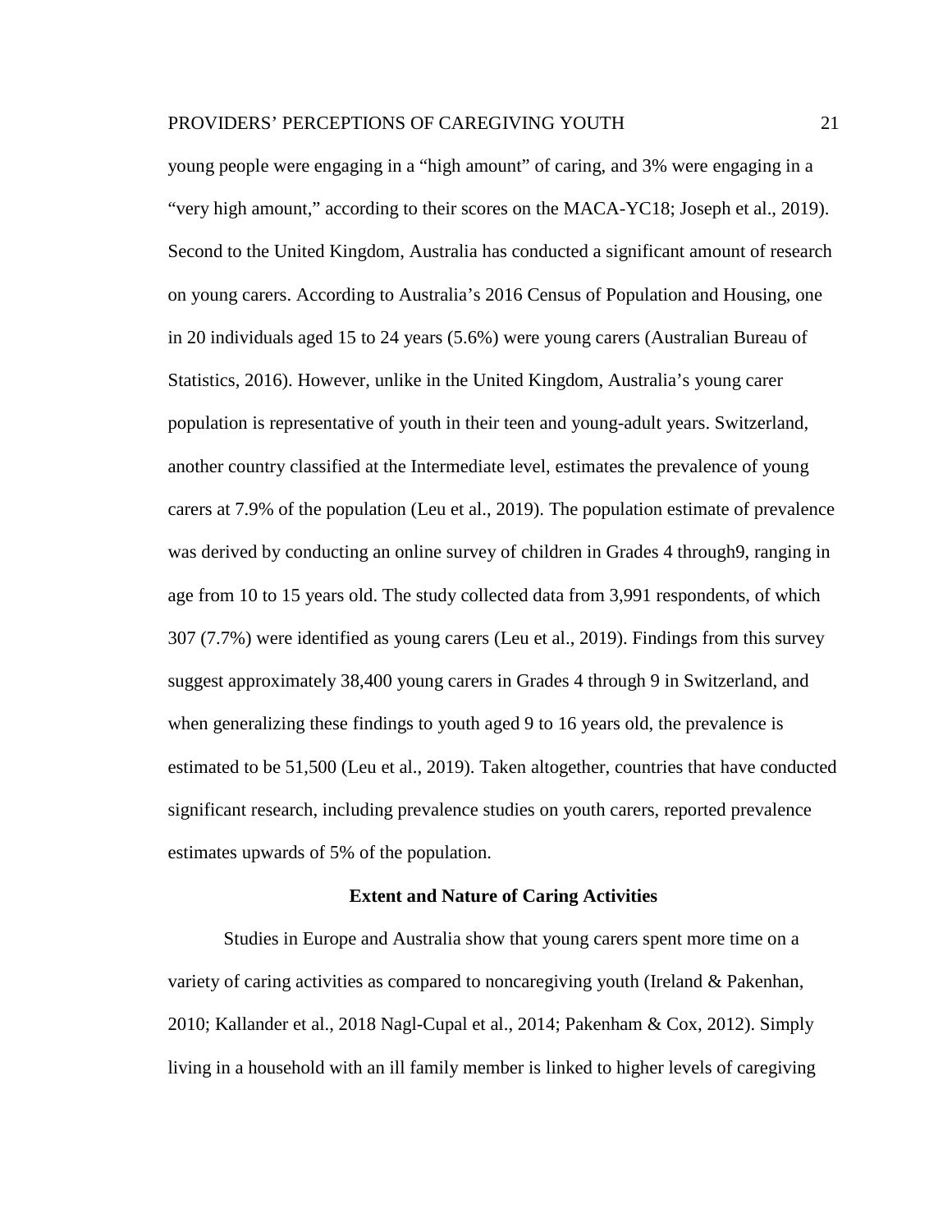young people were engaging in a “high amount” of caring, and 3% were engaging in a “very high amount,” according to their scores on the MACA-YC18; Joseph et al., 2019). Second to the United Kingdom, Australia has conducted a significant amount of research on young carers. According to Australia’s 2016 Census of Population and Housing, one in 20 individuals aged 15 to 24 years (5.6%) were young carers (Australian Bureau of Statistics, 2016). However, unlike in the United Kingdom, Australia’s young carer population is representative of youth in their teen and young-adult years. Switzerland, another country classified at the Intermediate level, estimates the prevalence of young carers at 7.9% of the population (Leu et al., 2019). The population estimate of prevalence was derived by conducting an online survey of children in Grades 4 through9, ranging in age from 10 to 15 years old. The study collected data from 3,991 respondents, of which 307 (7.7%) were identified as young carers (Leu et al., 2019). Findings from this survey suggest approximately 38,400 young carers in Grades 4 through 9 in Switzerland, and when generalizing these findings to youth aged 9 to 16 years old, the prevalence is estimated to be 51,500 (Leu et al., 2019). Taken altogether, countries that have conducted significant research, including prevalence studies on youth carers, reported prevalence estimates upwards of 5% of the population.

## Extent and Nature of Caring Activities

Studies in Europe and Australia show that young carers spent more time on a variety of caring activities as compared to noncaregiving youth (Ireland & Pakenhan, 2010; Kallander et al., 2018 Nagl-Cupal et al., 2014; Pakenham & Cox, 2012). Simply living in a household with an ill family member is linked to higher levels of caregiving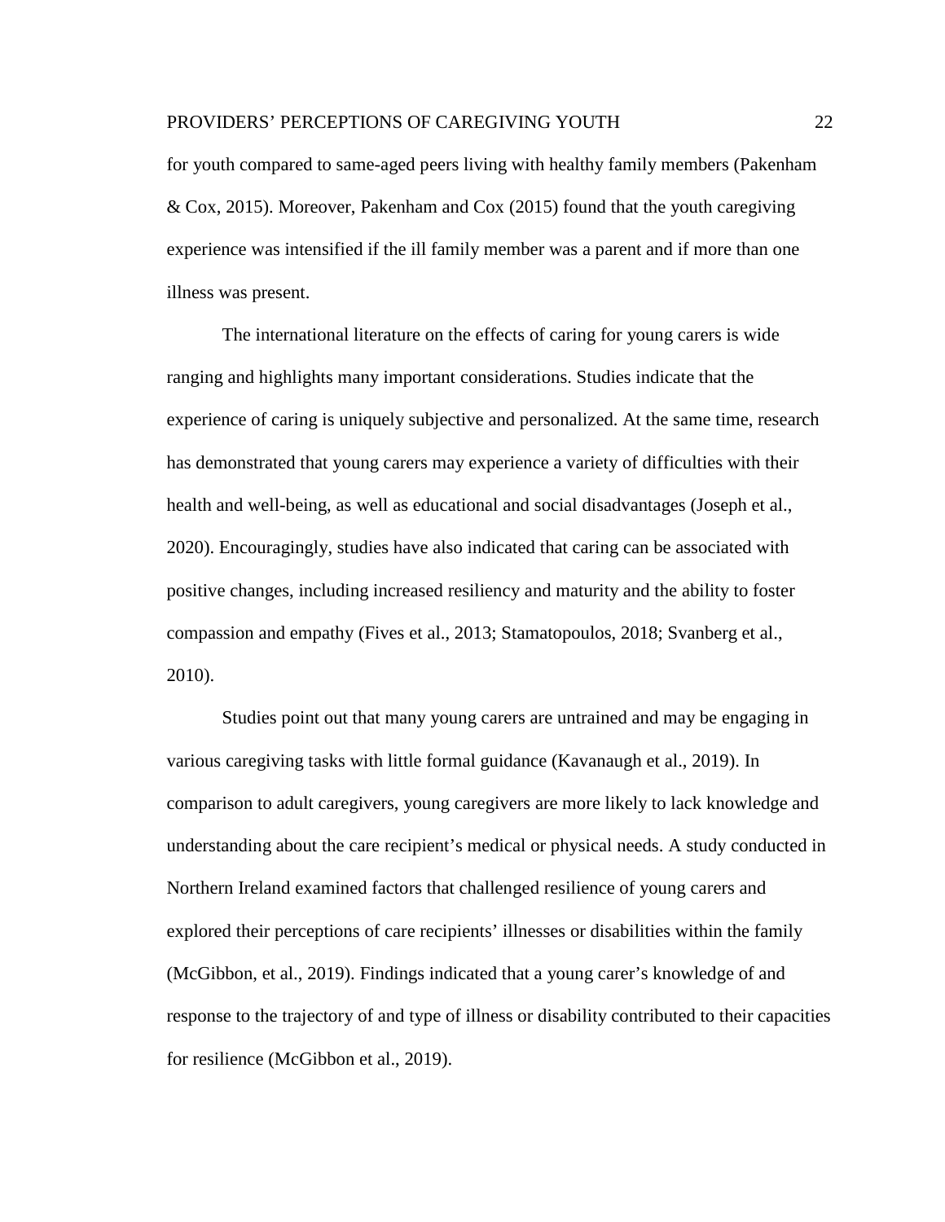for youth compared to same-aged peers living with healthy family members (Pakenham & Cox, 2015). Moreover, Pakenham and Cox (2015) found that the youth caregiving experience was intensified if the ill family member was a parent and if more than one illness was present.

The international literature on the effects of caring for young carers is wide ranging and highlights many important considerations. Studies indicate that the experience of caring is uniquely subjective and personalized. At the same time, research has demonstrated that young carers may experience a variety of difficulties with their health and well-being, as well as educational and social disadvantages (Joseph et al., 2020). Encouragingly, studies have also indicated that caring can be associated with positive changes, including increased resiliency and maturity and the ability to foster compassion and empathy (Fives et al., 2013; Stamatopoulos, 2018; Svanberg et al., 2010).

Studies point out that many young carers are untrained and may be engaging in various caregiving tasks with little formal guidance (Kavanaugh et al., 2019). In comparison to adult caregivers, young caregivers are more likely to lack knowledge and understanding about the care recipient's medical or physical needs. A study conducted in Northern Ireland examined factors that challenged resilience of young carers and explored their perceptions of care recipients' illnesses or disabilities within the family (McGibbon, et al., 2019). Findings indicated that a young carer's knowledge of and response to the trajectory of and type of illness or disability contributed to their capacities for resilience (McGibbon et al., 2019).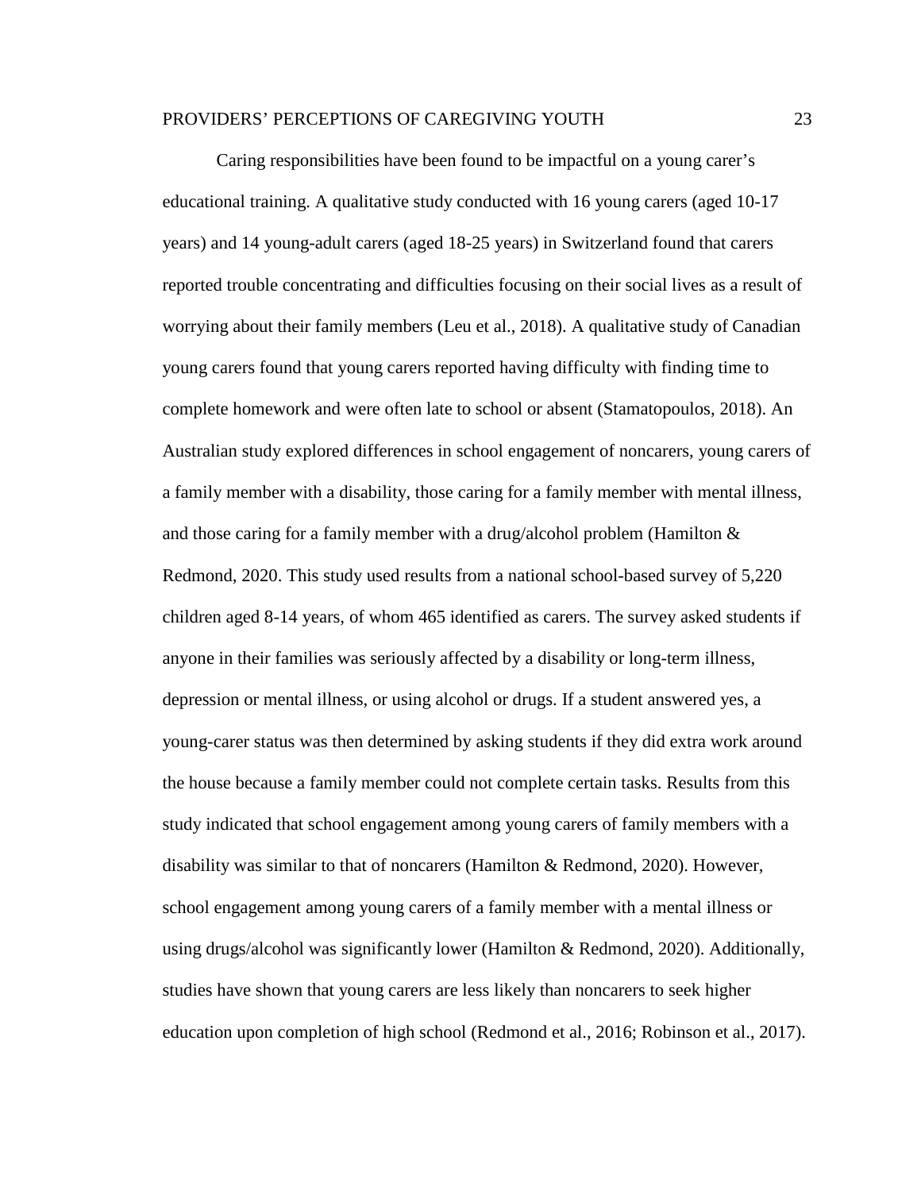Caring responsibilities have been found to be impactful on a young carer's educational training. A qualitative study conducted with 16 young carers (aged 10-17 years) and 14 young-adult carers (aged 18-25 years) in Switzerland found that carers reported trouble concentrating and difficulties focusing on their social lives as a result of worrying about their family members (Leu et al., 2018). A qualitative study of Canadian young carers found that young carers reported having difficulty with finding time to complete homework and were often late to school or absent (Stamatopoulos, 2018). An Australian study explored differences in school engagement of noncarers, young carers of a family member with a disability, those caring for a family member with mental illness, and those caring for a family member with a drug/alcohol problem (Hamilton & Redmond, 2020. This study used results from a national school-based survey of 5,220 children aged 8-14 years, of whom 465 identified as carers. The survey asked students if anyone in their families was seriously affected by a disability or long-term illness, depression or mental illness, or using alcohol or drugs. If a student answered yes, a young-carer status was then determined by asking students if they did extra work around the house because a family member could not complete certain tasks. Results from this study indicated that school engagement among young carers of family members with a disability was similar to that of noncarers (Hamilton & Redmond, 2020). However, school engagement among young carers of a family member with a mental illness or using drugs/alcohol was significantly lower (Hamilton & Redmond, 2020). Additionally, studies have shown that young carers are less likely than noncarers to seek higher education upon completion of high school (Redmond et al., 2016; Robinson et al., 2017).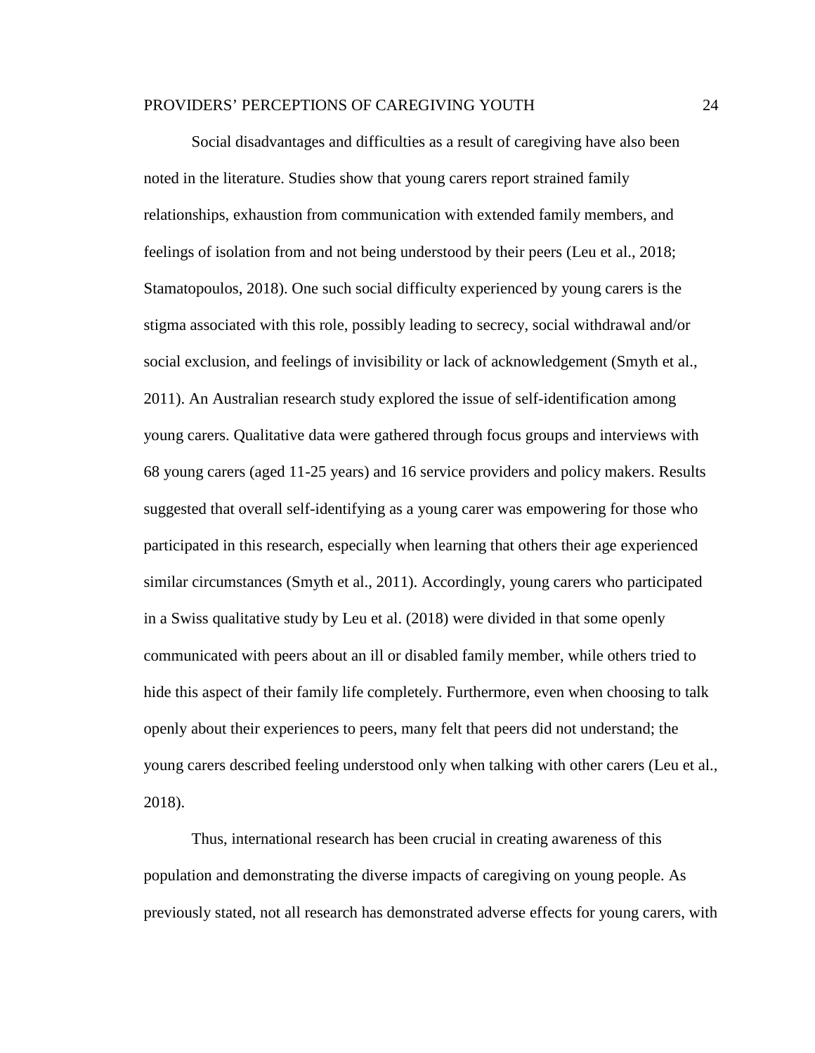Social disadvantages and difficulties as a result of caregiving have also been noted in the literature. Studies show that young carers report strained family relationships, exhaustion from communication with extended family members, and feelings of isolation from and not being understood by their peers (Leu et al., 2018; Stamatopoulos, 2018). One such social difficulty experienced by young carers is the stigma associated with this role, possibly leading to secrecy, social withdrawal and/or social exclusion, and feelings of invisibility or lack of acknowledgement (Smyth et al., 2011). An Australian research study explored the issue of self-identification among young carers. Qualitative data were gathered through focus groups and interviews with 68 young carers (aged 11-25 years) and 16 service providers and policy makers. Results suggested that overall self-identifying as a young carer was empowering for those who participated in this research, especially when learning that others their age experienced similar circumstances (Smyth et al., 2011). Accordingly, young carers who participated in a Swiss qualitative study by Leu et al. (2018) were divided in that some openly communicated with peers about an ill or disabled family member, while others tried to hide this aspect of their family life completely. Furthermore, even when choosing to talk openly about their experiences to peers, many felt that peers did not understand; the young carers described feeling understood only when talking with other carers (Leu et al., 2018).

Thus, international research has been crucial in creating awareness of this population and demonstrating the diverse impacts of caregiving on young people. As previously stated, not all research has demonstrated adverse effects for young carers, with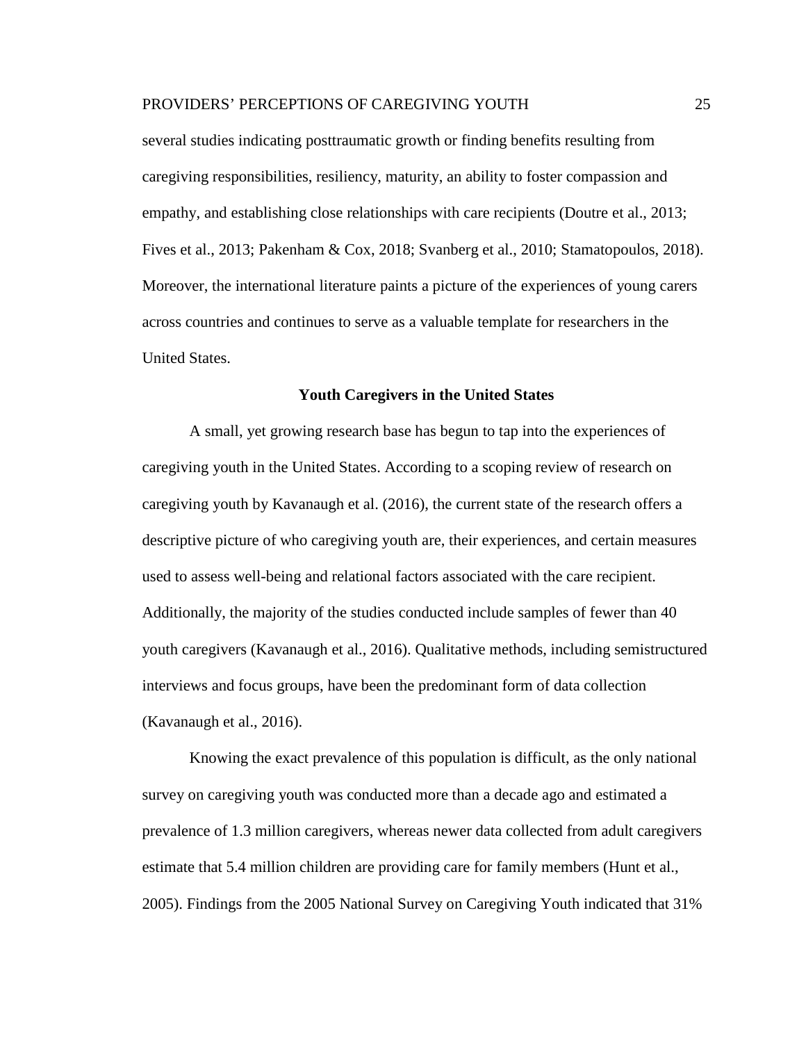several studies indicating posttraumatic growth or finding benefits resulting from caregiving responsibilities, resiliency, maturity, an ability to foster compassion and empathy, and establishing close relationships with care recipients (Doutre et al., 2013; Fives et al., 2013; Pakenham & Cox, 2018; Svanberg et al., 2010; Stamatopoulos, 2018). Moreover, the international literature paints a picture of the experiences of young carers across countries and continues to serve as a valuable template for researchers in the United States.

## Youth Caregivers in the United States

A small, yet growing research base has begun to tap into the experiences of caregiving youth in the United States. According to a scoping review of research on caregiving youth by Kavanaugh et al. (2016), the current state of the research offers a descriptive picture of who caregiving youth are, their experiences, and certain measures used to assess well-being and relational factors associated with the care recipient. Additionally, the majority of the studies conducted include samples of fewer than 40 youth caregivers (Kavanaugh et al., 2016). Qualitative methods, including semistructured interviews and focus groups, have been the predominant form of data collection (Kavanaugh et al., 2016).

Knowing the exact prevalence of this population is difficult, as the only national survey on caregiving youth was conducted more than a decade ago and estimated a prevalence of 1.3 million caregivers, whereas newer data collected from adult caregivers estimate that 5.4 million children are providing care for family members (Hunt et al., 2005). Findings from the 2005 National Survey on Caregiving Youth indicated that 31%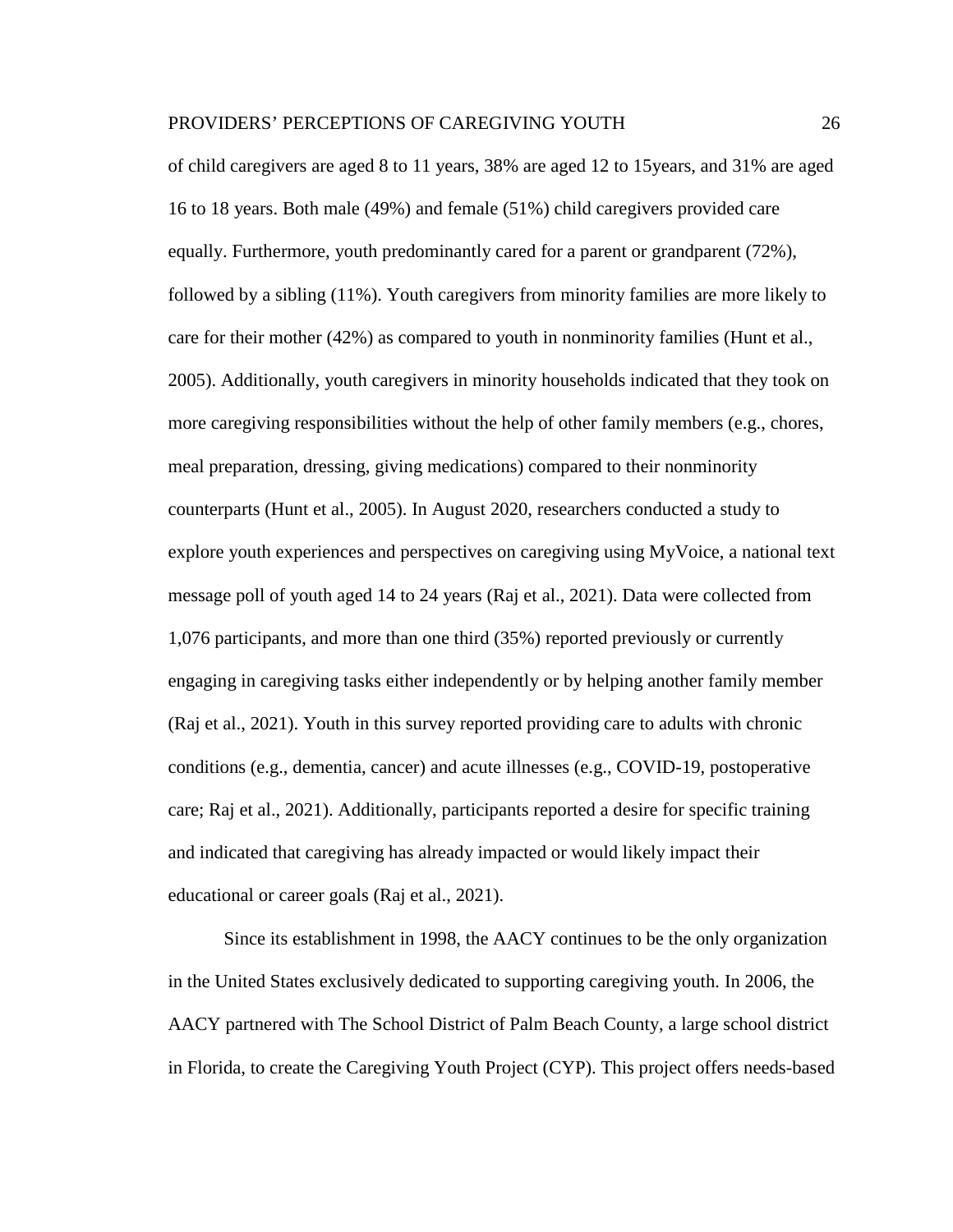of child caregivers are aged 8 to 11 years, 38% are aged 12 to 15years, and 31% are aged 16 to 18 years. Both male (49%) and female (51%) child caregivers provided care equally. Furthermore, youth predominantly cared for a parent or grandparent (72%), followed by a sibling (11%). Youth caregivers from minority families are more likely to care for their mother (42%) as compared to youth in nonminority families (Hunt et al., 2005). Additionally, youth caregivers in minority households indicated that they took on more caregiving responsibilities without the help of other family members (e.g., chores, meal preparation, dressing, giving medications) compared to their nonminority counterparts (Hunt et al., 2005). In August 2020, researchers conducted a study to explore youth experiences and perspectives on caregiving using MyVoice, a national text message poll of youth aged 14 to 24 years (Raj et al., 2021). Data were collected from 1,076 participants, and more than one third (35%) reported previously or currently engaging in caregiving tasks either independently or by helping another family member (Raj et al., 2021). Youth in this survey reported providing care to adults with chronic conditions (e.g., dementia, cancer) and acute illnesses (e.g., COVID-19, postoperative care; Raj et al., 2021). Additionally, participants reported a desire for specific training and indicated that caregiving has already impacted or would likely impact their educational or career goals (Raj et al., 2021).

Since its establishment in 1998, the AACY continues to be the only organization in the United States exclusively dedicated to supporting caregiving youth. In 2006, the AACY partnered with The School District of Palm Beach County, a large school district in Florida, to create the Caregiving Youth Project (CYP). This project offers needs-based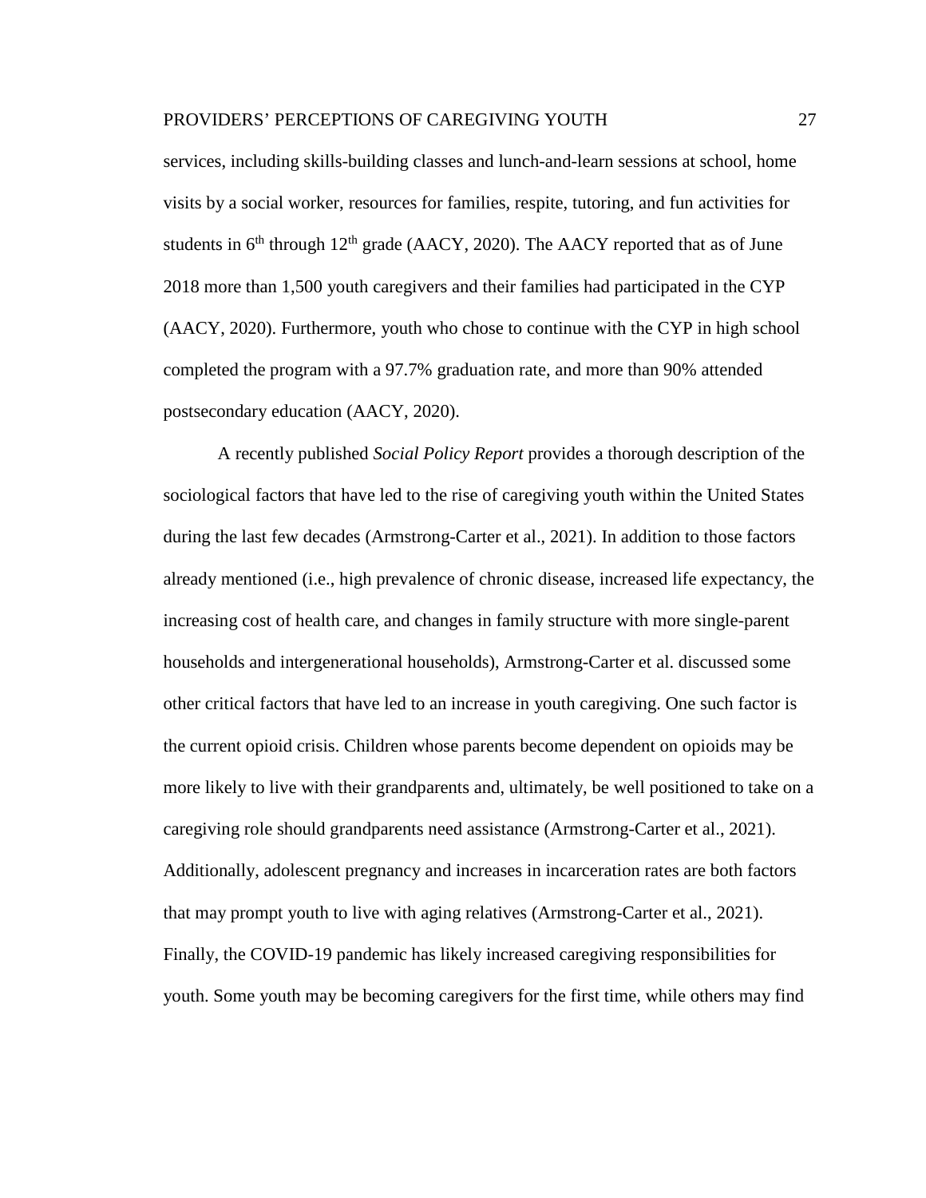services, including skills-building classes and lunch-and-learn sessions at school, home visits by a social worker, resources for families, respite, tutoring, and fun activities for students in 6th through 12th grade (AACY, 2020). The AACY reported that as of June 2018 more than 1,500 youth caregivers and their families had participated in the CYP (AACY, 2020). Furthermore, youth who chose to continue with the CYP in high school completed the program with a 97.7% graduation rate, and more than 90% attended postsecondary education (AACY, 2020).

A recently published *Social Policy Report* provides a thorough description of the sociological factors that have led to the rise of caregiving youth within the United States during the last few decades (Armstrong-Carter et al., 2021). In addition to those factors already mentioned (i.e., high prevalence of chronic disease, increased life expectancy, the increasing cost of health care, and changes in family structure with more single-parent households and intergenerational households), Armstrong-Carter et al. discussed some other critical factors that have led to an increase in youth caregiving. One such factor is the current opioid crisis. Children whose parents become dependent on opioids may be more likely to live with their grandparents and, ultimately, be well positioned to take on a caregiving role should grandparents need assistance (Armstrong-Carter et al., 2021). Additionally, adolescent pregnancy and increases in incarceration rates are both factors that may prompt youth to live with aging relatives (Armstrong-Carter et al., 2021). Finally, the COVID-19 pandemic has likely increased caregiving responsibilities for youth. Some youth may be becoming caregivers for the first time, while others may find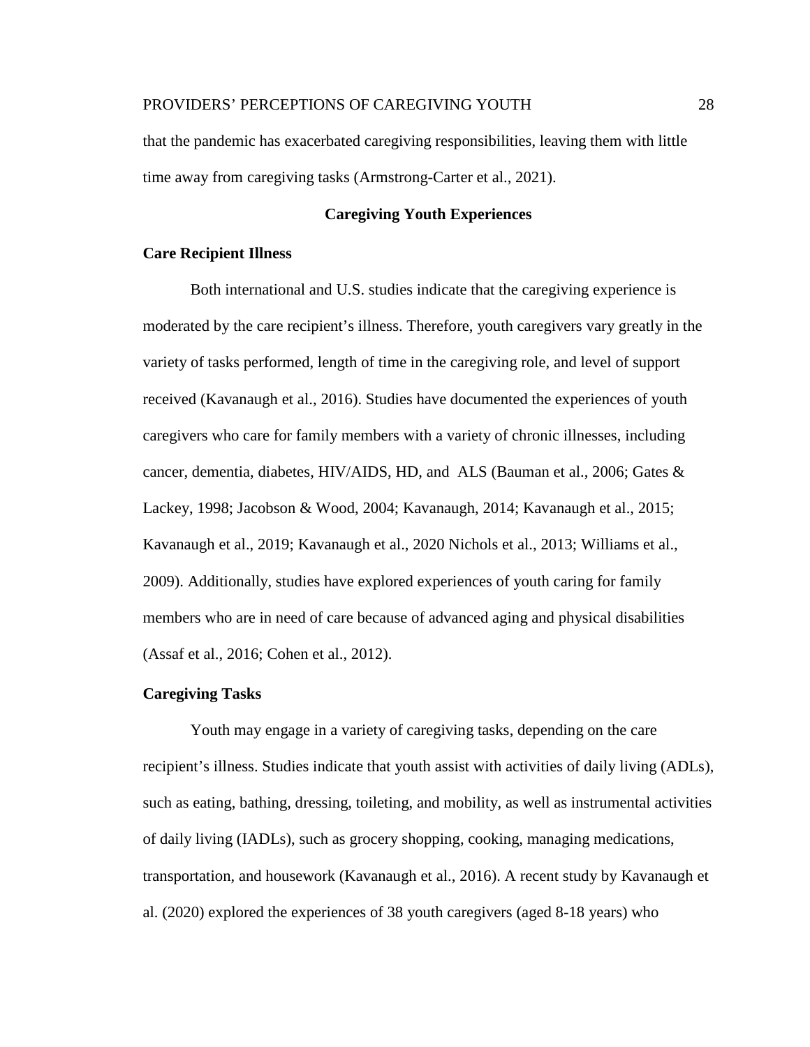that the pandemic has exacerbated caregiving responsibilities, leaving them with little time away from caregiving tasks (Armstrong-Carter et al., 2021).

## Caregiving Youth Experiences

### Care Recipient Illness

Both international and U.S. studies indicate that the caregiving experience is moderated by the care recipient's illness. Therefore, youth caregivers vary greatly in the variety of tasks performed, length of time in the caregiving role, and level of support received (Kavanaugh et al., 2016). Studies have documented the experiences of youth caregivers who care for family members with a variety of chronic illnesses, including cancer, dementia, diabetes, HIV/AIDS, HD, and ALS (Bauman et al., 2006; Gates & Lackey, 1998; Jacobson & Wood, 2004; Kavanaugh, 2014; Kavanaugh et al., 2015; Kavanaugh et al., 2019; Kavanaugh et al., 2020 Nichols et al., 2013; Williams et al., 2009). Additionally, studies have explored experiences of youth caring for family members who are in need of care because of advanced aging and physical disabilities (Assaf et al., 2016; Cohen et al., 2012).

### Caregiving Tasks

Youth may engage in a variety of caregiving tasks, depending on the care recipient's illness. Studies indicate that youth assist with activities of daily living (ADLs), such as eating, bathing, dressing, toileting, and mobility, as well as instrumental activities of daily living (IADLs), such as grocery shopping, cooking, managing medications, transportation, and housework (Kavanaugh et al., 2016). A recent study by Kavanaugh et al. (2020) explored the experiences of 38 youth caregivers (aged 8-18 years) who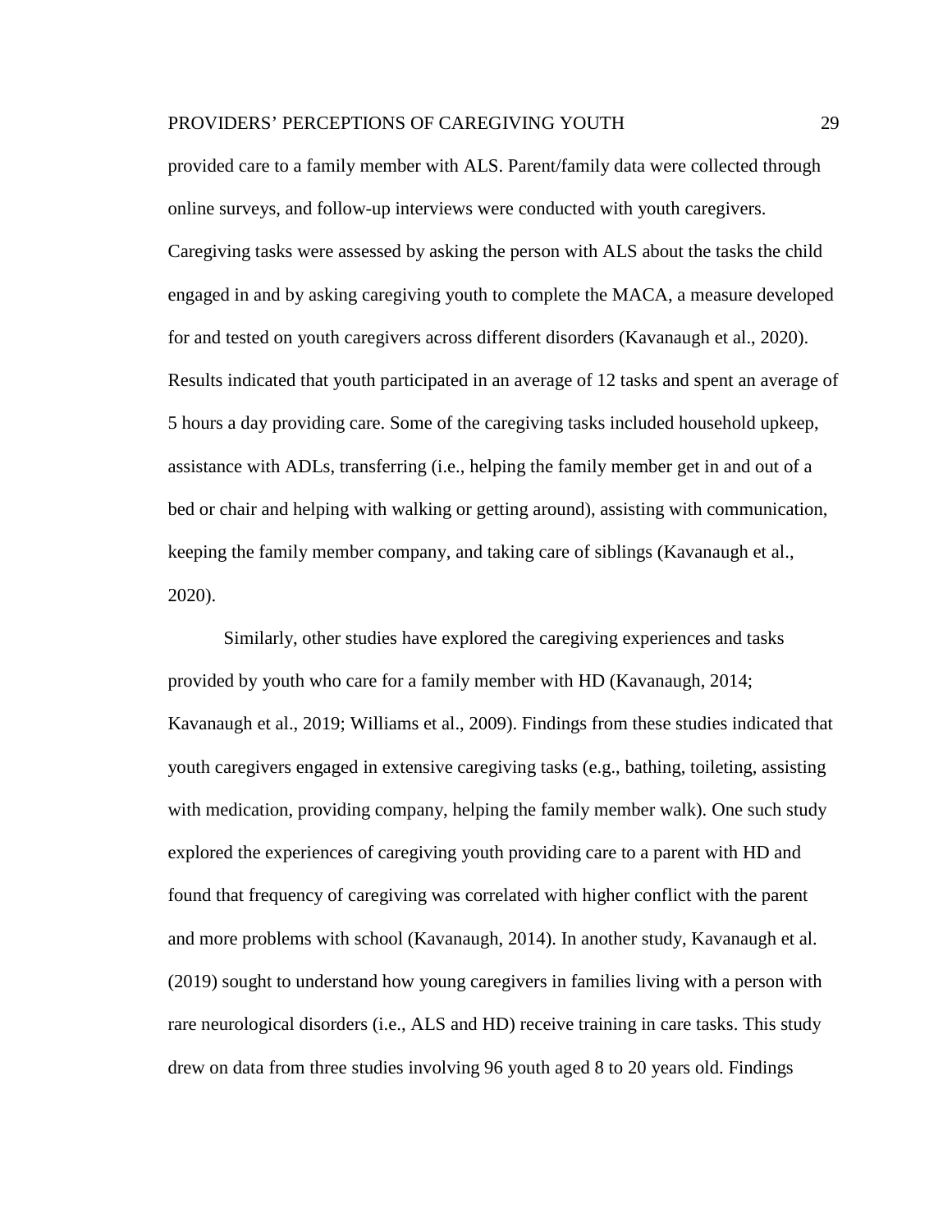provided care to a family member with ALS. Parent/family data were collected through online surveys, and follow-up interviews were conducted with youth caregivers. Caregiving tasks were assessed by asking the person with ALS about the tasks the child engaged in and by asking caregiving youth to complete the MACA, a measure developed for and tested on youth caregivers across different disorders (Kavanaugh et al., 2020). Results indicated that youth participated in an average of 12 tasks and spent an average of 5 hours a day providing care. Some of the caregiving tasks included household upkeep, assistance with ADLs, transferring (i.e., helping the family member get in and out of a bed or chair and helping with walking or getting around), assisting with communication, keeping the family member company, and taking care of siblings (Kavanaugh et al., 2020).

Similarly, other studies have explored the caregiving experiences and tasks provided by youth who care for a family member with HD (Kavanaugh, 2014; Kavanaugh et al., 2019; Williams et al., 2009). Findings from these studies indicated that youth caregivers engaged in extensive caregiving tasks (e.g., bathing, toileting, assisting with medication, providing company, helping the family member walk). One such study explored the experiences of caregiving youth providing care to a parent with HD and found that frequency of caregiving was correlated with higher conflict with the parent and more problems with school (Kavanaugh, 2014). In another study, Kavanaugh et al. (2019) sought to understand how young caregivers in families living with a person with rare neurological disorders (i.e., ALS and HD) receive training in care tasks. This study drew on data from three studies involving 96 youth aged 8 to 20 years old. Findings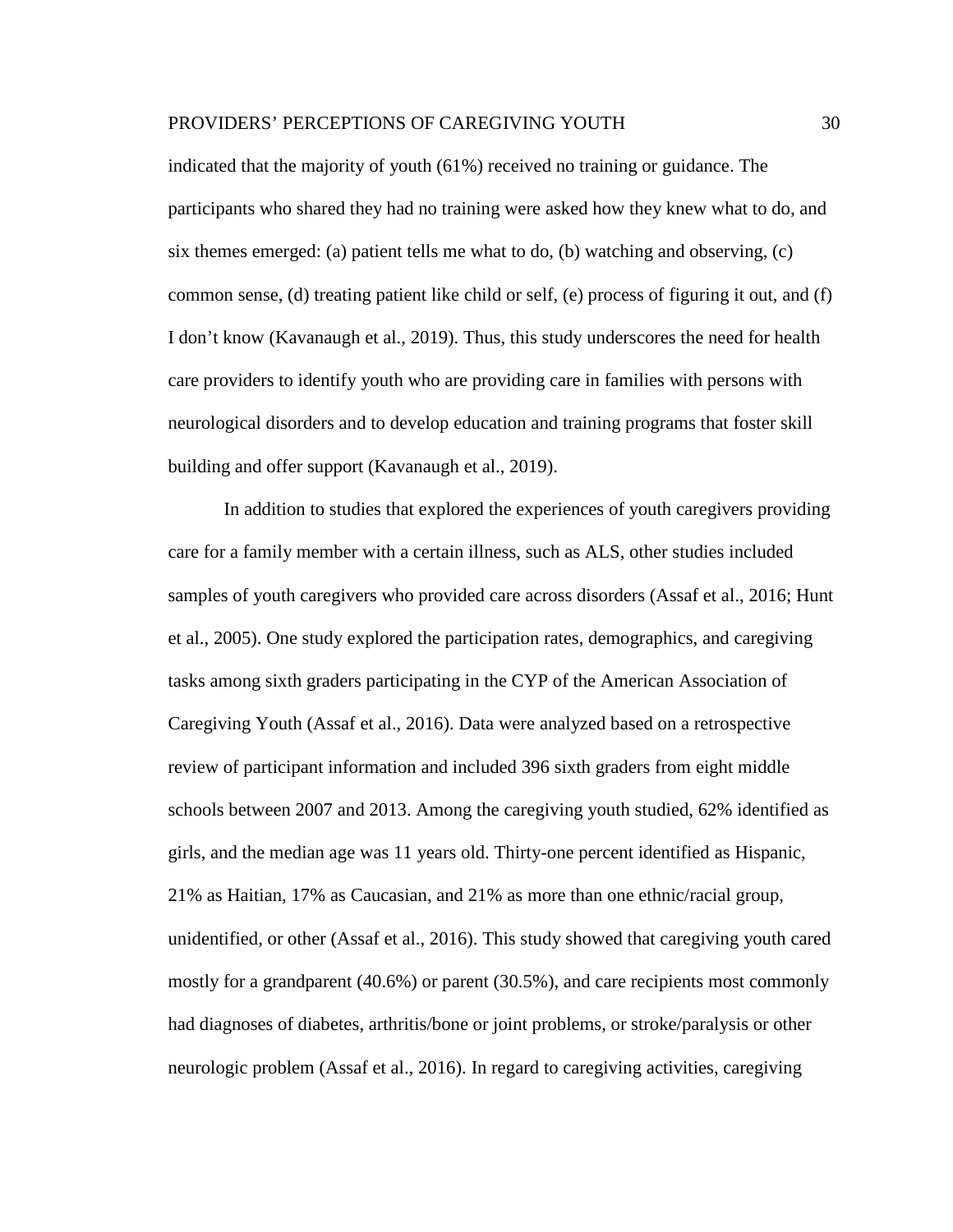indicated that the majority of youth (61%) received no training or guidance. The participants who shared they had no training were asked how they knew what to do, and six themes emerged: (a) patient tells me what to do, (b) watching and observing, (c) common sense, (d) treating patient like child or self, (e) process of figuring it out, and (f) I don't know (Kavanaugh et al., 2019). Thus, this study underscores the need for health care providers to identify youth who are providing care in families with persons with neurological disorders and to develop education and training programs that foster skill building and offer support (Kavanaugh et al., 2019).

In addition to studies that explored the experiences of youth caregivers providing care for a family member with a certain illness, such as ALS, other studies included samples of youth caregivers who provided care across disorders (Assaf et al., 2016; Hunt et al., 2005). One study explored the participation rates, demographics, and caregiving tasks among sixth graders participating in the CYP of the American Association of Caregiving Youth (Assaf et al., 2016). Data were analyzed based on a retrospective review of participant information and included 396 sixth graders from eight middle schools between 2007 and 2013. Among the caregiving youth studied, 62% identified as girls, and the median age was 11 years old. Thirty-one percent identified as Hispanic, 21% as Haitian, 17% as Caucasian, and 21% as more than one ethnic/racial group, unidentified, or other (Assaf et al., 2016). This study showed that caregiving youth cared mostly for a grandparent (40.6%) or parent (30.5%), and care recipients most commonly had diagnoses of diabetes, arthritis/bone or joint problems, or stroke/paralysis or other neurologic problem (Assaf et al., 2016). In regard to caregiving activities, caregiving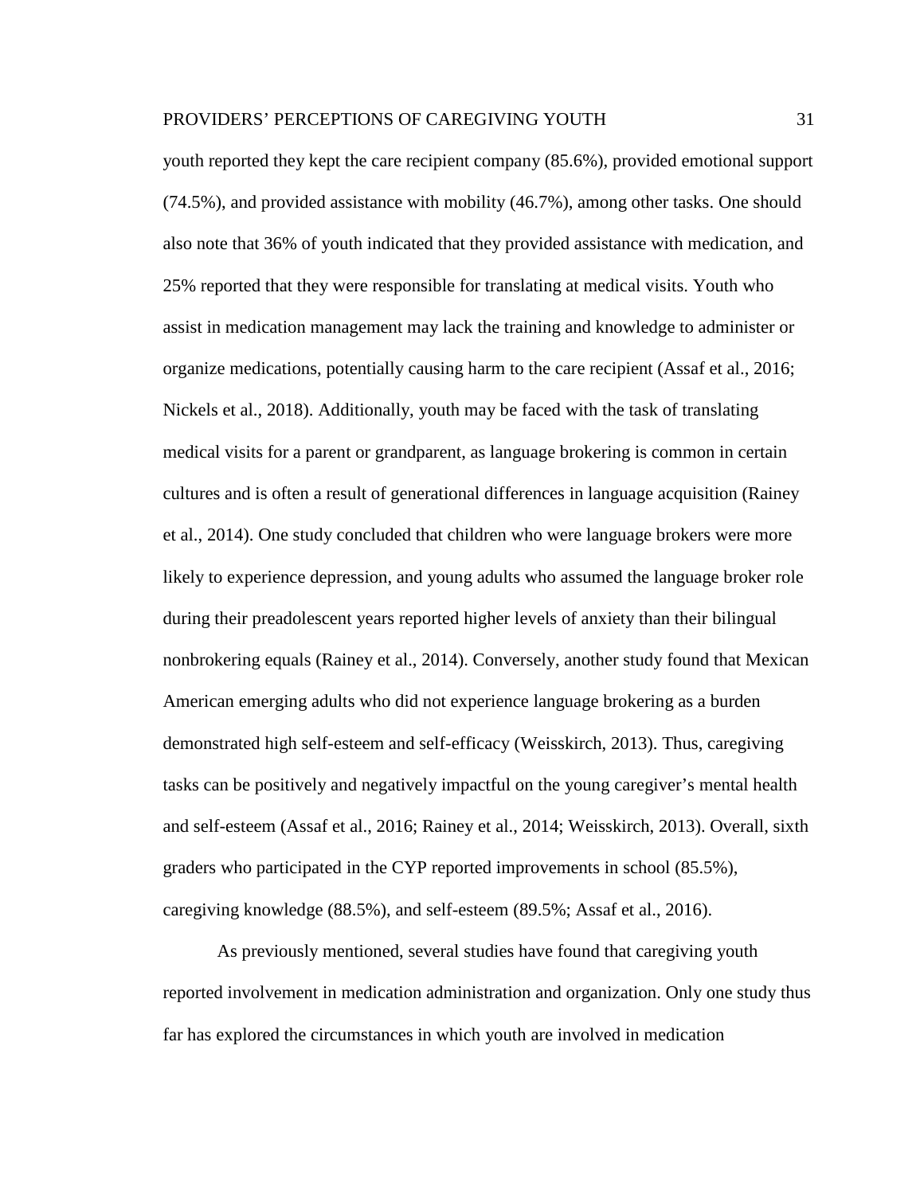youth reported they kept the care recipient company (85.6%), provided emotional support (74.5%), and provided assistance with mobility (46.7%), among other tasks. One should also note that 36% of youth indicated that they provided assistance with medication, and 25% reported that they were responsible for translating at medical visits. Youth who assist in medication management may lack the training and knowledge to administer or organize medications, potentially causing harm to the care recipient (Assaf et al., 2016; Nickels et al., 2018). Additionally, youth may be faced with the task of translating medical visits for a parent or grandparent, as language brokering is common in certain cultures and is often a result of generational differences in language acquisition (Rainey et al., 2014). One study concluded that children who were language brokers were more likely to experience depression, and young adults who assumed the language broker role during their preadolescent years reported higher levels of anxiety than their bilingual nonbrokering equals (Rainey et al., 2014). Conversely, another study found that Mexican American emerging adults who did not experience language brokering as a burden demonstrated high self-esteem and self-efficacy (Weisskirch, 2013). Thus, caregiving tasks can be positively and negatively impactful on the young caregiver's mental health and self-esteem (Assaf et al., 2016; Rainey et al., 2014; Weisskirch, 2013). Overall, sixth graders who participated in the CYP reported improvements in school (85.5%), caregiving knowledge (88.5%), and self-esteem (89.5%; Assaf et al., 2016).

As previously mentioned, several studies have found that caregiving youth reported involvement in medication administration and organization. Only one study thus far has explored the circumstances in which youth are involved in medication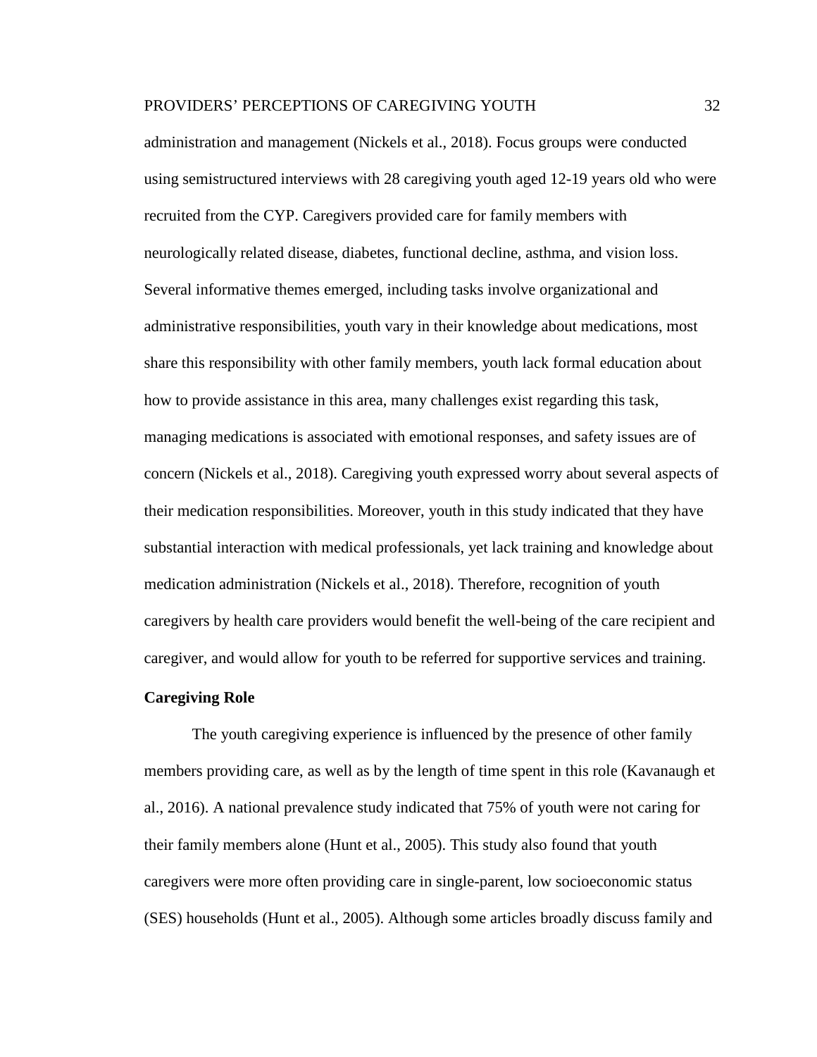administration and management (Nickels et al., 2018). Focus groups were conducted using semistructured interviews with 28 caregiving youth aged 12-19 years old who were recruited from the CYP. Caregivers provided care for family members with neurologically related disease, diabetes, functional decline, asthma, and vision loss. Several informative themes emerged, including tasks involve organizational and administrative responsibilities, youth vary in their knowledge about medications, most share this responsibility with other family members, youth lack formal education about how to provide assistance in this area, many challenges exist regarding this task, managing medications is associated with emotional responses, and safety issues are of concern (Nickels et al., 2018). Caregiving youth expressed worry about several aspects of their medication responsibilities. Moreover, youth in this study indicated that they have substantial interaction with medical professionals, yet lack training and knowledge about medication administration (Nickels et al., 2018). Therefore, recognition of youth caregivers by health care providers would benefit the well-being of the care recipient and caregiver, and would allow for youth to be referred for supportive services and training.

**Caregiving Role**

The youth caregiving experience is influenced by the presence of other family members providing care, as well as by the length of time spent in this role (Kavanaugh et al., 2016). A national prevalence study indicated that 75% of youth were not caring for their family members alone (Hunt et al., 2005). This study also found that youth caregivers were more often providing care in single-parent, low socioeconomic status (SES) households (Hunt et al., 2005). Although some articles broadly discuss family and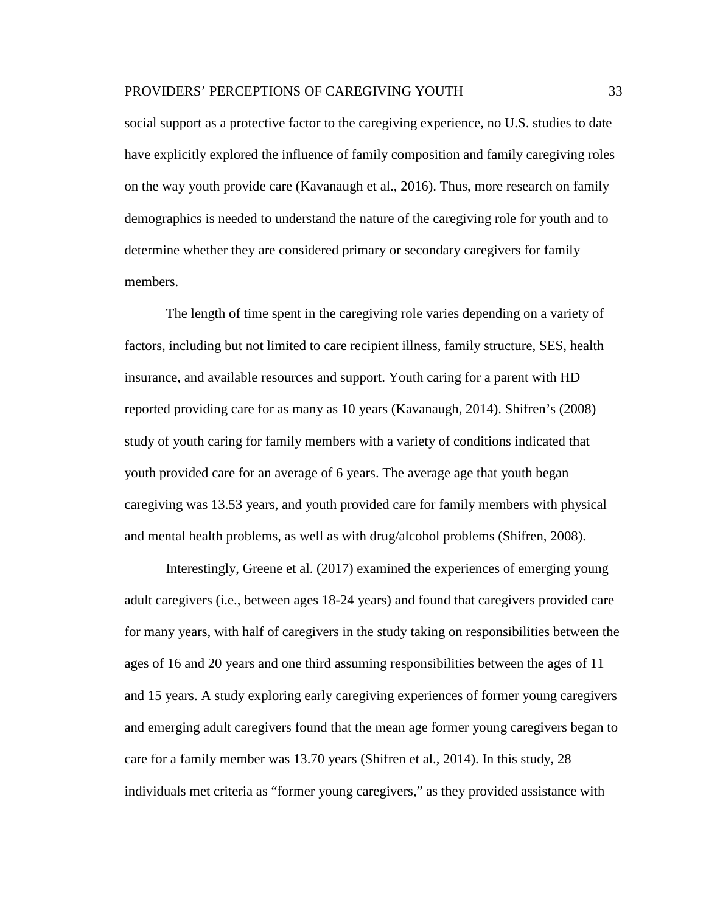social support as a protective factor to the caregiving experience, no U.S. studies to date have explicitly explored the influence of family composition and family caregiving roles on the way youth provide care (Kavanaugh et al., 2016). Thus, more research on family demographics is needed to understand the nature of the caregiving role for youth and to determine whether they are considered primary or secondary caregivers for family members.

The length of time spent in the caregiving role varies depending on a variety of factors, including but not limited to care recipient illness, family structure, SES, health insurance, and available resources and support. Youth caring for a parent with HD reported providing care for as many as 10 years (Kavanaugh, 2014). Shifren's (2008) study of youth caring for family members with a variety of conditions indicated that youth provided care for an average of 6 years. The average age that youth began caregiving was 13.53 years, and youth provided care for family members with physical and mental health problems, as well as with drug/alcohol problems (Shifren, 2008).

Interestingly, Greene et al. (2017) examined the experiences of emerging young adult caregivers (i.e., between ages 18-24 years) and found that caregivers provided care for many years, with half of caregivers in the study taking on responsibilities between the ages of 16 and 20 years and one third assuming responsibilities between the ages of 11 and 15 years. A study exploring early caregiving experiences of former young caregivers and emerging adult caregivers found that the mean age former young caregivers began to care for a family member was 13.70 years (Shifren et al., 2014). In this study, 28 individuals met criteria as "former young caregivers," as they provided assistance with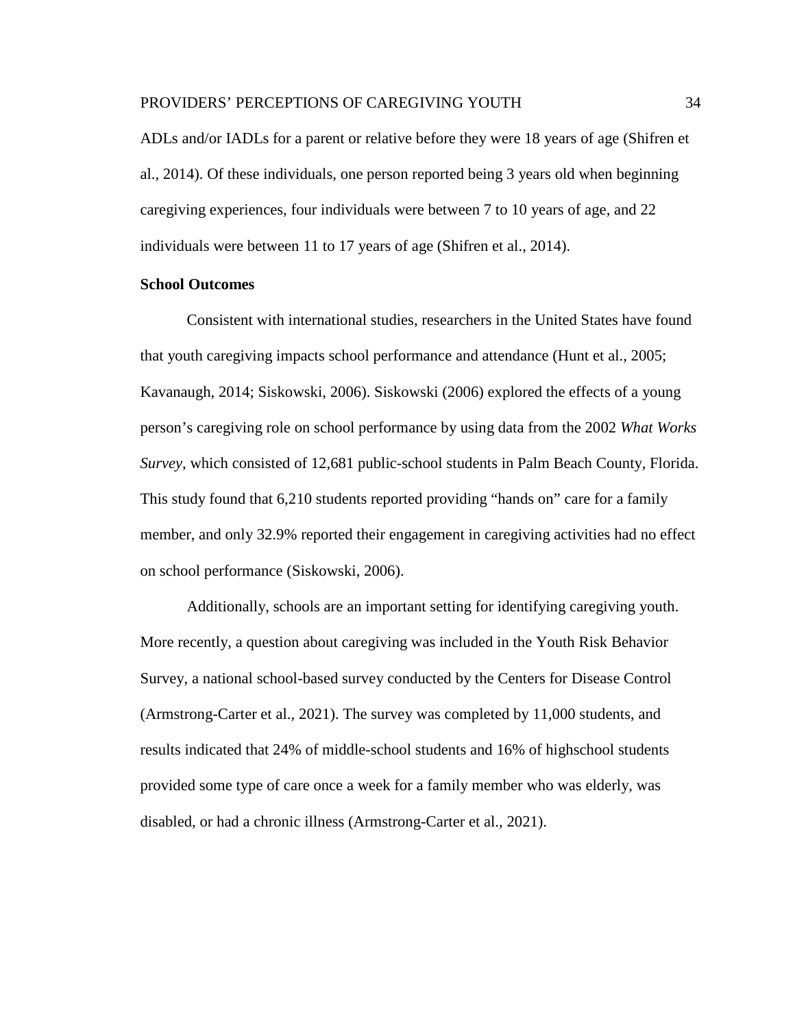ADLs and/or IADLs for a parent or relative before they were 18 years of age (Shifren et al., 2014). Of these individuals, one person reported being 3 years old when beginning caregiving experiences, four individuals were between 7 to 10 years of age, and 22 individuals were between 11 to 17 years of age (Shifren et al., 2014).

**School Outcomes**

Consistent with international studies, researchers in the United States have found that youth caregiving impacts school performance and attendance (Hunt et al., 2005; Kavanaugh, 2014; Siskowski, 2006). Siskowski (2006) explored the effects of a young person's caregiving role on school performance by using data from the 2002 *What Works Survey*, which consisted of 12,681 public-school students in Palm Beach County, Florida. This study found that 6,210 students reported providing "hands on" care for a family member, and only 32.9% reported their engagement in caregiving activities had no effect on school performance (Siskowski, 2006).

Additionally, schools are an important setting for identifying caregiving youth. More recently, a question about caregiving was included in the Youth Risk Behavior Survey, a national school-based survey conducted by the Centers for Disease Control (Armstrong-Carter et al., 2021). The survey was completed by 11,000 students, and results indicated that 24% of middle-school students and 16% of highschool students provided some type of care once a week for a family member who was elderly, was disabled, or had a chronic illness (Armstrong-Carter et al., 2021).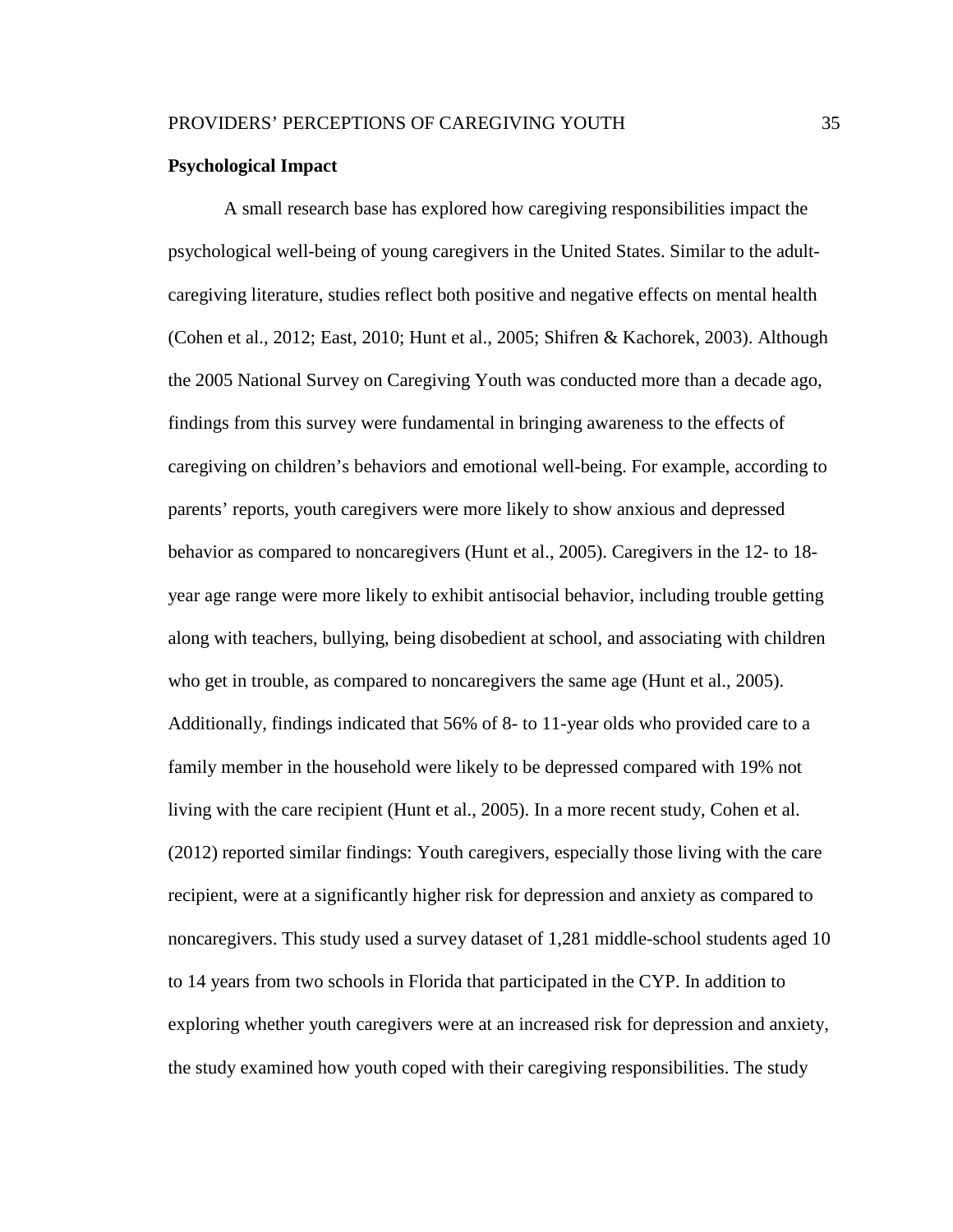## Psychological Impact

A small research base has explored how caregiving responsibilities impact the psychological well-being of young caregivers in the United States. Similar to the adult-caregiving literature, studies reflect both positive and negative effects on mental health (Cohen et al., 2012; East, 2010; Hunt et al., 2005; Shifren & Kachorek, 2003). Although the 2005 National Survey on Caregiving Youth was conducted more than a decade ago, findings from this survey were fundamental in bringing awareness to the effects of caregiving on children's behaviors and emotional well-being. For example, according to parents' reports, youth caregivers were more likely to show anxious and depressed behavior as compared to noncaregivers (Hunt et al., 2005). Caregivers in the 12- to 18-year age range were more likely to exhibit antisocial behavior, including trouble getting along with teachers, bullying, being disobedient at school, and associating with children who get in trouble, as compared to noncaregivers the same age (Hunt et al., 2005). Additionally, findings indicated that 56% of 8- to 11-year olds who provided care to a family member in the household were likely to be depressed compared with 19% not living with the care recipient (Hunt et al., 2005). In a more recent study, Cohen et al. (2012) reported similar findings: Youth caregivers, especially those living with the care recipient, were at a significantly higher risk for depression and anxiety as compared to noncaregivers. This study used a survey dataset of 1,281 middle-school students aged 10 to 14 years from two schools in Florida that participated in the CYP. In addition to exploring whether youth caregivers were at an increased risk for depression and anxiety, the study examined how youth coped with their caregiving responsibilities. The study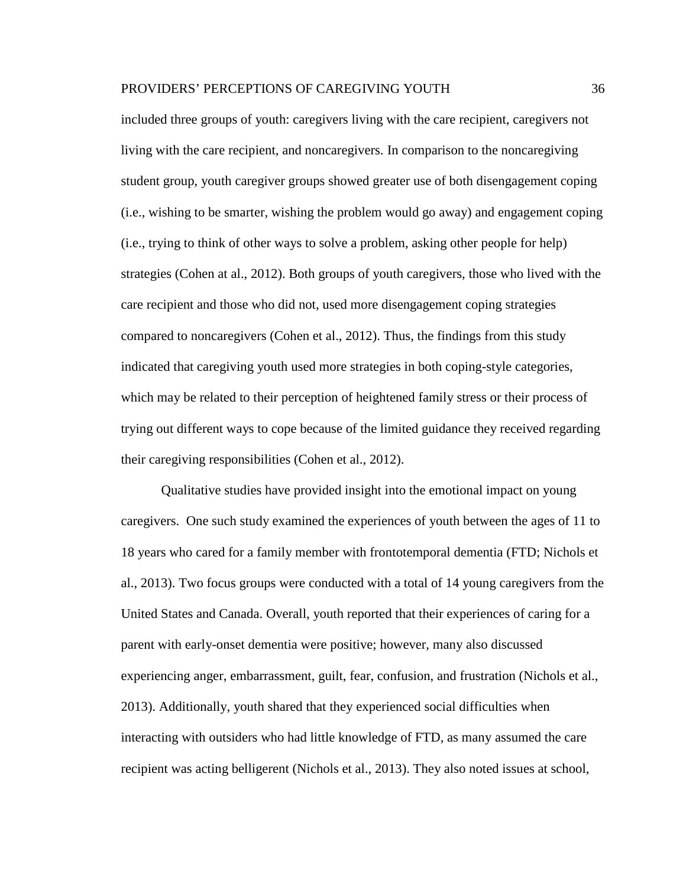included three groups of youth: caregivers living with the care recipient, caregivers not living with the care recipient, and noncaregivers. In comparison to the noncaregiving student group, youth caregiver groups showed greater use of both disengagement coping (i.e., wishing to be smarter, wishing the problem would go away) and engagement coping (i.e., trying to think of other ways to solve a problem, asking other people for help) strategies (Cohen at al., 2012). Both groups of youth caregivers, those who lived with the care recipient and those who did not, used more disengagement coping strategies compared to noncaregivers (Cohen et al., 2012). Thus, the findings from this study indicated that caregiving youth used more strategies in both coping-style categories, which may be related to their perception of heightened family stress or their process of trying out different ways to cope because of the limited guidance they received regarding their caregiving responsibilities (Cohen et al., 2012).

Qualitative studies have provided insight into the emotional impact on young caregivers. One such study examined the experiences of youth between the ages of 11 to 18 years who cared for a family member with frontotemporal dementia (FTD; Nichols et al., 2013). Two focus groups were conducted with a total of 14 young caregivers from the United States and Canada. Overall, youth reported that their experiences of caring for a parent with early-onset dementia were positive; however, many also discussed experiencing anger, embarrassment, guilt, fear, confusion, and frustration (Nichols et al., 2013). Additionally, youth shared that they experienced social difficulties when interacting with outsiders who had little knowledge of FTD, as many assumed the care recipient was acting belligerent (Nichols et al., 2013). They also noted issues at school,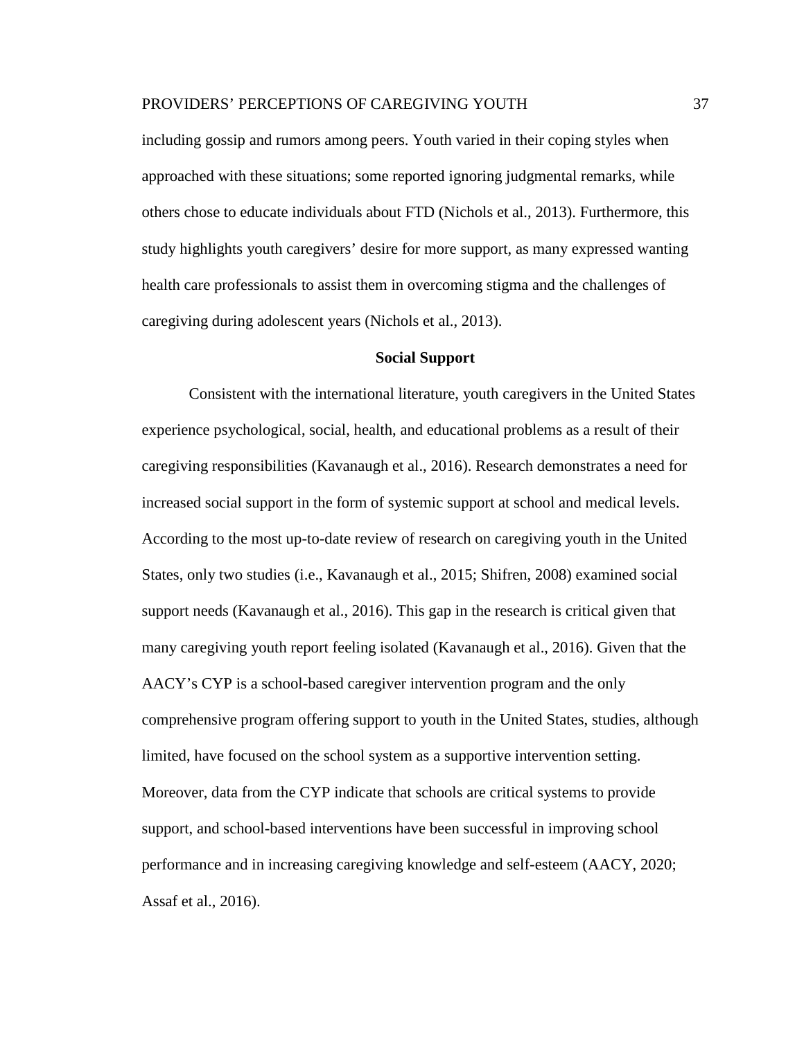including gossip and rumors among peers. Youth varied in their coping styles when approached with these situations; some reported ignoring judgmental remarks, while others chose to educate individuals about FTD (Nichols et al., 2013). Furthermore, this study highlights youth caregivers' desire for more support, as many expressed wanting health care professionals to assist them in overcoming stigma and the challenges of caregiving during adolescent years (Nichols et al., 2013).

## Social Support

Consistent with the international literature, youth caregivers in the United States experience psychological, social, health, and educational problems as a result of their caregiving responsibilities (Kavanaugh et al., 2016). Research demonstrates a need for increased social support in the form of systemic support at school and medical levels. According to the most up-to-date review of research on caregiving youth in the United States, only two studies (i.e., Kavanaugh et al., 2015; Shifren, 2008) examined social support needs (Kavanaugh et al., 2016). This gap in the research is critical given that many caregiving youth report feeling isolated (Kavanaugh et al., 2016). Given that the AACY's CYP is a school-based caregiver intervention program and the only comprehensive program offering support to youth in the United States, studies, although limited, have focused on the school system as a supportive intervention setting. Moreover, data from the CYP indicate that schools are critical systems to provide support, and school-based interventions have been successful in improving school performance and in increasing caregiving knowledge and self-esteem (AACY, 2020; Assaf et al., 2016).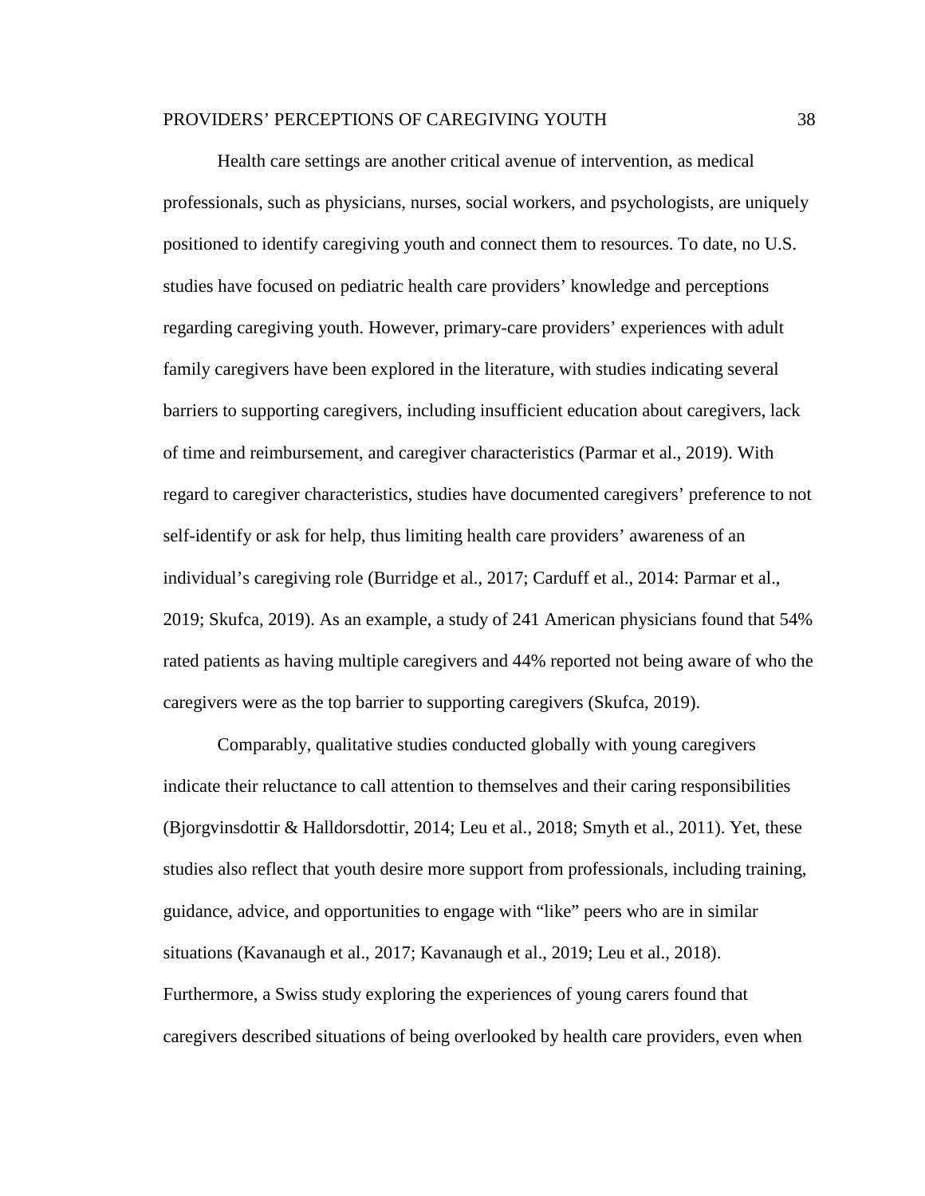Health care settings are another critical avenue of intervention, as medical professionals, such as physicians, nurses, social workers, and psychologists, are uniquely positioned to identify caregiving youth and connect them to resources. To date, no U.S. studies have focused on pediatric health care providers' knowledge and perceptions regarding caregiving youth. However, primary-care providers' experiences with adult family caregivers have been explored in the literature, with studies indicating several barriers to supporting caregivers, including insufficient education about caregivers, lack of time and reimbursement, and caregiver characteristics (Parmar et al., 2019). With regard to caregiver characteristics, studies have documented caregivers' preference to not self-identify or ask for help, thus limiting health care providers' awareness of an individual's caregiving role (Burridge et al., 2017; Carduff et al., 2014: Parmar et al., 2019; Skufca, 2019). As an example, a study of 241 American physicians found that 54% rated patients as having multiple caregivers and 44% reported not being aware of who the caregivers were as the top barrier to supporting caregivers (Skufca, 2019).

Comparably, qualitative studies conducted globally with young caregivers indicate their reluctance to call attention to themselves and their caring responsibilities (Bjorgvinsdottir & Halldorsdottir, 2014; Leu et al., 2018; Smyth et al., 2011). Yet, these studies also reflect that youth desire more support from professionals, including training, guidance, advice, and opportunities to engage with "like" peers who are in similar situations (Kavanaugh et al., 2017; Kavanaugh et al., 2019; Leu et al., 2018). Furthermore, a Swiss study exploring the experiences of young carers found that caregivers described situations of being overlooked by health care providers, even when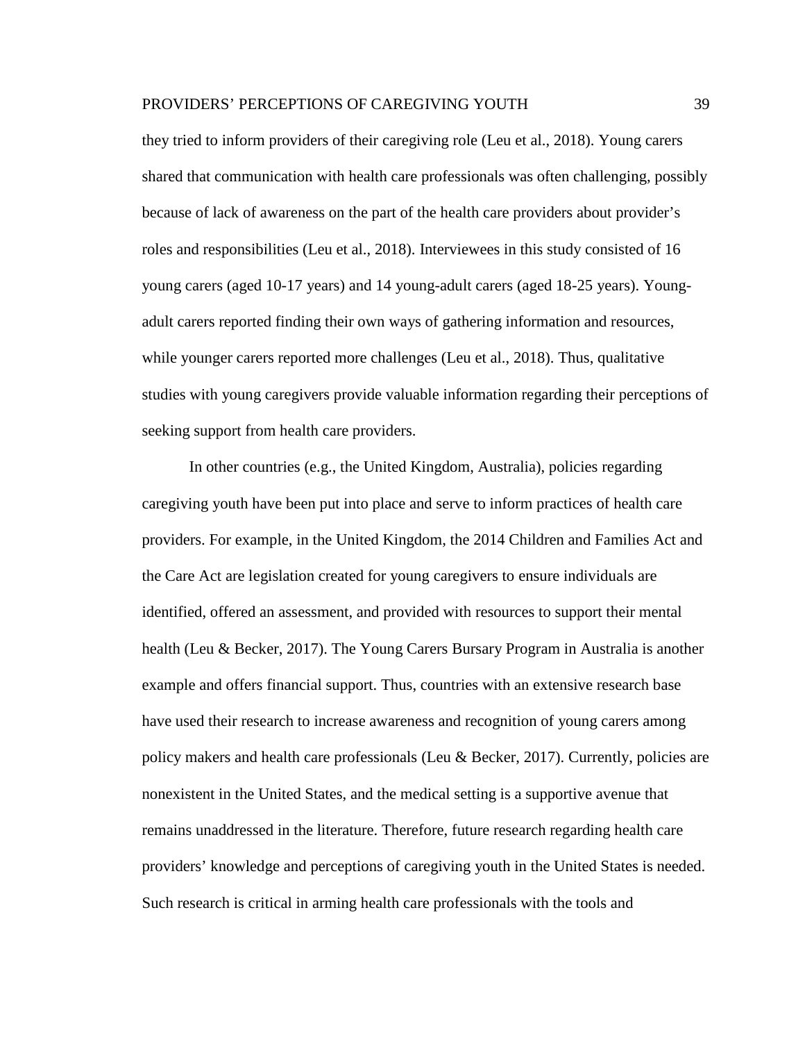they tried to inform providers of their caregiving role (Leu et al., 2018). Young carers shared that communication with health care professionals was often challenging, possibly because of lack of awareness on the part of the health care providers about provider's roles and responsibilities (Leu et al., 2018). Interviewees in this study consisted of 16 young carers (aged 10-17 years) and 14 young-adult carers (aged 18-25 years). Young-adult carers reported finding their own ways of gathering information and resources, while younger carers reported more challenges (Leu et al., 2018). Thus, qualitative studies with young caregivers provide valuable information regarding their perceptions of seeking support from health care providers.

In other countries (e.g., the United Kingdom, Australia), policies regarding caregiving youth have been put into place and serve to inform practices of health care providers. For example, in the United Kingdom, the 2014 Children and Families Act and the Care Act are legislation created for young caregivers to ensure individuals are identified, offered an assessment, and provided with resources to support their mental health (Leu & Becker, 2017). The Young Carers Bursary Program in Australia is another example and offers financial support. Thus, countries with an extensive research base have used their research to increase awareness and recognition of young carers among policy makers and health care professionals (Leu & Becker, 2017). Currently, policies are nonexistent in the United States, and the medical setting is a supportive avenue that remains unaddressed in the literature. Therefore, future research regarding health care providers' knowledge and perceptions of caregiving youth in the United States is needed. Such research is critical in arming health care professionals with the tools and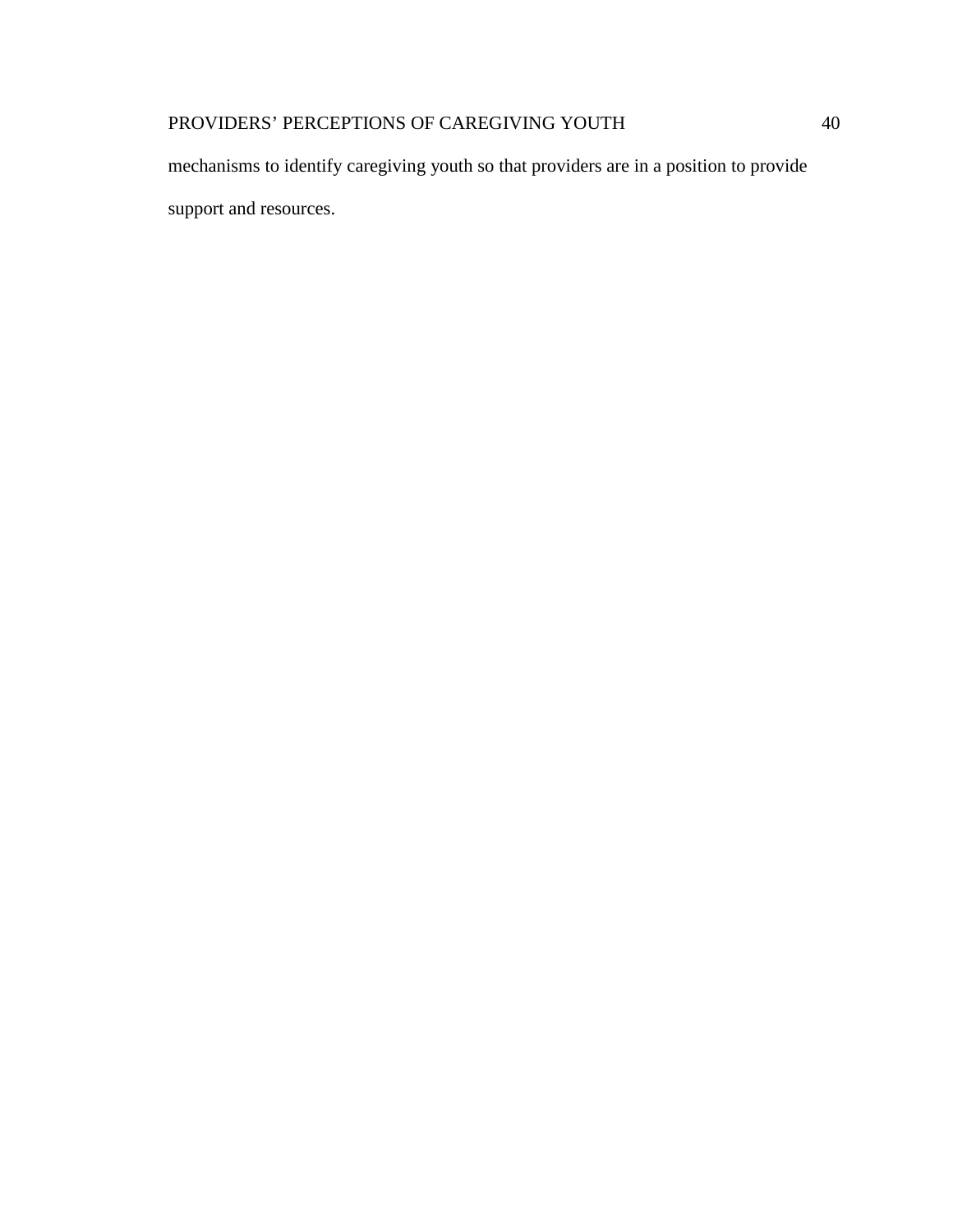mechanisms to identify caregiving youth so that providers are in a position to provide support and resources.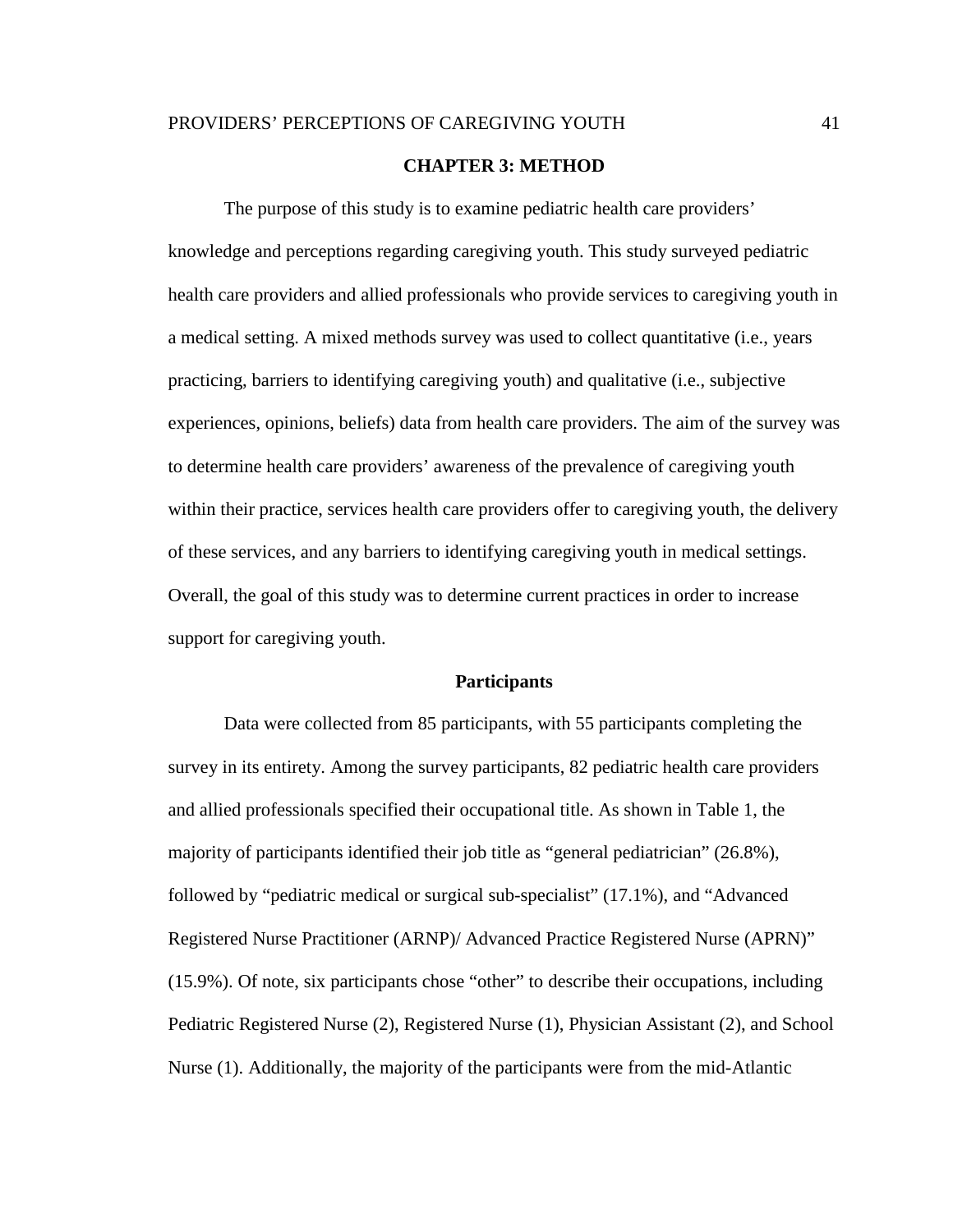# CHAPTER 3: METHOD

The purpose of this study is to examine pediatric health care providers' knowledge and perceptions regarding caregiving youth. This study surveyed pediatric health care providers and allied professionals who provide services to caregiving youth in a medical setting. A mixed methods survey was used to collect quantitative (i.e., years practicing, barriers to identifying caregiving youth) and qualitative (i.e., subjective experiences, opinions, beliefs) data from health care providers. The aim of the survey was to determine health care providers' awareness of the prevalence of caregiving youth within their practice, services health care providers offer to caregiving youth, the delivery of these services, and any barriers to identifying caregiving youth in medical settings. Overall, the goal of this study was to determine current practices in order to increase support for caregiving youth.

## Participants

Data were collected from 85 participants, with 55 participants completing the survey in its entirety. Among the survey participants, 82 pediatric health care providers and allied professionals specified their occupational title. As shown in Table 1, the majority of participants identified their job title as "general pediatrician" (26.8%), followed by "pediatric medical or surgical sub-specialist" (17.1%), and "Advanced Registered Nurse Practitioner (ARNP)/ Advanced Practice Registered Nurse (APRN)" (15.9%). Of note, six participants chose "other" to describe their occupations, including Pediatric Registered Nurse (2), Registered Nurse (1), Physician Assistant (2), and School Nurse (1). Additionally, the majority of the participants were from the mid-Atlantic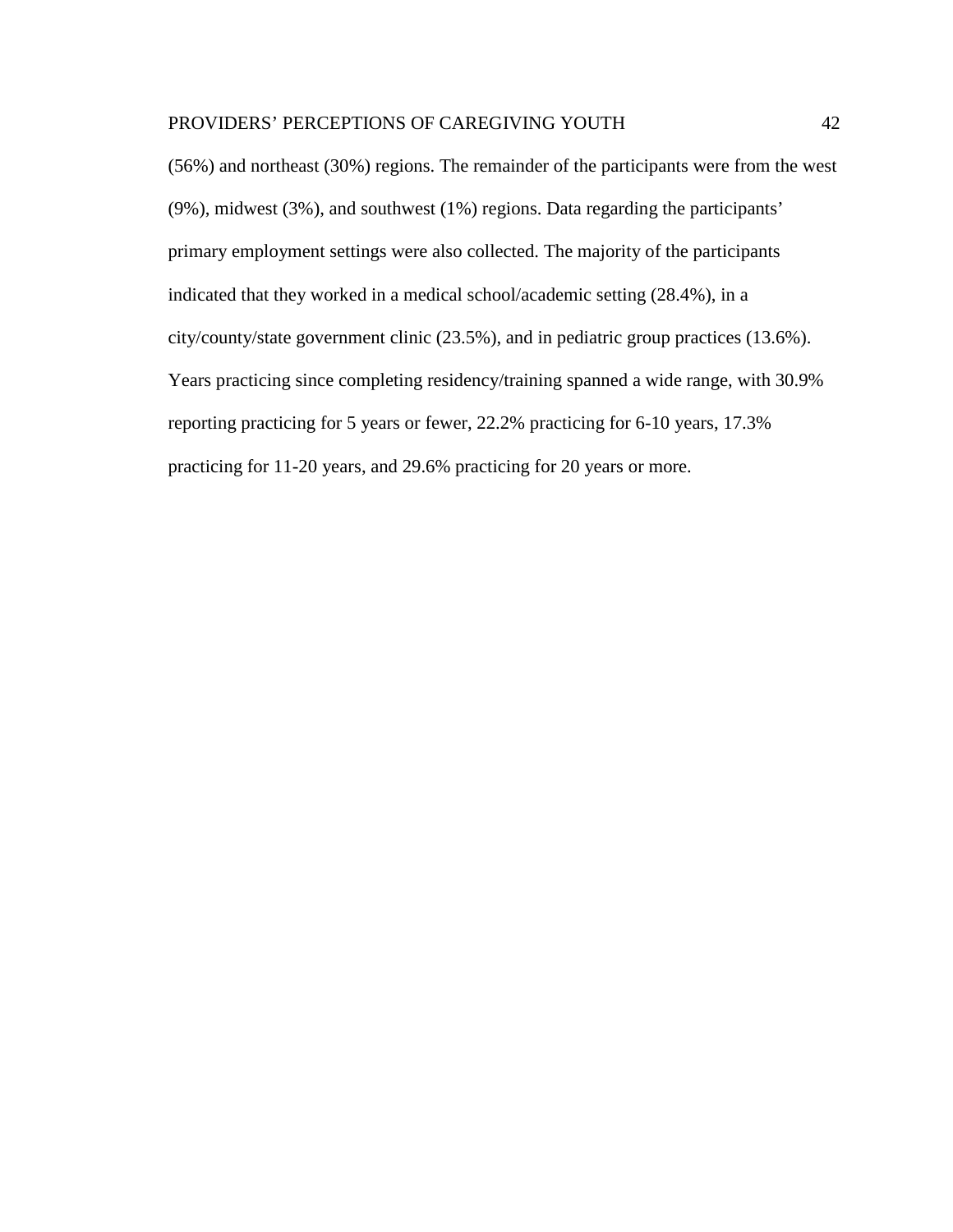(56%) and northeast (30%) regions. The remainder of the participants were from the west (9%), midwest (3%), and southwest (1%) regions. Data regarding the participants' primary employment settings were also collected. The majority of the participants indicated that they worked in a medical school/academic setting (28.4%), in a city/county/state government clinic (23.5%), and in pediatric group practices (13.6%). Years practicing since completing residency/training spanned a wide range, with 30.9% reporting practicing for 5 years or fewer, 22.2% practicing for 6-10 years, 17.3% practicing for 11-20 years, and 29.6% practicing for 20 years or more.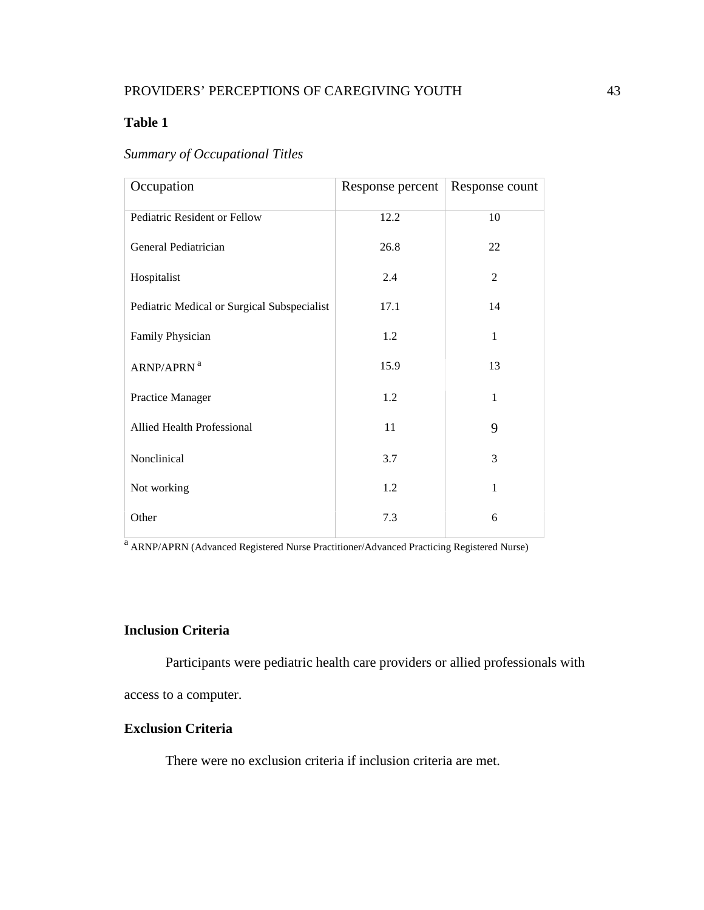**Table 1**

*Summary of Occupational Titles*

| Occupation | Response percent | Response count |
|---|---|---|
| Pediatric Resident or Fellow | 12.2 | 10 |
| General Pediatrician | 26.8 | 22 |
| Hospitalist | 2.4 | 2 |
| Pediatric Medical or Surgical Subspecialist | 17.1 | 14 |
| Family Physician | 1.2 | 1 |
| ARNP/APRN [a] | 15.9 | 13 |
| Practice Manager | 1.2 | 1 |
| Allied Health Professional | 11 | 9 |
| Nonclinical | 3.7 | 3 |
| Not working | 1.2 | 1 |
| Other | 7.3 | 6 |

[a] ARNP/APRN (Advanced Registered Nurse Practitioner/Advanced Practicing Registered Nurse)

## Inclusion Criteria

Participants were pediatric health care providers or allied professionals with access to a computer.

## Exclusion Criteria

There were no exclusion criteria if inclusion criteria are met.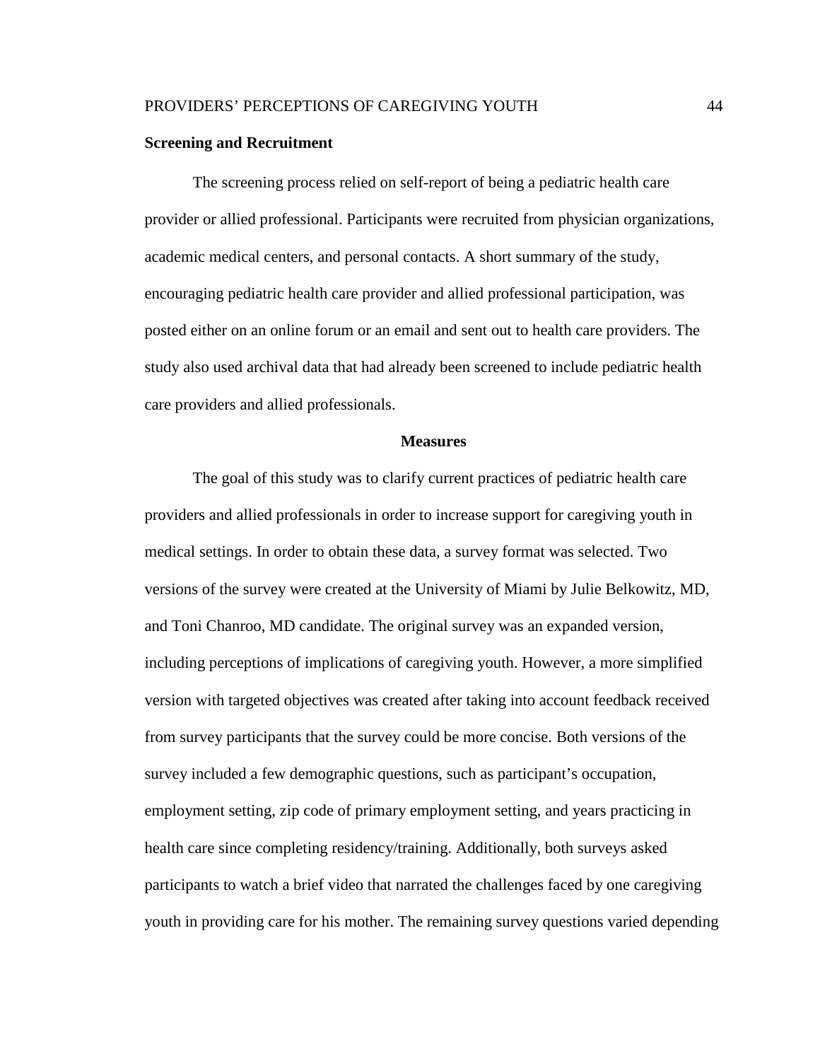**Screening and Recruitment**

The screening process relied on self-report of being a pediatric health care provider or allied professional. Participants were recruited from physician organizations, academic medical centers, and personal contacts. A short summary of the study, encouraging pediatric health care provider and allied professional participation, was posted either on an online forum or an email and sent out to health care providers. The study also used archival data that had already been screened to include pediatric health care providers and allied professionals.

## Measures

The goal of this study was to clarify current practices of pediatric health care providers and allied professionals in order to increase support for caregiving youth in medical settings. In order to obtain these data, a survey format was selected. Two versions of the survey were created at the University of Miami by Julie Belkowitz, MD, and Toni Chanroo, MD candidate. The original survey was an expanded version, including perceptions of implications of caregiving youth. However, a more simplified version with targeted objectives was created after taking into account feedback received from survey participants that the survey could be more concise. Both versions of the survey included a few demographic questions, such as participant's occupation, employment setting, zip code of primary employment setting, and years practicing in health care since completing residency/training. Additionally, both surveys asked participants to watch a brief video that narrated the challenges faced by one caregiving youth in providing care for his mother. The remaining survey questions varied depending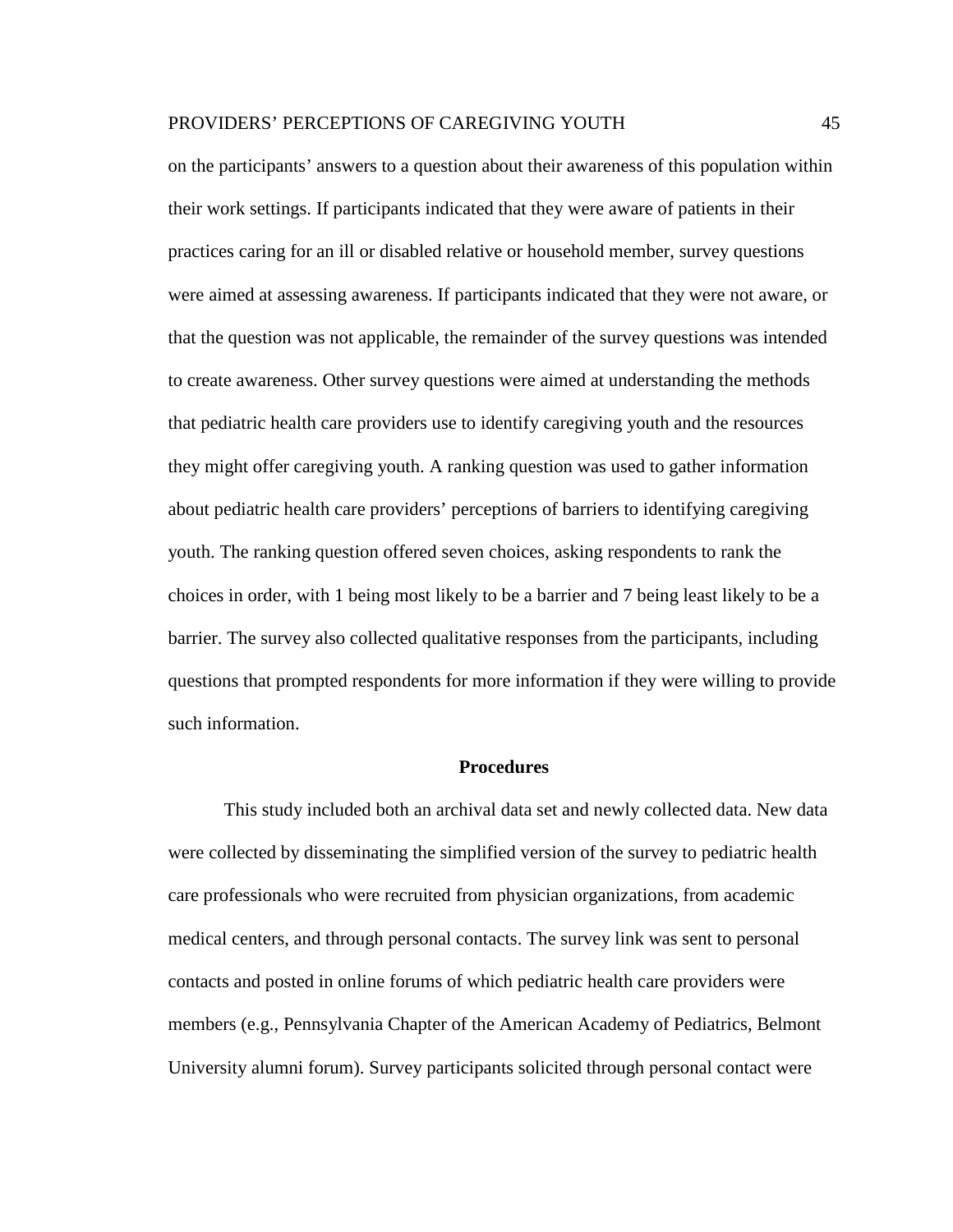on the participants' answers to a question about their awareness of this population within their work settings. If participants indicated that they were aware of patients in their practices caring for an ill or disabled relative or household member, survey questions were aimed at assessing awareness. If participants indicated that they were not aware, or that the question was not applicable, the remainder of the survey questions was intended to create awareness. Other survey questions were aimed at understanding the methods that pediatric health care providers use to identify caregiving youth and the resources they might offer caregiving youth. A ranking question was used to gather information about pediatric health care providers' perceptions of barriers to identifying caregiving youth. The ranking question offered seven choices, asking respondents to rank the choices in order, with 1 being most likely to be a barrier and 7 being least likely to be a barrier. The survey also collected qualitative responses from the participants, including questions that prompted respondents for more information if they were willing to provide such information.

## Procedures

This study included both an archival data set and newly collected data. New data were collected by disseminating the simplified version of the survey to pediatric health care professionals who were recruited from physician organizations, from academic medical centers, and through personal contacts. The survey link was sent to personal contacts and posted in online forums of which pediatric health care providers were members (e.g., Pennsylvania Chapter of the American Academy of Pediatrics, Belmont University alumni forum). Survey participants solicited through personal contact were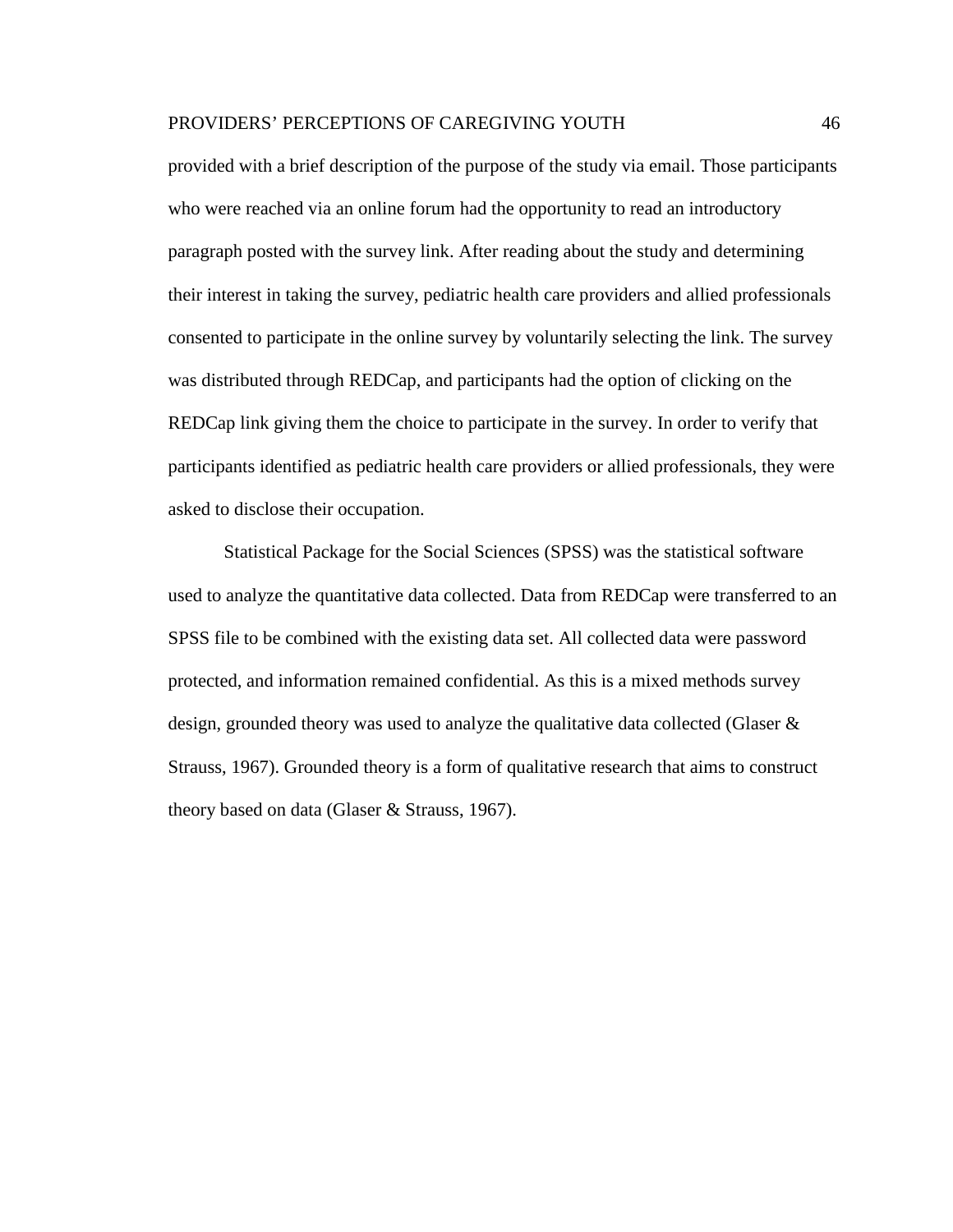provided with a brief description of the purpose of the study via email. Those participants who were reached via an online forum had the opportunity to read an introductory paragraph posted with the survey link. After reading about the study and determining their interest in taking the survey, pediatric health care providers and allied professionals consented to participate in the online survey by voluntarily selecting the link. The survey was distributed through REDCap, and participants had the option of clicking on the REDCap link giving them the choice to participate in the survey. In order to verify that participants identified as pediatric health care providers or allied professionals, they were asked to disclose their occupation.

Statistical Package for the Social Sciences (SPSS) was the statistical software used to analyze the quantitative data collected. Data from REDCap were transferred to an SPSS file to be combined with the existing data set. All collected data were password protected, and information remained confidential. As this is a mixed methods survey design, grounded theory was used to analyze the qualitative data collected (Glaser & Strauss, 1967). Grounded theory is a form of qualitative research that aims to construct theory based on data (Glaser & Strauss, 1967).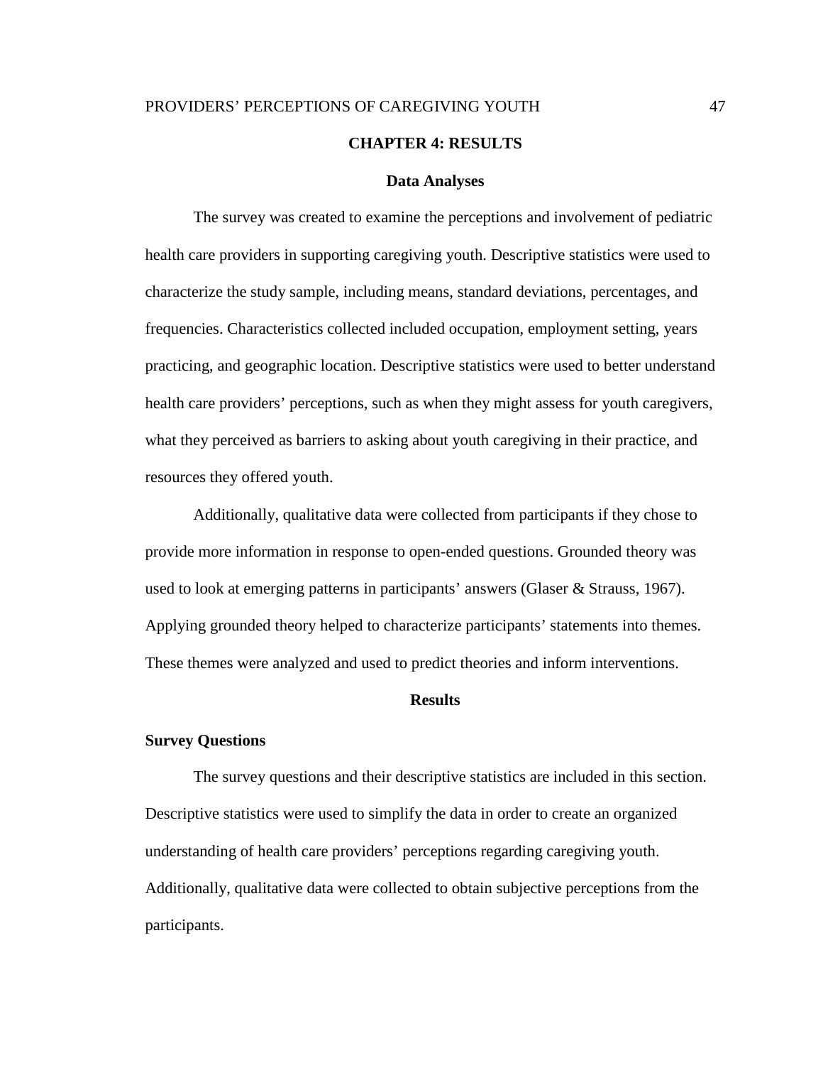# CHAPTER 4: RESULTS

## Data Analyses

The survey was created to examine the perceptions and involvement of pediatric health care providers in supporting caregiving youth. Descriptive statistics were used to characterize the study sample, including means, standard deviations, percentages, and frequencies. Characteristics collected included occupation, employment setting, years practicing, and geographic location. Descriptive statistics were used to better understand health care providers' perceptions, such as when they might assess for youth caregivers, what they perceived as barriers to asking about youth caregiving in their practice, and resources they offered youth.

Additionally, qualitative data were collected from participants if they chose to provide more information in response to open-ended questions. Grounded theory was used to look at emerging patterns in participants' answers (Glaser & Strauss, 1967). Applying grounded theory helped to characterize participants' statements into themes. These themes were analyzed and used to predict theories and inform interventions.

## Results

### Survey Questions

The survey questions and their descriptive statistics are included in this section. Descriptive statistics were used to simplify the data in order to create an organized understanding of health care providers' perceptions regarding caregiving youth. Additionally, qualitative data were collected to obtain subjective perceptions from the participants.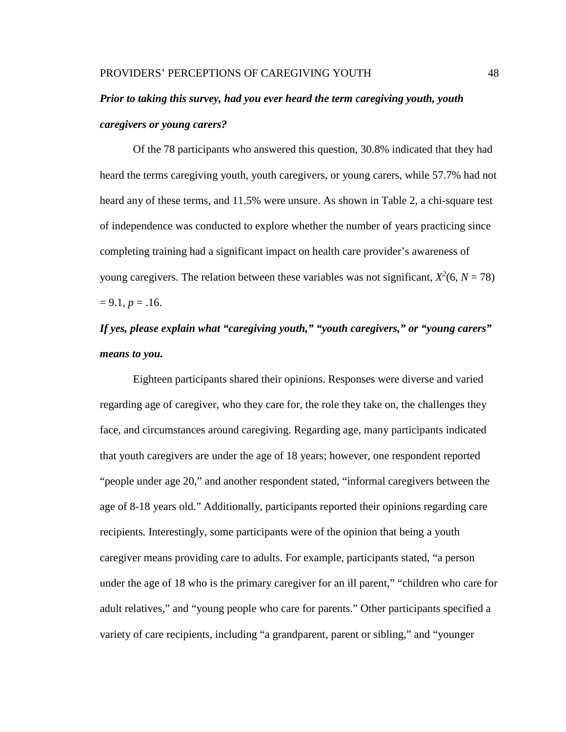### ***Prior to taking this survey, had you ever heard the term caregiving youth, youth caregivers or young carers?***

Of the 78 participants who answered this question, 30.8% indicated that they had heard the terms caregiving youth, youth caregivers, or young carers, while 57.7% had not heard any of these terms, and 11.5% were unsure. As shown in Table 2, a chi-square test of independence was conducted to explore whether the number of years practicing since completing training had a significant impact on health care provider's awareness of young caregivers. The relation between these variables was not significant, $X^2(6, N = 78) = 9.1, p = .16$.

### ***If yes, please explain what "caregiving youth," "youth caregivers," or "young carers" means to you.***

Eighteen participants shared their opinions. Responses were diverse and varied regarding age of caregiver, who they care for, the role they take on, the challenges they face, and circumstances around caregiving. Regarding age, many participants indicated that youth caregivers are under the age of 18 years; however, one respondent reported "people under age 20," and another respondent stated, "informal caregivers between the age of 8-18 years old." Additionally, participants reported their opinions regarding care recipients. Interestingly, some participants were of the opinion that being a youth caregiver means providing care to adults. For example, participants stated, "a person under the age of 18 who is the primary caregiver for an ill parent," "children who care for adult relatives," and "young people who care for parents." Other participants specified a variety of care recipients, including "a grandparent, parent or sibling," and "younger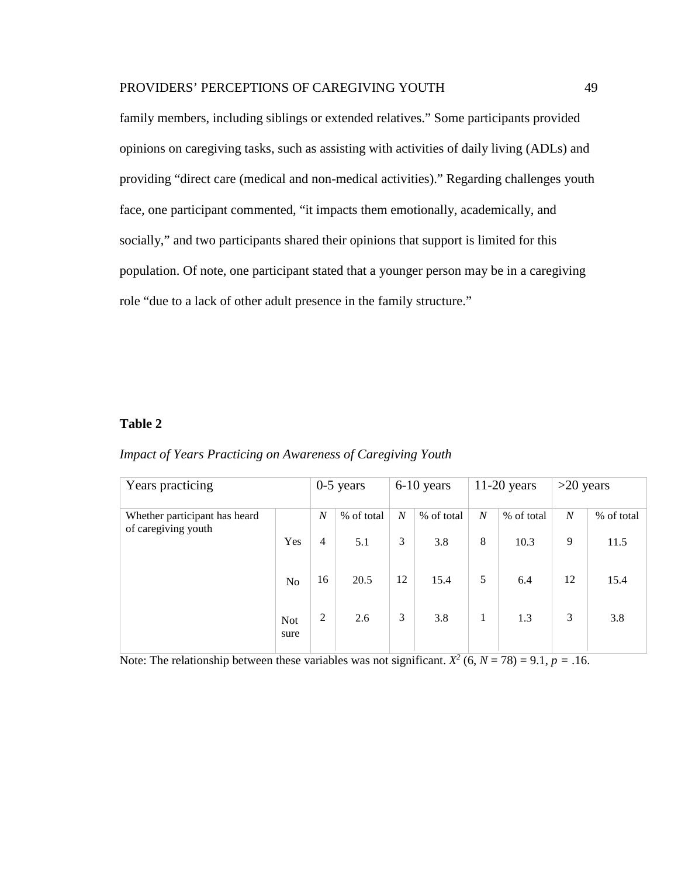family members, including siblings or extended relatives." Some participants provided opinions on caregiving tasks, such as assisting with activities of daily living (ADLs) and providing "direct care (medical and non-medical activities)." Regarding challenges youth face, one participant commented, "it impacts them emotionally, academically, and socially," and two participants shared their opinions that support is limited for this population. Of note, one participant stated that a younger person may be in a caregiving role "due to a lack of other adult presence in the family structure."

**Table 2**

*Impact of Years Practicing on Awareness of Caregiving Youth*

| Years practicing | | 0-5 years | | 6-10 years | | 11-20 years | | >20 years | |
|---|---|---|---|---|---|---|---|---|---|
| Whether participant has heard of caregiving youth | | *N* | % of total | *N* | % of total | *N* | % of total | *N* | % of total |
| | Yes | 4 | 5.1 | 3 | 3.8 | 8 | 10.3 | 9 | 11.5 |
| | No | 16 | 20.5 | 12 | 15.4 | 5 | 6.4 | 12 | 15.4 |
| | Not sure | 2 | 2.6 | 3 | 3.8 | 1 | 1.3 | 3 | 3.8 |

Note: The relationship between these variables was not significant. $X^2$ (6, $N$ = 78) = 9.1, $p$ = .16.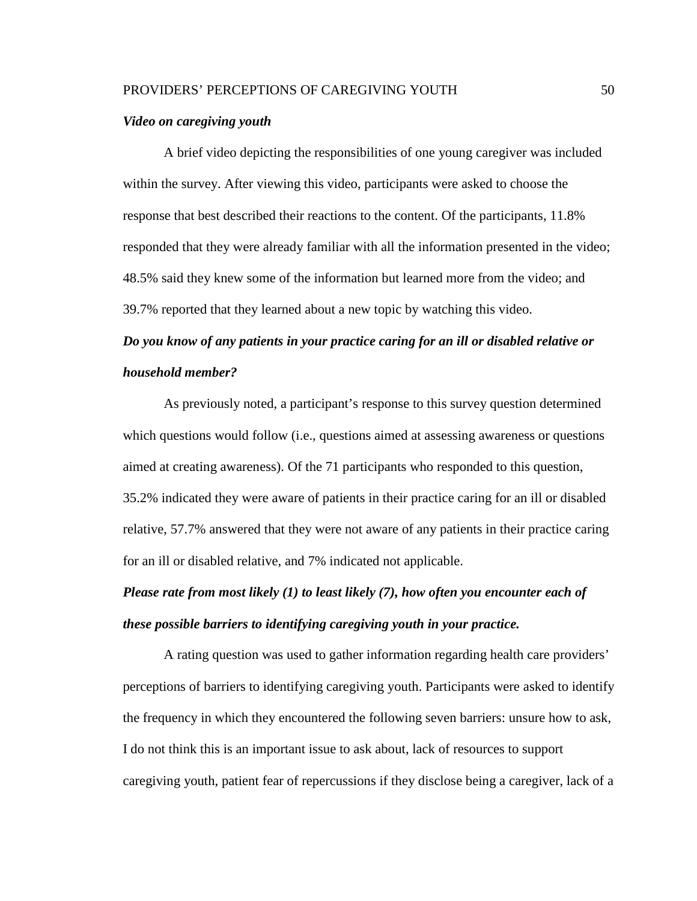***Video on caregiving youth***

A brief video depicting the responsibilities of one young caregiver was included within the survey. After viewing this video, participants were asked to choose the response that best described their reactions to the content. Of the participants, 11.8% responded that they were already familiar with all the information presented in the video; 48.5% said they knew some of the information but learned more from the video; and 39.7% reported that they learned about a new topic by watching this video.

***Do you know of any patients in your practice caring for an ill or disabled relative or household member?***

As previously noted, a participant's response to this survey question determined which questions would follow (i.e., questions aimed at assessing awareness or questions aimed at creating awareness). Of the 71 participants who responded to this question, 35.2% indicated they were aware of patients in their practice caring for an ill or disabled relative, 57.7% answered that they were not aware of any patients in their practice caring for an ill or disabled relative, and 7% indicated not applicable.

***Please rate from most likely (1) to least likely (7), how often you encounter each of these possible barriers to identifying caregiving youth in your practice.***

A rating question was used to gather information regarding health care providers' perceptions of barriers to identifying caregiving youth. Participants were asked to identify the frequency in which they encountered the following seven barriers: unsure how to ask, I do not think this is an important issue to ask about, lack of resources to support caregiving youth, patient fear of repercussions if they disclose being a caregiver, lack of a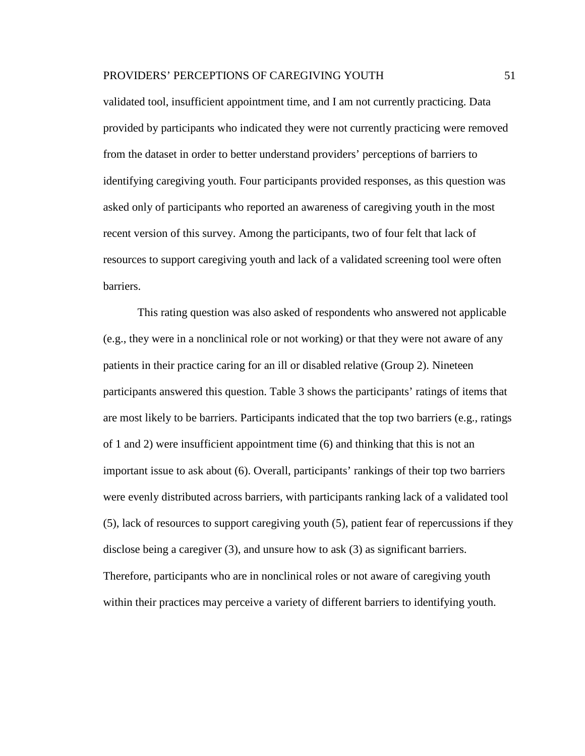validated tool, insufficient appointment time, and I am not currently practicing. Data provided by participants who indicated they were not currently practicing were removed from the dataset in order to better understand providers' perceptions of barriers to identifying caregiving youth. Four participants provided responses, as this question was asked only of participants who reported an awareness of caregiving youth in the most recent version of this survey. Among the participants, two of four felt that lack of resources to support caregiving youth and lack of a validated screening tool were often barriers.

This rating question was also asked of respondents who answered not applicable (e.g., they were in a nonclinical role or not working) or that they were not aware of any patients in their practice caring for an ill or disabled relative (Group 2). Nineteen participants answered this question. Table 3 shows the participants' ratings of items that are most likely to be barriers. Participants indicated that the top two barriers (e.g., ratings of 1 and 2) were insufficient appointment time (6) and thinking that this is not an important issue to ask about (6). Overall, participants' rankings of their top two barriers were evenly distributed across barriers, with participants ranking lack of a validated tool (5), lack of resources to support caregiving youth (5), patient fear of repercussions if they disclose being a caregiver (3), and unsure how to ask (3) as significant barriers. Therefore, participants who are in nonclinical roles or not aware of caregiving youth within their practices may perceive a variety of different barriers to identifying youth.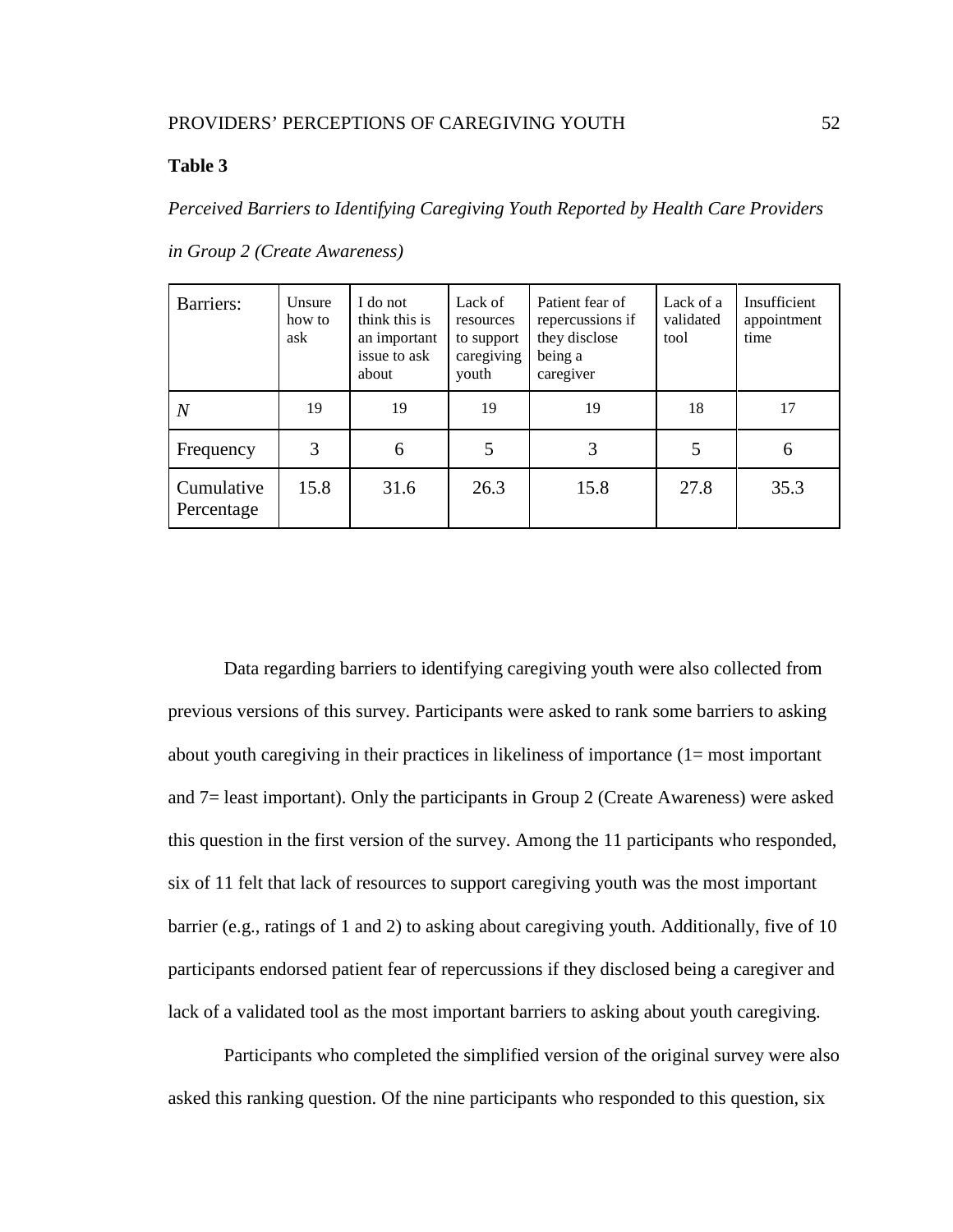**Table 3**

*Perceived Barriers to Identifying Caregiving Youth Reported by Health Care Providers in Group 2 (Create Awareness)*

| Barriers: | Unsure how to ask | I do not think this is an important issue to ask about | Lack of resources to support caregiving youth | Patient fear of repercussions if they disclose being a caregiver | Lack of a validated tool | Insufficient appointment time |
|---|---|---|---|---|---|---|
| *N* | 19 | 19 | 19 | 19 | 18 | 17 |
| Frequency | 3 | 6 | 5 | 3 | 5 | 6 |
| Cumulative Percentage | 15.8 | 31.6 | 26.3 | 15.8 | 27.8 | 35.3 |

Data regarding barriers to identifying caregiving youth were also collected from previous versions of this survey. Participants were asked to rank some barriers to asking about youth caregiving in their practices in likeliness of importance (1= most important and 7= least important). Only the participants in Group 2 (Create Awareness) were asked this question in the first version of the survey. Among the 11 participants who responded, six of 11 felt that lack of resources to support caregiving youth was the most important barrier (e.g., ratings of 1 and 2) to asking about caregiving youth. Additionally, five of 10 participants endorsed patient fear of repercussions if they disclosed being a caregiver and lack of a validated tool as the most important barriers to asking about youth caregiving.

Participants who completed the simplified version of the original survey were also asked this ranking question. Of the nine participants who responded to this question, six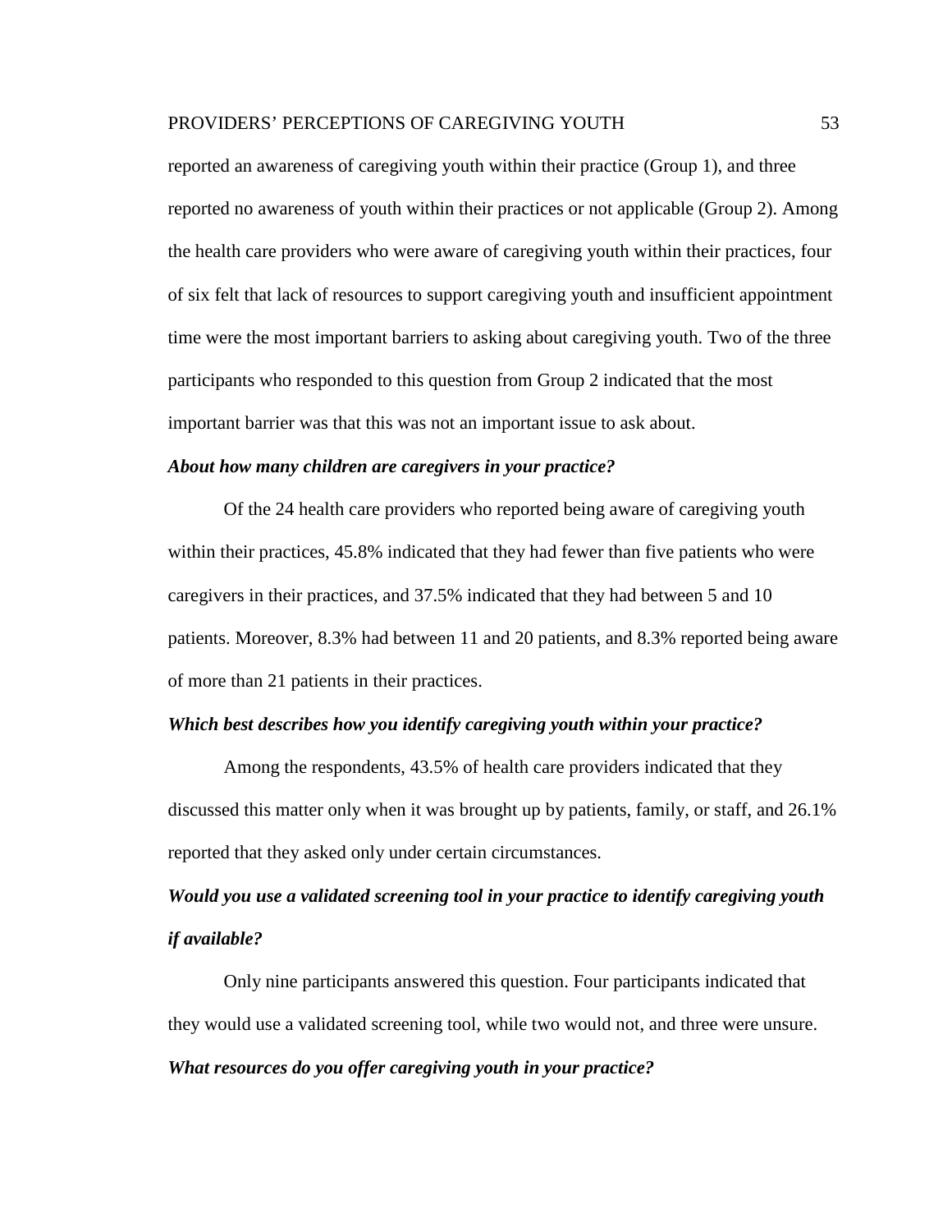reported an awareness of caregiving youth within their practice (Group 1), and three reported no awareness of youth within their practices or not applicable (Group 2). Among the health care providers who were aware of caregiving youth within their practices, four of six felt that lack of resources to support caregiving youth and insufficient appointment time were the most important barriers to asking about caregiving youth. Two of the three participants who responded to this question from Group 2 indicated that the most important barrier was that this was not an important issue to ask about.

***About how many children are caregivers in your practice?***

Of the 24 health care providers who reported being aware of caregiving youth within their practices, 45.8% indicated that they had fewer than five patients who were caregivers in their practices, and 37.5% indicated that they had between 5 and 10 patients. Moreover, 8.3% had between 11 and 20 patients, and 8.3% reported being aware of more than 21 patients in their practices.

***Which best describes how you identify caregiving youth within your practice?***

Among the respondents, 43.5% of health care providers indicated that they discussed this matter only when it was brought up by patients, family, or staff, and 26.1% reported that they asked only under certain circumstances.

***Would you use a validated screening tool in your practice to identify caregiving youth if available?***

Only nine participants answered this question. Four participants indicated that they would use a validated screening tool, while two would not, and three were unsure.

***What resources do you offer caregiving youth in your practice?***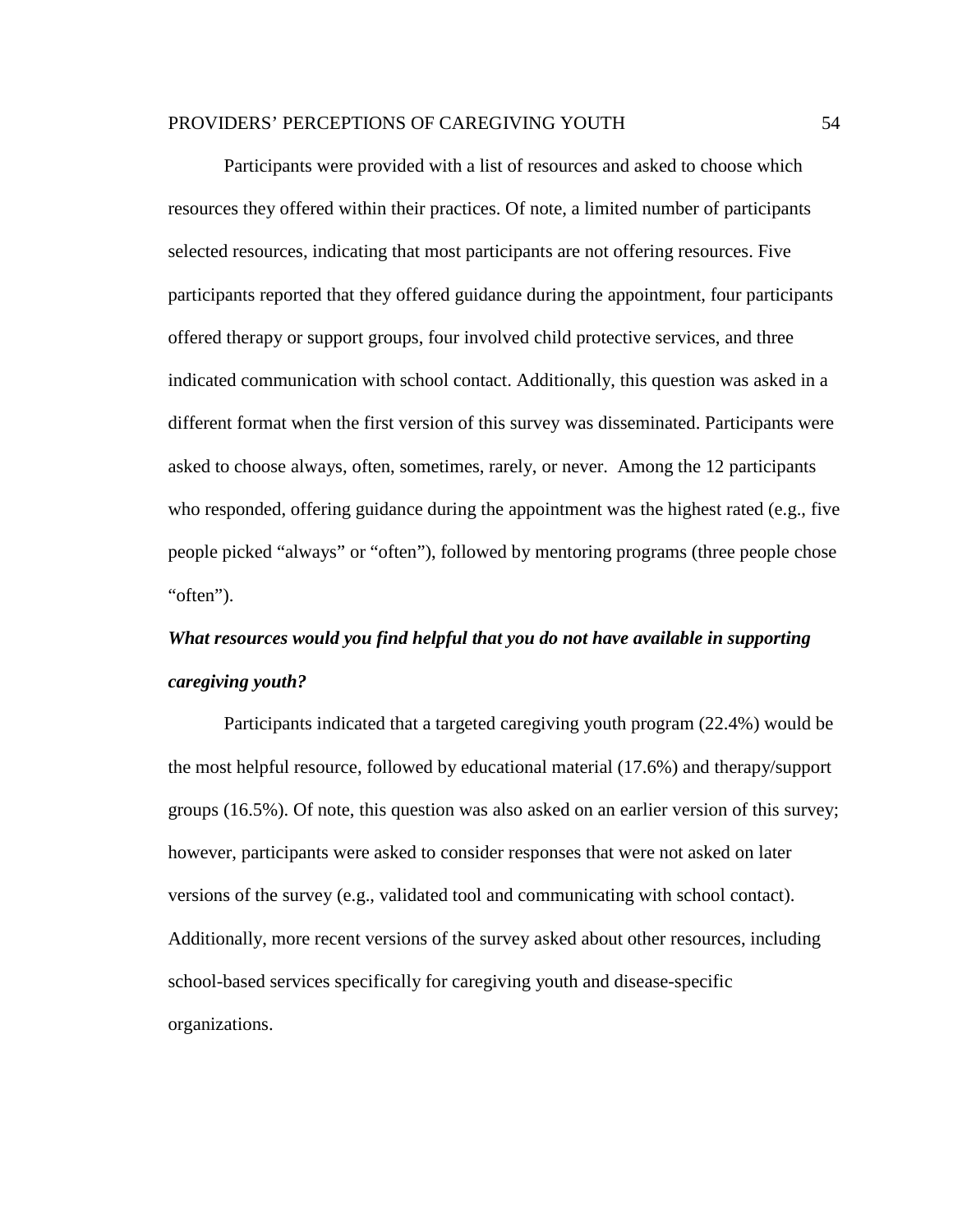Participants were provided with a list of resources and asked to choose which resources they offered within their practices. Of note, a limited number of participants selected resources, indicating that most participants are not offering resources. Five participants reported that they offered guidance during the appointment, four participants offered therapy or support groups, four involved child protective services, and three indicated communication with school contact. Additionally, this question was asked in a different format when the first version of this survey was disseminated. Participants were asked to choose always, often, sometimes, rarely, or never.  Among the 12 participants who responded, offering guidance during the appointment was the highest rated (e.g., five people picked "always" or "often"), followed by mentoring programs (three people chose "often").

***What resources would you find helpful that you do not have available in supporting caregiving youth?***

Participants indicated that a targeted caregiving youth program (22.4%) would be the most helpful resource, followed by educational material (17.6%) and therapy/support groups (16.5%). Of note, this question was also asked on an earlier version of this survey; however, participants were asked to consider responses that were not asked on later versions of the survey (e.g., validated tool and communicating with school contact). Additionally, more recent versions of the survey asked about other resources, including school-based services specifically for caregiving youth and disease-specific organizations.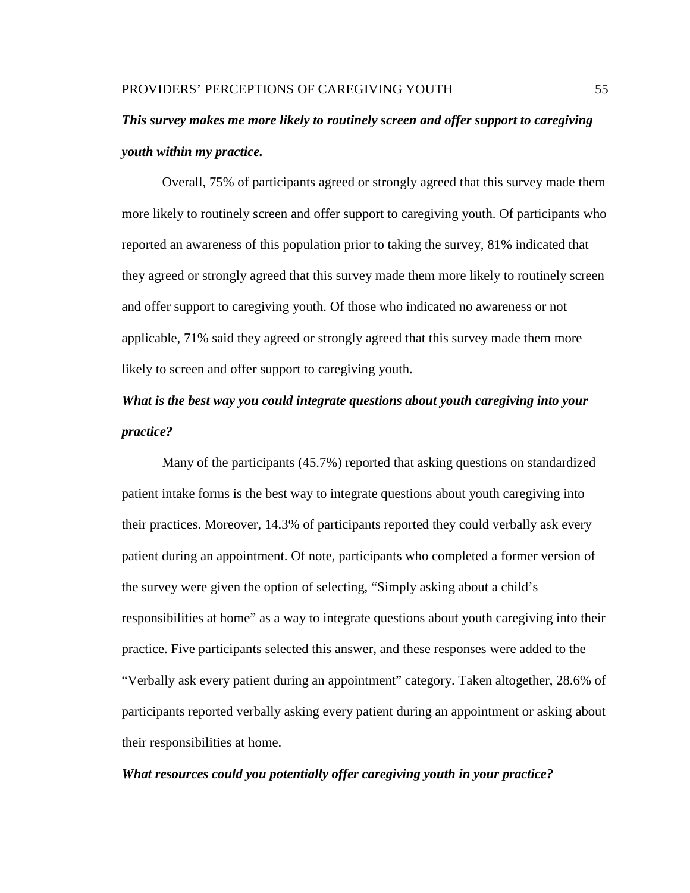***This survey makes me more likely to routinely screen and offer support to caregiving youth within my practice.***

Overall, 75% of participants agreed or strongly agreed that this survey made them more likely to routinely screen and offer support to caregiving youth. Of participants who reported an awareness of this population prior to taking the survey, 81% indicated that they agreed or strongly agreed that this survey made them more likely to routinely screen and offer support to caregiving youth. Of those who indicated no awareness or not applicable, 71% said they agreed or strongly agreed that this survey made them more likely to screen and offer support to caregiving youth.

***What is the best way you could integrate questions about youth caregiving into your practice?***

Many of the participants (45.7%) reported that asking questions on standardized patient intake forms is the best way to integrate questions about youth caregiving into their practices. Moreover, 14.3% of participants reported they could verbally ask every patient during an appointment. Of note, participants who completed a former version of the survey were given the option of selecting, “Simply asking about a child’s responsibilities at home” as a way to integrate questions about youth caregiving into their practice. Five participants selected this answer, and these responses were added to the “Verbally ask every patient during an appointment” category. Taken altogether, 28.6% of participants reported verbally asking every patient during an appointment or asking about their responsibilities at home.

***What resources could you potentially offer caregiving youth in your practice?***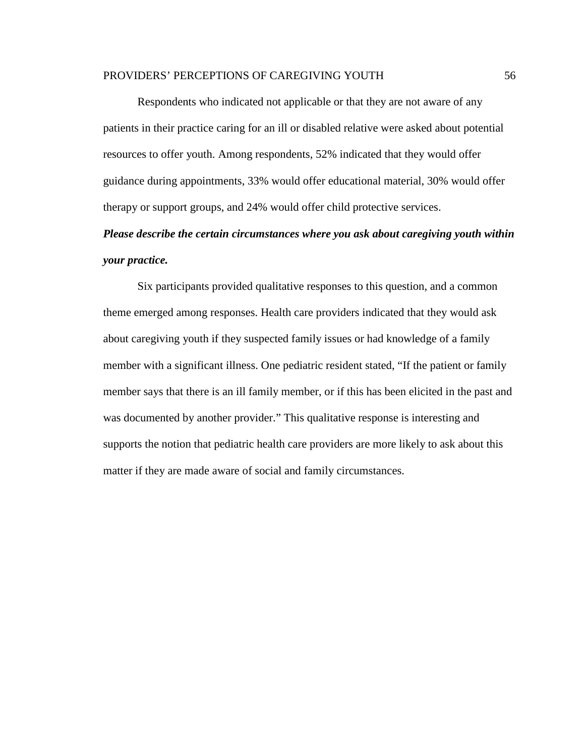Respondents who indicated not applicable or that they are not aware of any patients in their practice caring for an ill or disabled relative were asked about potential resources to offer youth. Among respondents, 52% indicated that they would offer guidance during appointments, 33% would offer educational material, 30% would offer therapy or support groups, and 24% would offer child protective services.

***Please describe the certain circumstances where you ask about caregiving youth within your practice.***

Six participants provided qualitative responses to this question, and a common theme emerged among responses. Health care providers indicated that they would ask about caregiving youth if they suspected family issues or had knowledge of a family member with a significant illness. One pediatric resident stated, "If the patient or family member says that there is an ill family member, or if this has been elicited in the past and was documented by another provider." This qualitative response is interesting and supports the notion that pediatric health care providers are more likely to ask about this matter if they are made aware of social and family circumstances.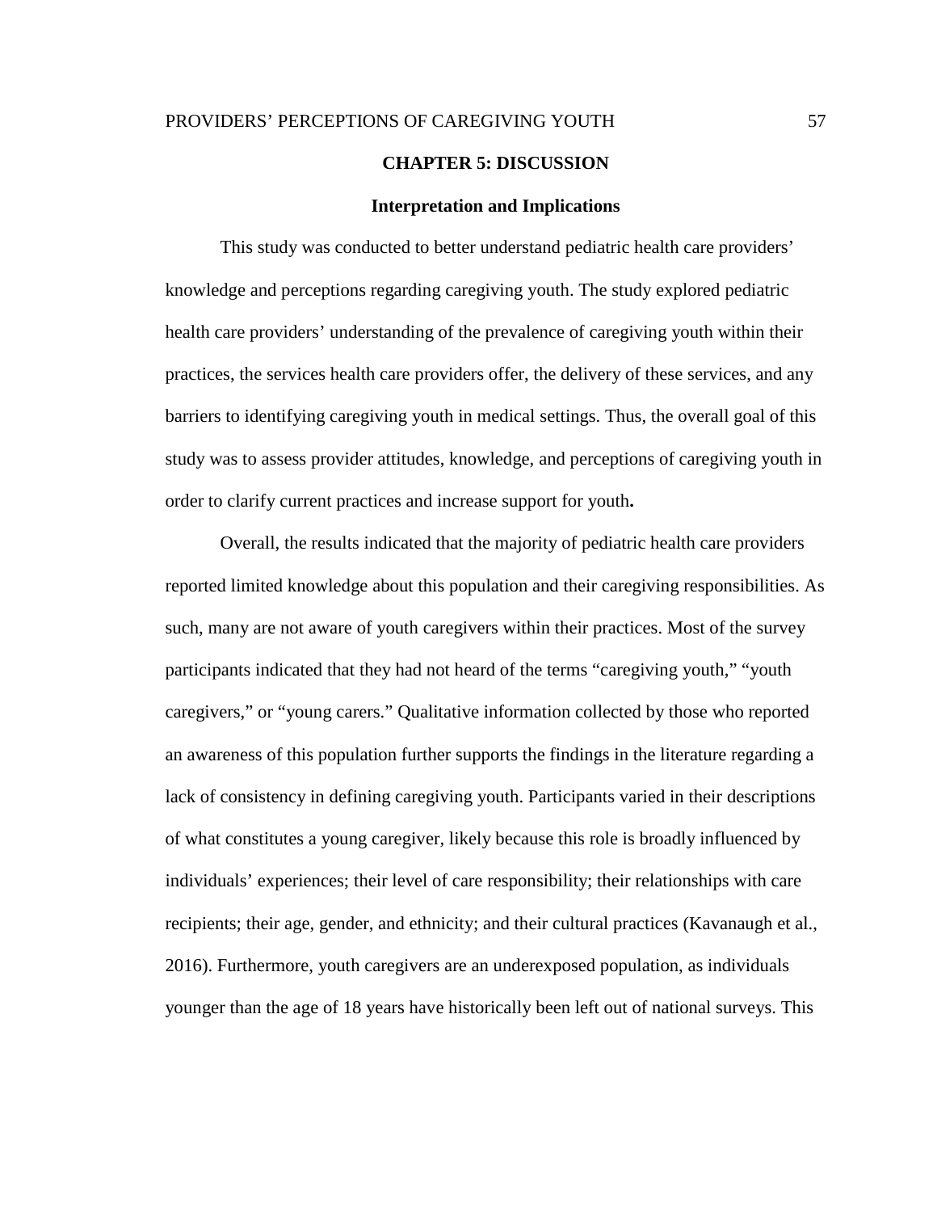# CHAPTER 5: DISCUSSION

## Interpretation and Implications

This study was conducted to better understand pediatric health care providers' knowledge and perceptions regarding caregiving youth. The study explored pediatric health care providers' understanding of the prevalence of caregiving youth within their practices, the services health care providers offer, the delivery of these services, and any barriers to identifying caregiving youth in medical settings. Thus, the overall goal of this study was to assess provider attitudes, knowledge, and perceptions of caregiving youth in order to clarify current practices and increase support for youth**.**

Overall, the results indicated that the majority of pediatric health care providers reported limited knowledge about this population and their caregiving responsibilities. As such, many are not aware of youth caregivers within their practices. Most of the survey participants indicated that they had not heard of the terms "caregiving youth," "youth caregivers," or "young carers." Qualitative information collected by those who reported an awareness of this population further supports the findings in the literature regarding a lack of consistency in defining caregiving youth. Participants varied in their descriptions of what constitutes a young caregiver, likely because this role is broadly influenced by individuals' experiences; their level of care responsibility; their relationships with care recipients; their age, gender, and ethnicity; and their cultural practices (Kavanaugh et al., 2016). Furthermore, youth caregivers are an underexposed population, as individuals younger than the age of 18 years have historically been left out of national surveys. This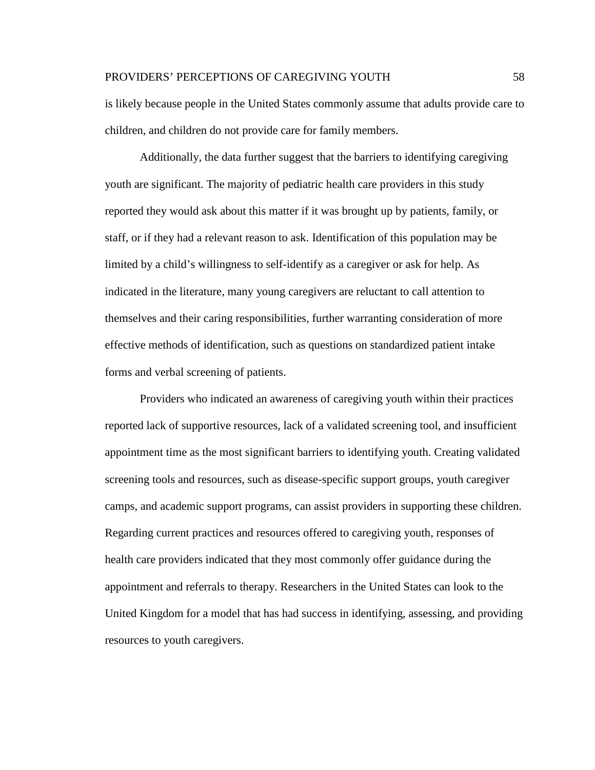is likely because people in the United States commonly assume that adults provide care to children, and children do not provide care for family members.

Additionally, the data further suggest that the barriers to identifying caregiving youth are significant. The majority of pediatric health care providers in this study reported they would ask about this matter if it was brought up by patients, family, or staff, or if they had a relevant reason to ask. Identification of this population may be limited by a child's willingness to self-identify as a caregiver or ask for help. As indicated in the literature, many young caregivers are reluctant to call attention to themselves and their caring responsibilities, further warranting consideration of more effective methods of identification, such as questions on standardized patient intake forms and verbal screening of patients.

Providers who indicated an awareness of caregiving youth within their practices reported lack of supportive resources, lack of a validated screening tool, and insufficient appointment time as the most significant barriers to identifying youth. Creating validated screening tools and resources, such as disease-specific support groups, youth caregiver camps, and academic support programs, can assist providers in supporting these children. Regarding current practices and resources offered to caregiving youth, responses of health care providers indicated that they most commonly offer guidance during the appointment and referrals to therapy. Researchers in the United States can look to the United Kingdom for a model that has had success in identifying, assessing, and providing resources to youth caregivers.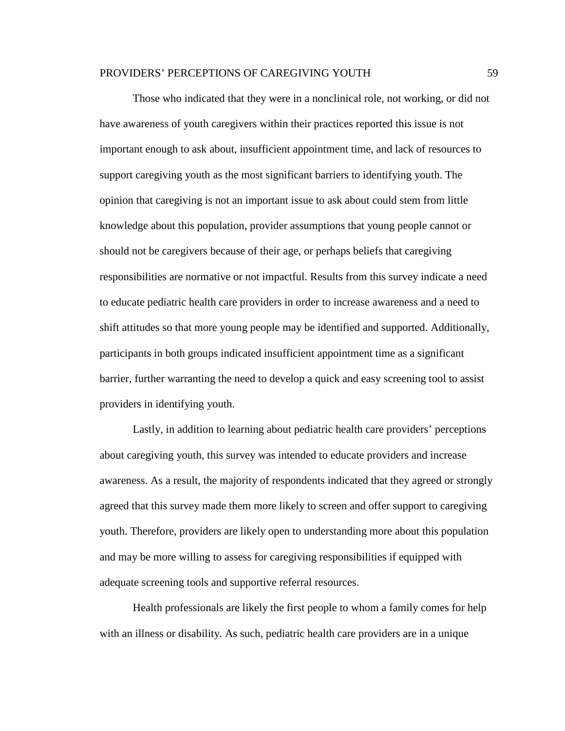Those who indicated that they were in a nonclinical role, not working, or did not have awareness of youth caregivers within their practices reported this issue is not important enough to ask about, insufficient appointment time, and lack of resources to support caregiving youth as the most significant barriers to identifying youth. The opinion that caregiving is not an important issue to ask about could stem from little knowledge about this population, provider assumptions that young people cannot or should not be caregivers because of their age, or perhaps beliefs that caregiving responsibilities are normative or not impactful. Results from this survey indicate a need to educate pediatric health care providers in order to increase awareness and a need to shift attitudes so that more young people may be identified and supported. Additionally, participants in both groups indicated insufficient appointment time as a significant barrier, further warranting the need to develop a quick and easy screening tool to assist providers in identifying youth.

Lastly, in addition to learning about pediatric health care providers' perceptions about caregiving youth, this survey was intended to educate providers and increase awareness. As a result, the majority of respondents indicated that they agreed or strongly agreed that this survey made them more likely to screen and offer support to caregiving youth. Therefore, providers are likely open to understanding more about this population and may be more willing to assess for caregiving responsibilities if equipped with adequate screening tools and supportive referral resources.

Health professionals are likely the first people to whom a family comes for help with an illness or disability. As such, pediatric health care providers are in a unique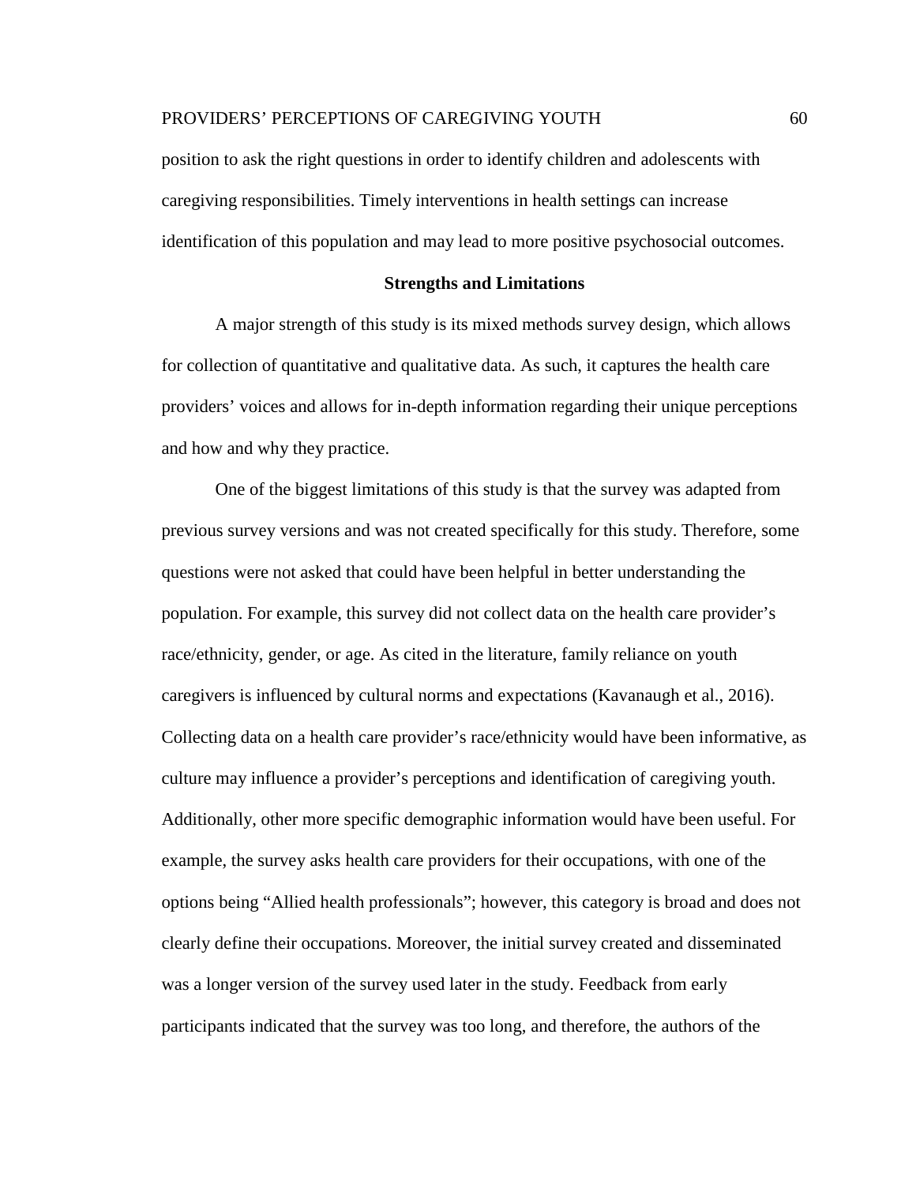position to ask the right questions in order to identify children and adolescents with caregiving responsibilities. Timely interventions in health settings can increase identification of this population and may lead to more positive psychosocial outcomes.

## Strengths and Limitations

A major strength of this study is its mixed methods survey design, which allows for collection of quantitative and qualitative data. As such, it captures the health care providers' voices and allows for in-depth information regarding their unique perceptions and how and why they practice.

One of the biggest limitations of this study is that the survey was adapted from previous survey versions and was not created specifically for this study. Therefore, some questions were not asked that could have been helpful in better understanding the population. For example, this survey did not collect data on the health care provider's race/ethnicity, gender, or age. As cited in the literature, family reliance on youth caregivers is influenced by cultural norms and expectations (Kavanaugh et al., 2016). Collecting data on a health care provider's race/ethnicity would have been informative, as culture may influence a provider's perceptions and identification of caregiving youth. Additionally, other more specific demographic information would have been useful. For example, the survey asks health care providers for their occupations, with one of the options being "Allied health professionals"; however, this category is broad and does not clearly define their occupations. Moreover, the initial survey created and disseminated was a longer version of the survey used later in the study. Feedback from early participants indicated that the survey was too long, and therefore, the authors of the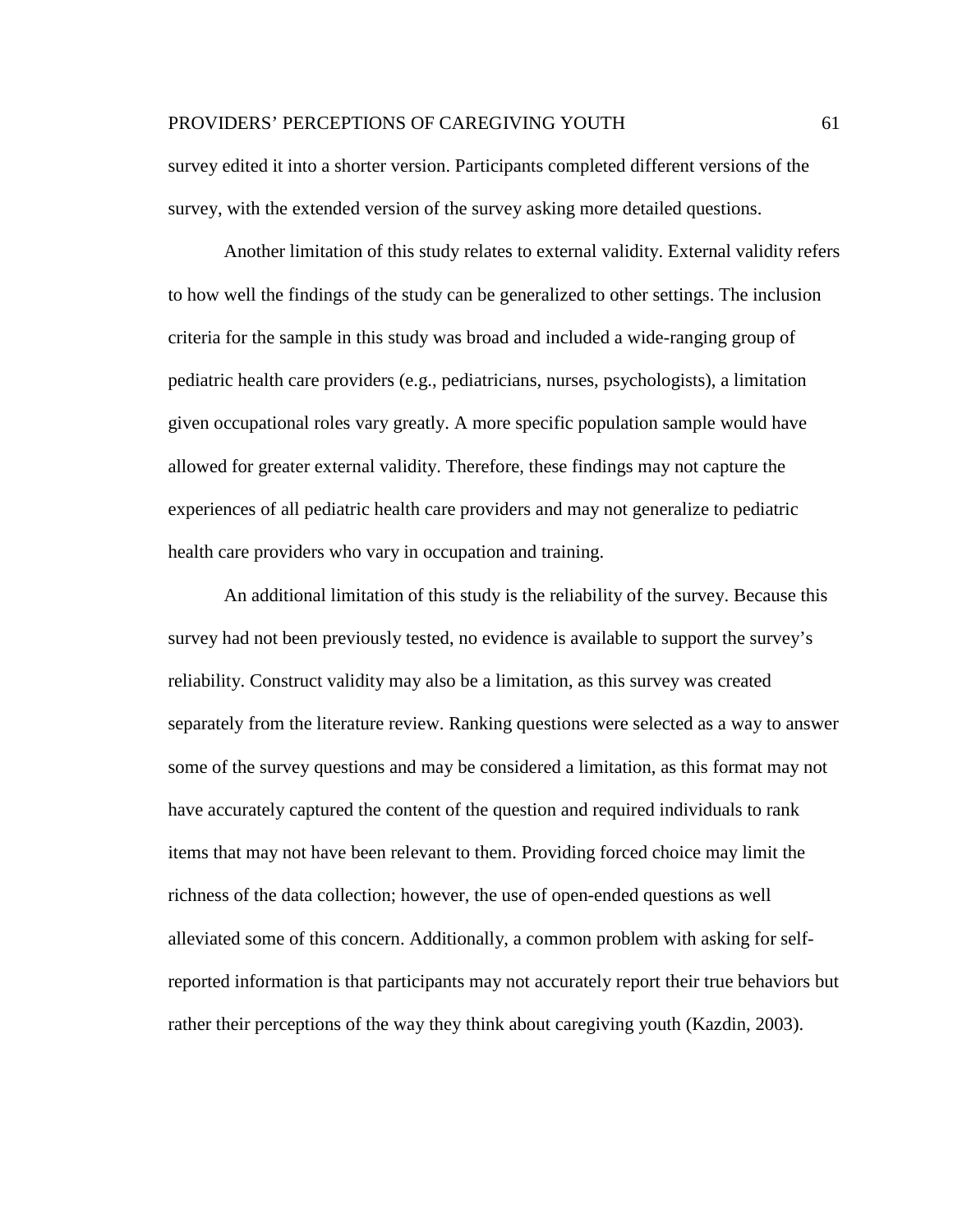survey edited it into a shorter version. Participants completed different versions of the survey, with the extended version of the survey asking more detailed questions.

Another limitation of this study relates to external validity. External validity refers to how well the findings of the study can be generalized to other settings. The inclusion criteria for the sample in this study was broad and included a wide-ranging group of pediatric health care providers (e.g., pediatricians, nurses, psychologists), a limitation given occupational roles vary greatly. A more specific population sample would have allowed for greater external validity. Therefore, these findings may not capture the experiences of all pediatric health care providers and may not generalize to pediatric health care providers who vary in occupation and training.

An additional limitation of this study is the reliability of the survey. Because this survey had not been previously tested, no evidence is available to support the survey's reliability. Construct validity may also be a limitation, as this survey was created separately from the literature review. Ranking questions were selected as a way to answer some of the survey questions and may be considered a limitation, as this format may not have accurately captured the content of the question and required individuals to rank items that may not have been relevant to them. Providing forced choice may limit the richness of the data collection; however, the use of open-ended questions as well alleviated some of this concern. Additionally, a common problem with asking for self-reported information is that participants may not accurately report their true behaviors but rather their perceptions of the way they think about caregiving youth (Kazdin, 2003).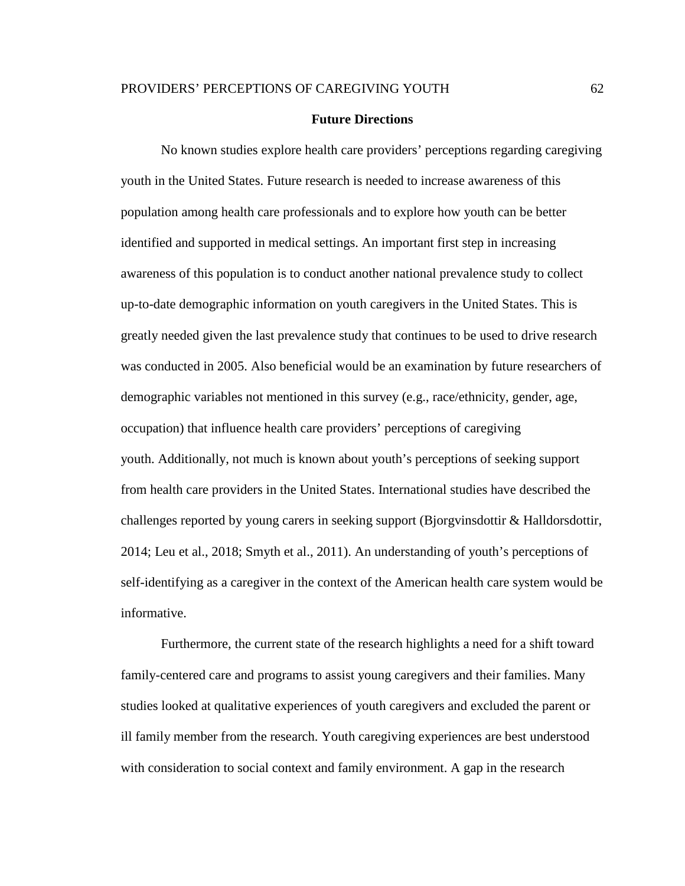## Future Directions

No known studies explore health care providers' perceptions regarding caregiving youth in the United States. Future research is needed to increase awareness of this population among health care professionals and to explore how youth can be better identified and supported in medical settings. An important first step in increasing awareness of this population is to conduct another national prevalence study to collect up-to-date demographic information on youth caregivers in the United States. This is greatly needed given the last prevalence study that continues to be used to drive research was conducted in 2005. Also beneficial would be an examination by future researchers of demographic variables not mentioned in this survey (e.g., race/ethnicity, gender, age, occupation) that influence health care providers' perceptions of caregiving youth. Additionally, not much is known about youth's perceptions of seeking support from health care providers in the United States. International studies have described the challenges reported by young carers in seeking support (Bjorgvinsdottir & Halldorsdottir, 2014; Leu et al., 2018; Smyth et al., 2011). An understanding of youth's perceptions of self-identifying as a caregiver in the context of the American health care system would be informative.

Furthermore, the current state of the research highlights a need for a shift toward family-centered care and programs to assist young caregivers and their families. Many studies looked at qualitative experiences of youth caregivers and excluded the parent or ill family member from the research. Youth caregiving experiences are best understood with consideration to social context and family environment. A gap in the research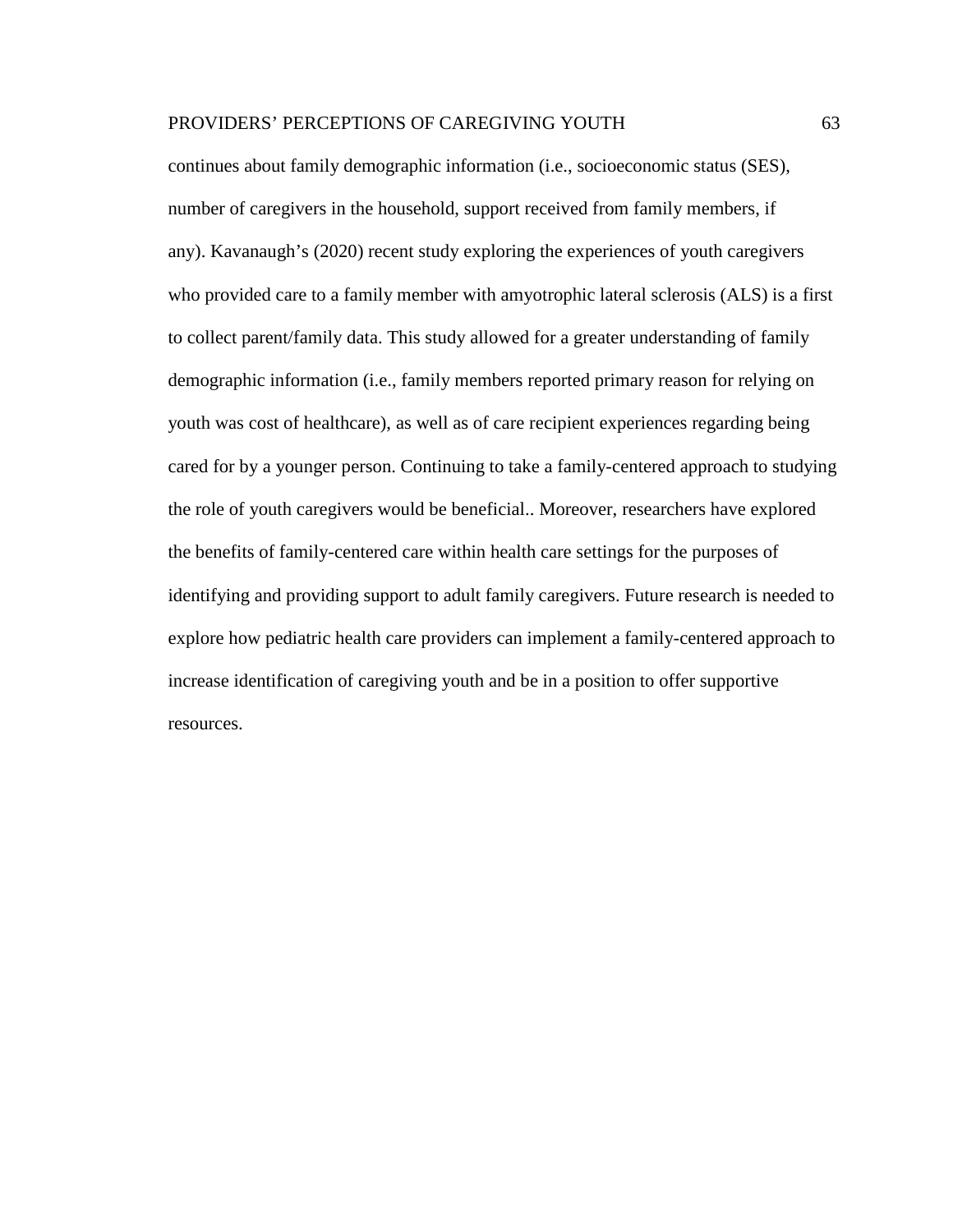continues about family demographic information (i.e., socioeconomic status (SES), number of caregivers in the household, support received from family members, if any). Kavanaugh's (2020) recent study exploring the experiences of youth caregivers who provided care to a family member with amyotrophic lateral sclerosis (ALS) is a first to collect parent/family data. This study allowed for a greater understanding of family demographic information (i.e., family members reported primary reason for relying on youth was cost of healthcare), as well as of care recipient experiences regarding being cared for by a younger person. Continuing to take a family-centered approach to studying the role of youth caregivers would be beneficial.. Moreover, researchers have explored the benefits of family-centered care within health care settings for the purposes of identifying and providing support to adult family caregivers. Future research is needed to explore how pediatric health care providers can implement a family-centered approach to increase identification of caregiving youth and be in a position to offer supportive resources.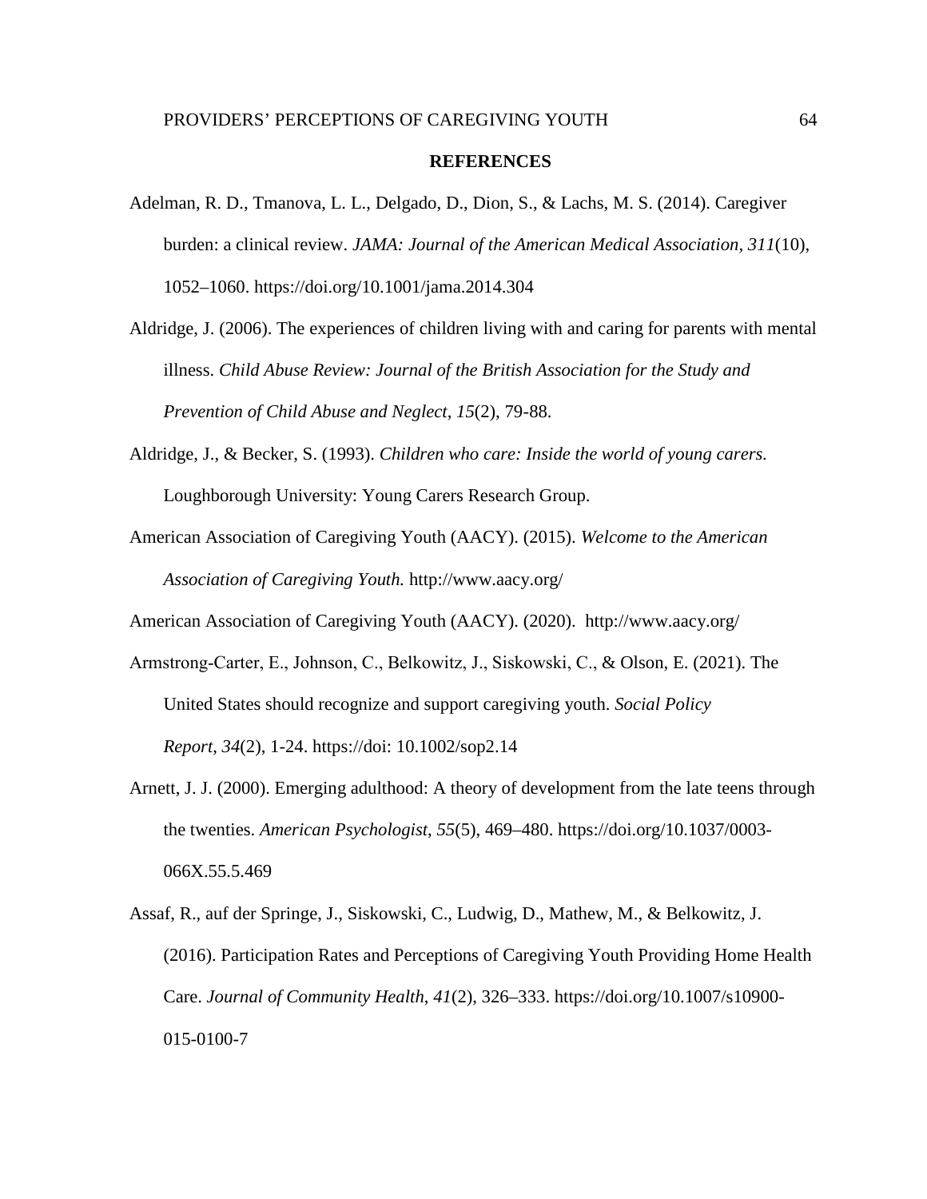## REFERENCES

Adelman, R. D., Tmanova, L. L., Delgado, D., Dion, S., & Lachs, M. S. (2014). Caregiver burden: a clinical review. *JAMA: Journal of the American Medical Association*, *311*(10), 1052–1060. https://doi.org/10.1001/jama.2014.304

Aldridge, J. (2006). The experiences of children living with and caring for parents with mental illness. *Child Abuse Review: Journal of the British Association for the Study and Prevention of Child Abuse and Neglect*, *15*(2), 79-88.

Aldridge, J., & Becker, S. (1993). *Children who care: Inside the world of young carers.* Loughborough University: Young Carers Research Group.

American Association of Caregiving Youth (AACY). (2015). *Welcome to the American Association of Caregiving Youth.* http://www.aacy.org/

American Association of Caregiving Youth (AACY). (2020). http://www.aacy.org/

Armstrong-Carter, E., Johnson, C., Belkowitz, J., Siskowski, C., & Olson, E. (2021). The United States should recognize and support caregiving youth. *Social Policy Report*, *34*(2), 1-24. https://doi: 10.1002/sop2.14

Arnett, J. J. (2000). Emerging adulthood: A theory of development from the late teens through the twenties. *American Psychologist*, *55*(5), 469–480. https://doi.org/10.1037/0003-066X.55.5.469

Assaf, R., auf der Springe, J., Siskowski, C., Ludwig, D., Mathew, M., & Belkowitz, J. (2016). Participation Rates and Perceptions of Caregiving Youth Providing Home Health Care. *Journal of Community Health*, *41*(2), 326–333. https://doi.org/10.1007/s10900-015-0100-7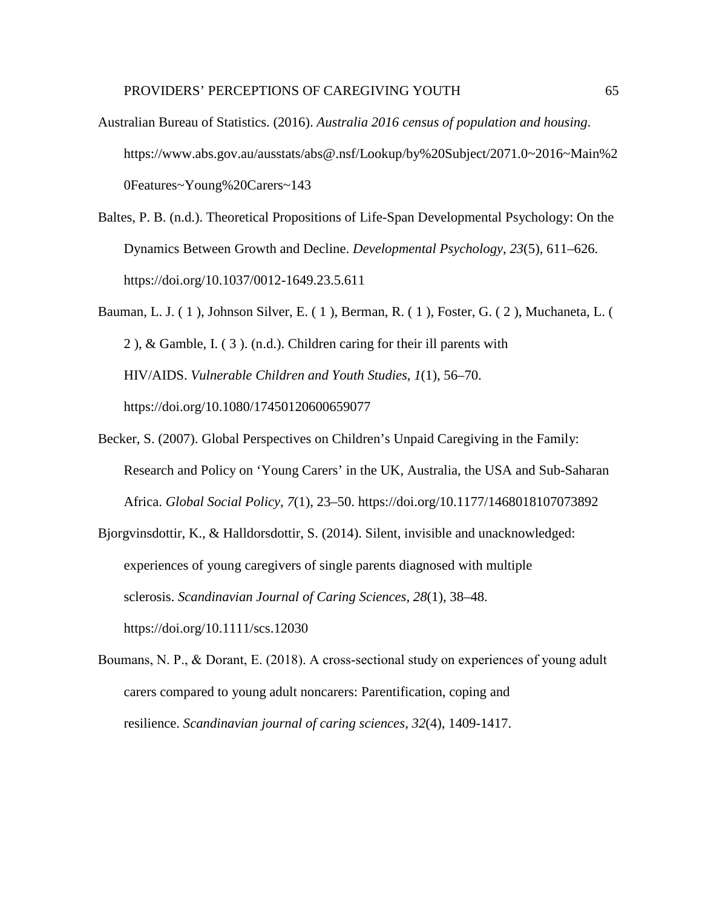Australian Bureau of Statistics. (2016). *Australia 2016 census of population and housing*. https://www.abs.gov.au/ausstats/abs@.nsf/Lookup/by%20Subject/2071.0~2016~Main%20Features~Young%20Carers~143

Baltes, P. B. (n.d.). Theoretical Propositions of Life-Span Developmental Psychology: On the Dynamics Between Growth and Decline. *Developmental Psychology*, *23*(5), 611–626. https://doi.org/10.1037/0012-1649.23.5.611

Bauman, L. J. ( 1 ), Johnson Silver, E. ( 1 ), Berman, R. ( 1 ), Foster, G. ( 2 ), Muchaneta, L. ( 2 ), & Gamble, I. ( 3 ). (n.d.). Children caring for their ill parents with HIV/AIDS. *Vulnerable Children and Youth Studies*, *1*(1), 56–70. https://doi.org/10.1080/17450120600659077

Becker, S. (2007). Global Perspectives on Children's Unpaid Caregiving in the Family: Research and Policy on 'Young Carers' in the UK, Australia, the USA and Sub-Saharan Africa. *Global Social Policy*, *7*(1), 23–50. https://doi.org/10.1177/1468018107073892

Bjorgvinsdottir, K., & Halldorsdottir, S. (2014). Silent, invisible and unacknowledged: experiences of young caregivers of single parents diagnosed with multiple sclerosis. *Scandinavian Journal of Caring Sciences*, *28*(1), 38–48. https://doi.org/10.1111/scs.12030

Boumans, N. P., & Dorant, E. (2018). A cross-sectional study on experiences of young adult carers compared to young adult noncarers: Parentification, coping and resilience. *Scandinavian journal of caring sciences*, *32*(4), 1409-1417.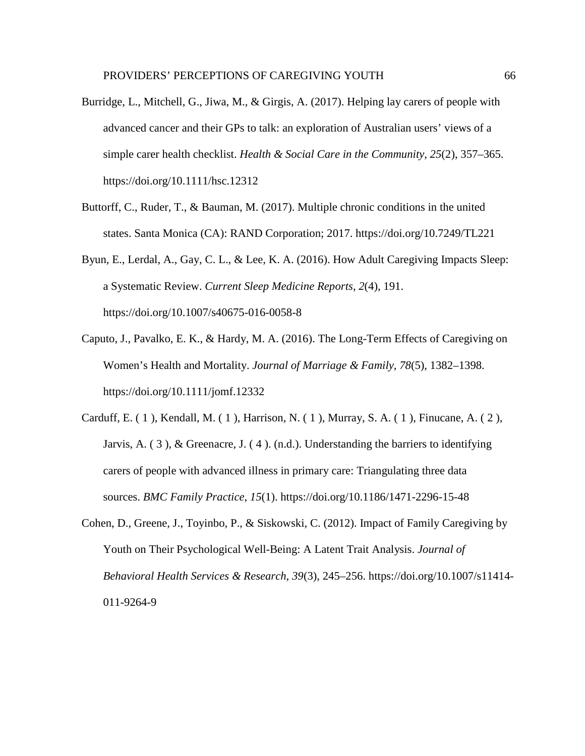Burridge, L., Mitchell, G., Jiwa, M., & Girgis, A. (2017). Helping lay carers of people with advanced cancer and their GPs to talk: an exploration of Australian users' views of a simple carer health checklist. *Health & Social Care in the Community*, *25*(2), 357–365. https://doi.org/10.1111/hsc.12312

Buttorff, C., Ruder, T., & Bauman, M. (2017). Multiple chronic conditions in the united states. Santa Monica (CA): RAND Corporation; 2017. https://doi.org/10.7249/TL221

Byun, E., Lerdal, A., Gay, C. L., & Lee, K. A. (2016). How Adult Caregiving Impacts Sleep: a Systematic Review. *Current Sleep Medicine Reports*, *2*(4), 191. https://doi.org/10.1007/s40675-016-0058-8

Caputo, J., Pavalko, E. K., & Hardy, M. A. (2016). The Long-Term Effects of Caregiving on Women's Health and Mortality. *Journal of Marriage & Family*, *78*(5), 1382–1398. https://doi.org/10.1111/jomf.12332

Carduff, E. ( 1 ), Kendall, M. ( 1 ), Harrison, N. ( 1 ), Murray, S. A. ( 1 ), Finucane, A. ( 2 ), Jarvis, A. ( 3 ), & Greenacre, J. ( 4 ). (n.d.). Understanding the barriers to identifying carers of people with advanced illness in primary care: Triangulating three data sources. *BMC Family Practice*, *15*(1). https://doi.org/10.1186/1471-2296-15-48

Cohen, D., Greene, J., Toyinbo, P., & Siskowski, C. (2012). Impact of Family Caregiving by Youth on Their Psychological Well-Being: A Latent Trait Analysis. *Journal of Behavioral Health Services & Research*, *39*(3), 245–256. https://doi.org/10.1007/s11414-011-9264-9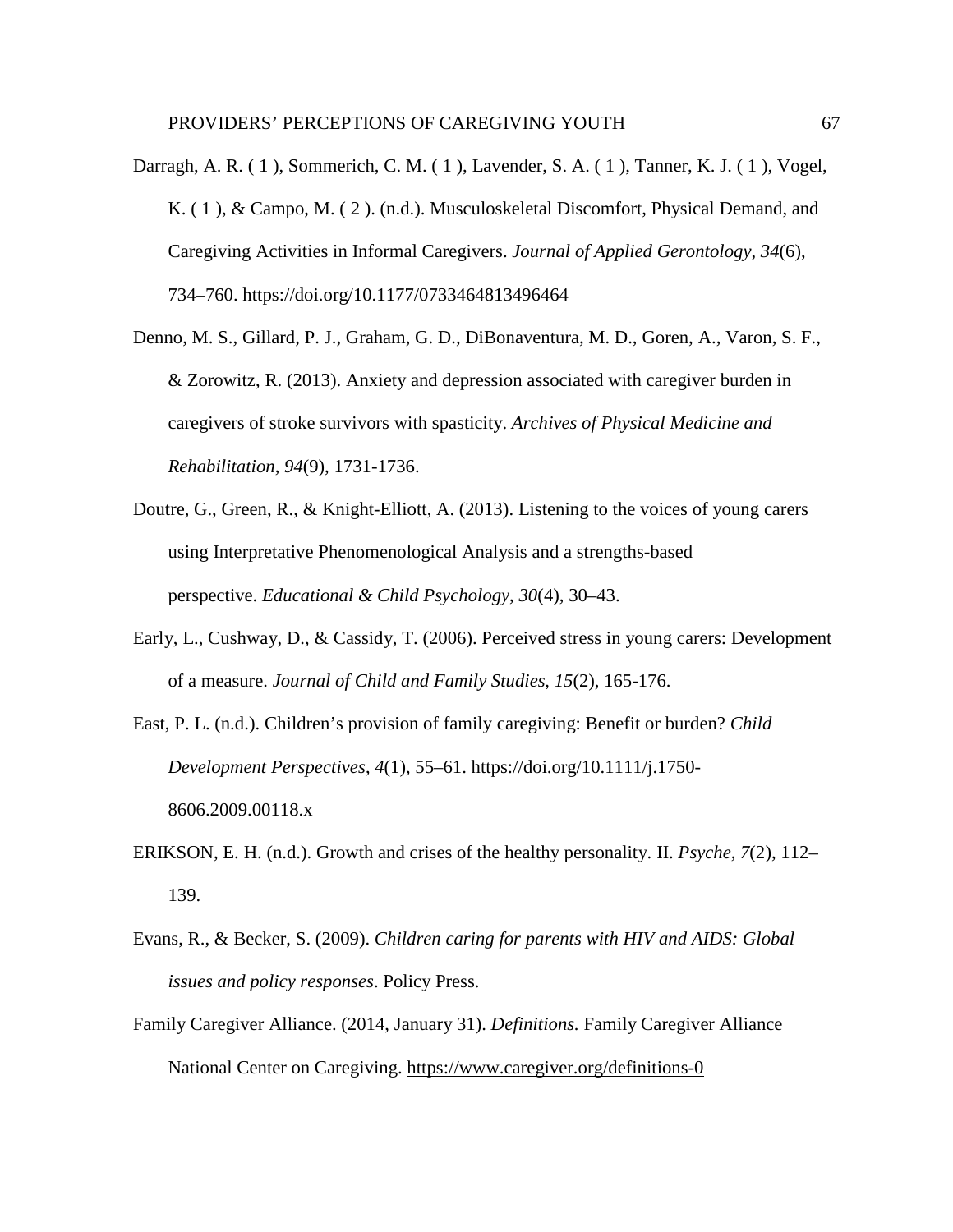Darragh, A. R. ( 1 ), Sommerich, C. M. ( 1 ), Lavender, S. A. ( 1 ), Tanner, K. J. ( 1 ), Vogel, K. ( 1 ), & Campo, M. ( 2 ). (n.d.). Musculoskeletal Discomfort, Physical Demand, and Caregiving Activities in Informal Caregivers. *Journal of Applied Gerontology*, *34*(6), 734–760. https://doi.org/10.1177/0733464813496464

Denno, M. S., Gillard, P. J., Graham, G. D., DiBonaventura, M. D., Goren, A., Varon, S. F., & Zorowitz, R. (2013). Anxiety and depression associated with caregiver burden in caregivers of stroke survivors with spasticity. *Archives of Physical Medicine and Rehabilitation*, *94*(9), 1731-1736.

Doutre, G., Green, R., & Knight-Elliott, A. (2013). Listening to the voices of young carers using Interpretative Phenomenological Analysis and a strengths-based perspective. *Educational & Child Psychology*, *30*(4), 30–43.

Early, L., Cushway, D., & Cassidy, T. (2006). Perceived stress in young carers: Development of a measure. *Journal of Child and Family Studies*, *15*(2), 165-176.

East, P. L. (n.d.). Children's provision of family caregiving: Benefit or burden? *Child Development Perspectives*, *4*(1), 55–61. https://doi.org/10.1111/j.1750-8606.2009.00118.x

ERIKSON, E. H. (n.d.). Growth and crises of the healthy personality. II. *Psyche*, *7*(2), 112–139.

Evans, R., & Becker, S. (2009). *Children caring for parents with HIV and AIDS: Global issues and policy responses*. Policy Press.

Family Caregiver Alliance. (2014, January 31). *Definitions.* Family Caregiver Alliance National Center on Caregiving. https://www.caregiver.org/definitions-0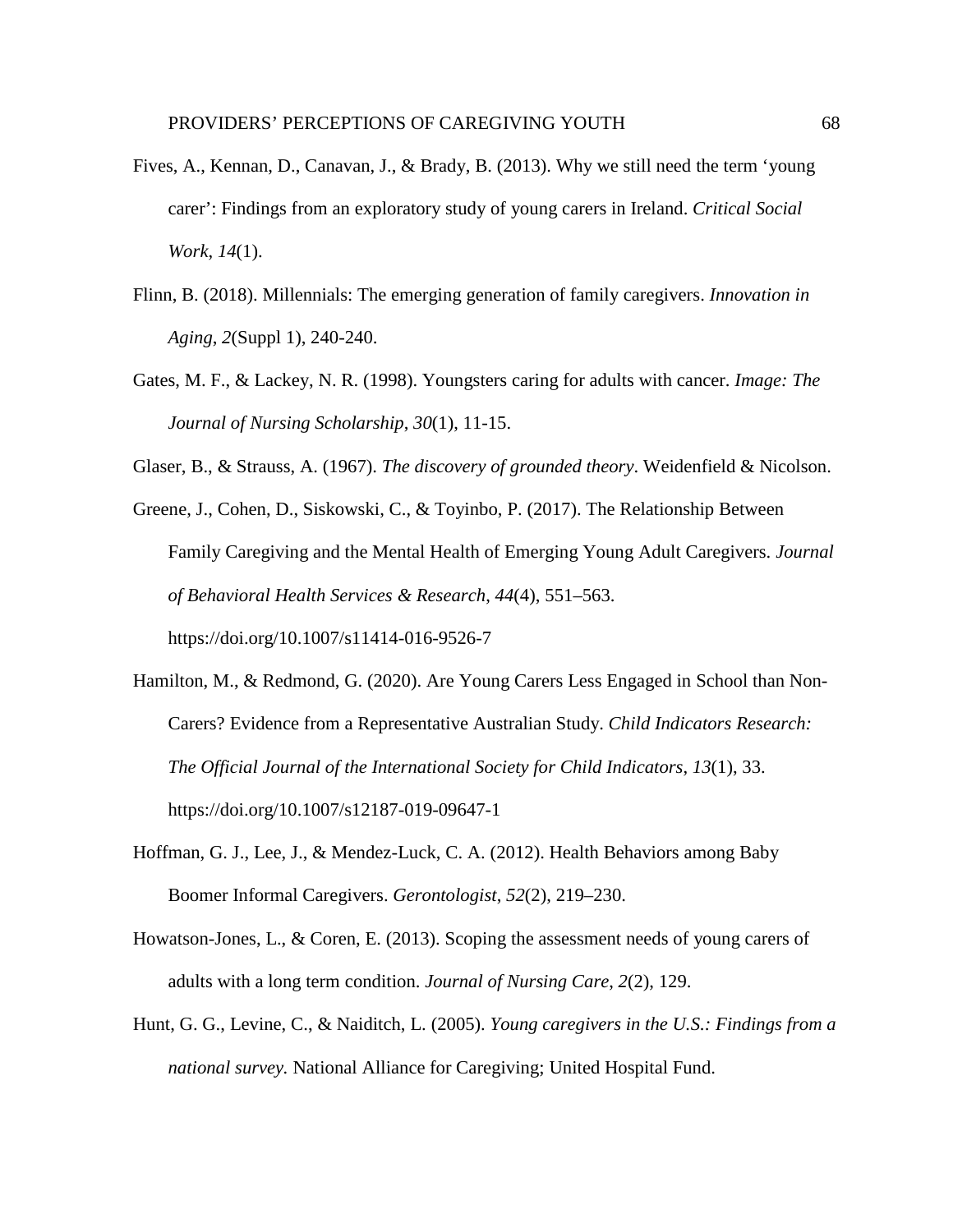Fives, A., Kennan, D., Canavan, J., & Brady, B. (2013). Why we still need the term 'young carer': Findings from an exploratory study of young carers in Ireland. *Critical Social Work*, *14*(1).

Flinn, B. (2018). Millennials: The emerging generation of family caregivers. *Innovation in Aging*, *2*(Suppl 1), 240-240.

Gates, M. F., & Lackey, N. R. (1998). Youngsters caring for adults with cancer. *Image: The Journal of Nursing Scholarship*, *30*(1), 11-15.

Glaser, B., & Strauss, A. (1967). *The discovery of grounded theory*. Weidenfield & Nicolson.

Greene, J., Cohen, D., Siskowski, C., & Toyinbo, P. (2017). The Relationship Between Family Caregiving and the Mental Health of Emerging Young Adult Caregivers. *Journal of Behavioral Health Services & Research*, *44*(4), 551–563. https://doi.org/10.1007/s11414-016-9526-7

Hamilton, M., & Redmond, G. (2020). Are Young Carers Less Engaged in School than Non-Carers? Evidence from a Representative Australian Study. *Child Indicators Research: The Official Journal of the International Society for Child Indicators*, *13*(1), 33. https://doi.org/10.1007/s12187-019-09647-1

Hoffman, G. J., Lee, J., & Mendez-Luck, C. A. (2012). Health Behaviors among Baby Boomer Informal Caregivers. *Gerontologist*, *52*(2), 219–230.

Howatson-Jones, L., & Coren, E. (2013). Scoping the assessment needs of young carers of adults with a long term condition. *Journal of Nursing Care*, *2*(2), 129.

Hunt, G. G., Levine, C., & Naiditch, L. (2005). *Young caregivers in the U.S.: Findings from a national survey*. National Alliance for Caregiving; United Hospital Fund.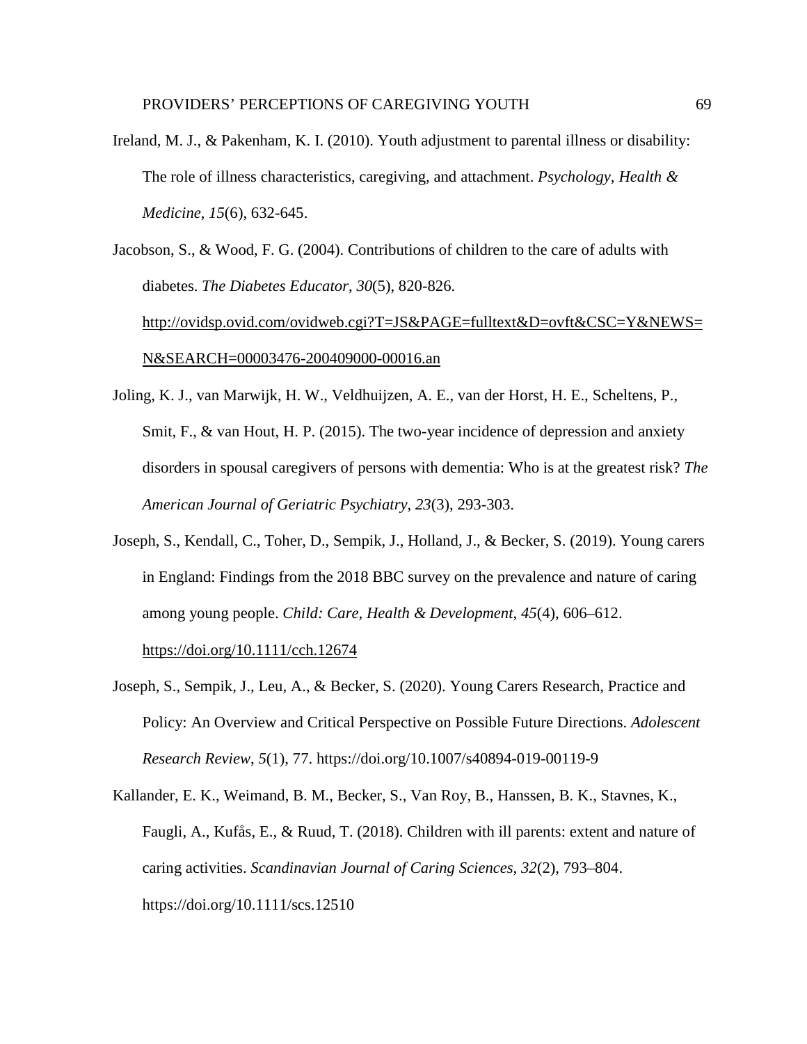Ireland, M. J., & Pakenham, K. I. (2010). Youth adjustment to parental illness or disability: The role of illness characteristics, caregiving, and attachment. *Psychology, Health & Medicine*, *15*(6), 632-645.

Jacobson, S., & Wood, F. G. (2004). Contributions of children to the care of adults with diabetes. *The Diabetes Educator*, *30*(5), 820-826. http://ovidsp.ovid.com/ovidweb.cgi?T=JS&PAGE=fulltext&D=ovft&CSC=Y&NEWS=N&SEARCH=00003476-200409000-00016.an

Joling, K. J., van Marwijk, H. W., Veldhuijzen, A. E., van der Horst, H. E., Scheltens, P., Smit, F., & van Hout, H. P. (2015). The two-year incidence of depression and anxiety disorders in spousal caregivers of persons with dementia: Who is at the greatest risk? *The American Journal of Geriatric Psychiatry*, *23*(3), 293-303.

Joseph, S., Kendall, C., Toher, D., Sempik, J., Holland, J., & Becker, S. (2019). Young carers in England: Findings from the 2018 BBC survey on the prevalence and nature of caring among young people. *Child: Care, Health & Development*, *45*(4), 606–612. https://doi.org/10.1111/cch.12674

Joseph, S., Sempik, J., Leu, A., & Becker, S. (2020). Young Carers Research, Practice and Policy: An Overview and Critical Perspective on Possible Future Directions. *Adolescent Research Review*, *5*(1), 77. https://doi.org/10.1007/s40894-019-00119-9

Kallander, E. K., Weimand, B. M., Becker, S., Van Roy, B., Hanssen, B. K., Stavnes, K., Faugli, A., Kufås, E., & Ruud, T. (2018). Children with ill parents: extent and nature of caring activities. *Scandinavian Journal of Caring Sciences*, *32*(2), 793–804. https://doi.org/10.1111/scs.12510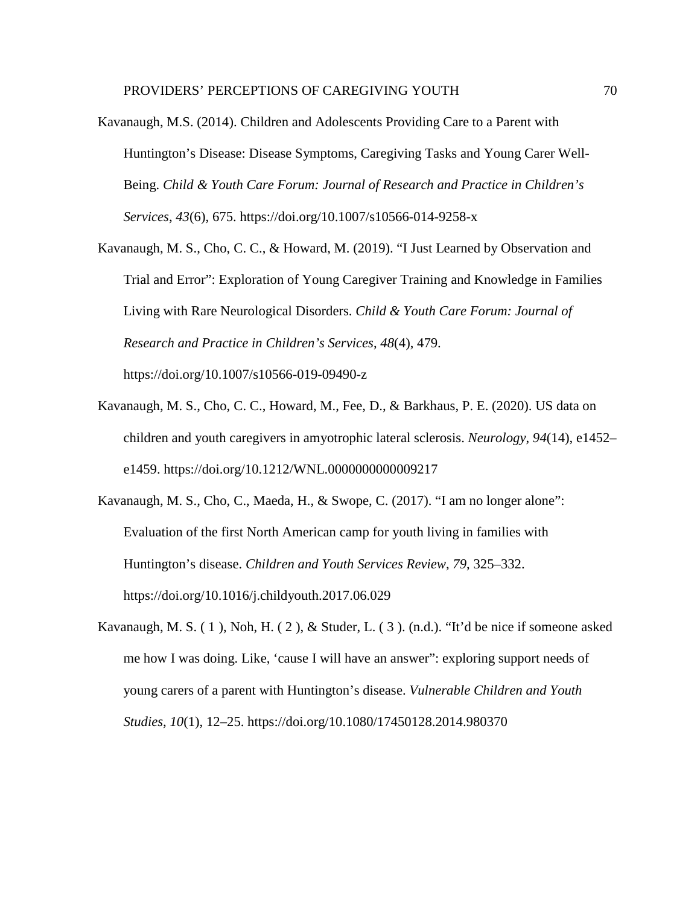Kavanaugh, M.S. (2014). Children and Adolescents Providing Care to a Parent with Huntington's Disease: Disease Symptoms, Caregiving Tasks and Young Carer Well-Being. *Child & Youth Care Forum: Journal of Research and Practice in Children's Services*, *43*(6), 675. https://doi.org/10.1007/s10566-014-9258-x

Kavanaugh, M. S., Cho, C. C., & Howard, M. (2019). "I Just Learned by Observation and Trial and Error": Exploration of Young Caregiver Training and Knowledge in Families Living with Rare Neurological Disorders. *Child & Youth Care Forum: Journal of Research and Practice in Children's Services*, *48*(4), 479. https://doi.org/10.1007/s10566-019-09490-z

Kavanaugh, M. S., Cho, C. C., Howard, M., Fee, D., & Barkhaus, P. E. (2020). US data on children and youth caregivers in amyotrophic lateral sclerosis. *Neurology*, *94*(14), e1452–e1459. https://doi.org/10.1212/WNL.0000000000009217

Kavanaugh, M. S., Cho, C., Maeda, H., & Swope, C. (2017). "I am no longer alone": Evaluation of the first North American camp for youth living in families with Huntington's disease. *Children and Youth Services Review*, *79*, 325–332. https://doi.org/10.1016/j.childyouth.2017.06.029

Kavanaugh, M. S. ( 1 ), Noh, H. ( 2 ), & Studer, L. ( 3 ). (n.d.). "It'd be nice if someone asked me how I was doing. Like, 'cause I will have an answer": exploring support needs of young carers of a parent with Huntington's disease. *Vulnerable Children and Youth Studies*, *10*(1), 12–25. https://doi.org/10.1080/17450128.2014.980370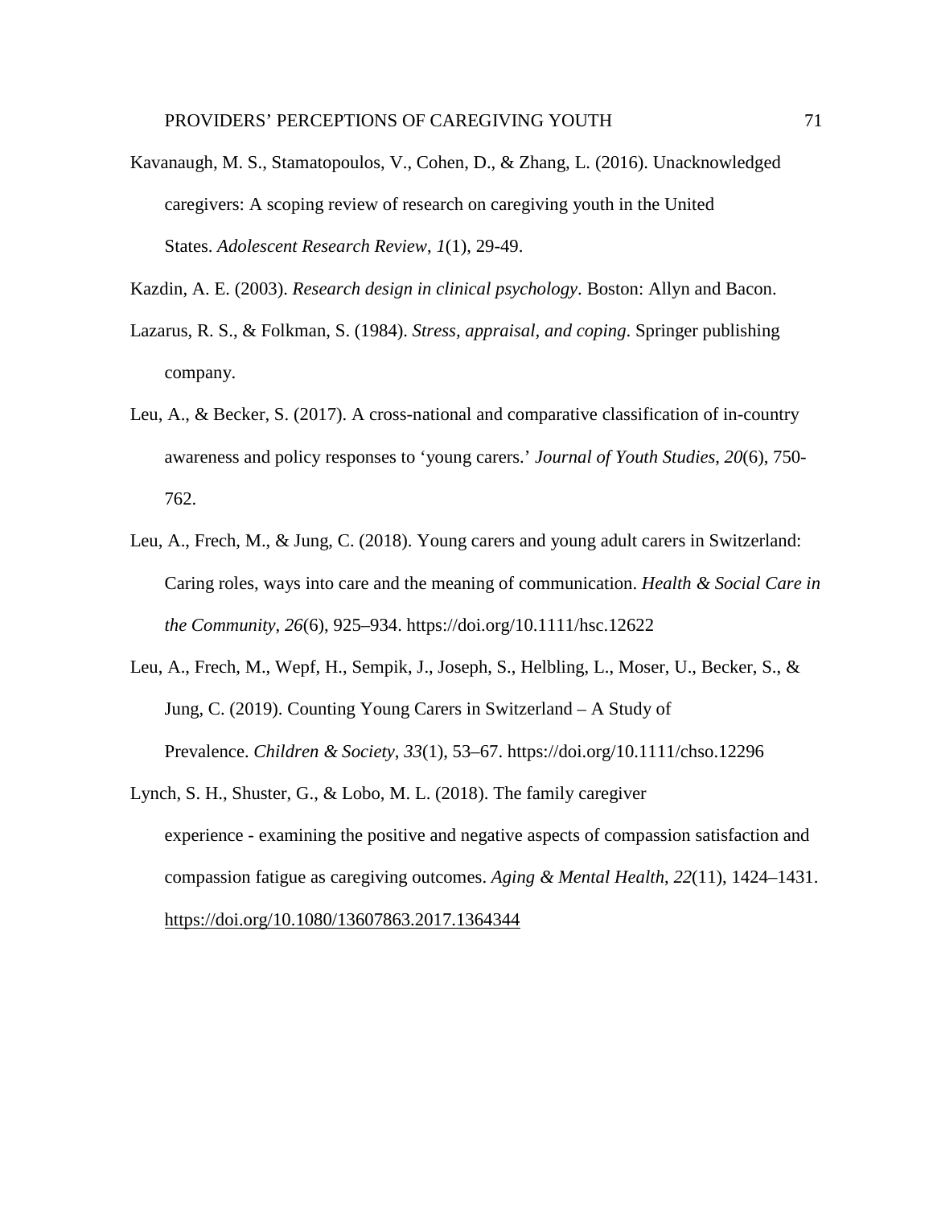Kavanaugh, M. S., Stamatopoulos, V., Cohen, D., & Zhang, L. (2016). Unacknowledged caregivers: A scoping review of research on caregiving youth in the United States. *Adolescent Research Review*, *1*(1), 29-49.

Kazdin, A. E. (2003). *Research design in clinical psychology*. Boston: Allyn and Bacon.

Lazarus, R. S., & Folkman, S. (1984). *Stress, appraisal, and coping*. Springer publishing company.

Leu, A., & Becker, S. (2017). A cross-national and comparative classification of in-country awareness and policy responses to 'young carers.' *Journal of Youth Studies*, *20*(6), 750-762.

Leu, A., Frech, M., & Jung, C. (2018). Young carers and young adult carers in Switzerland: Caring roles, ways into care and the meaning of communication. *Health & Social Care in the Community*, *26*(6), 925–934. https://doi.org/10.1111/hsc.12622

Leu, A., Frech, M., Wepf, H., Sempik, J., Joseph, S., Helbling, L., Moser, U., Becker, S., & Jung, C. (2019). Counting Young Carers in Switzerland – A Study of Prevalence. *Children & Society*, *33*(1), 53–67. https://doi.org/10.1111/chso.12296

Lynch, S. H., Shuster, G., & Lobo, M. L. (2018). The family caregiver experience - examining the positive and negative aspects of compassion satisfaction and compassion fatigue as caregiving outcomes. *Aging & Mental Health*, *22*(11), 1424–1431. https://doi.org/10.1080/13607863.2017.1364344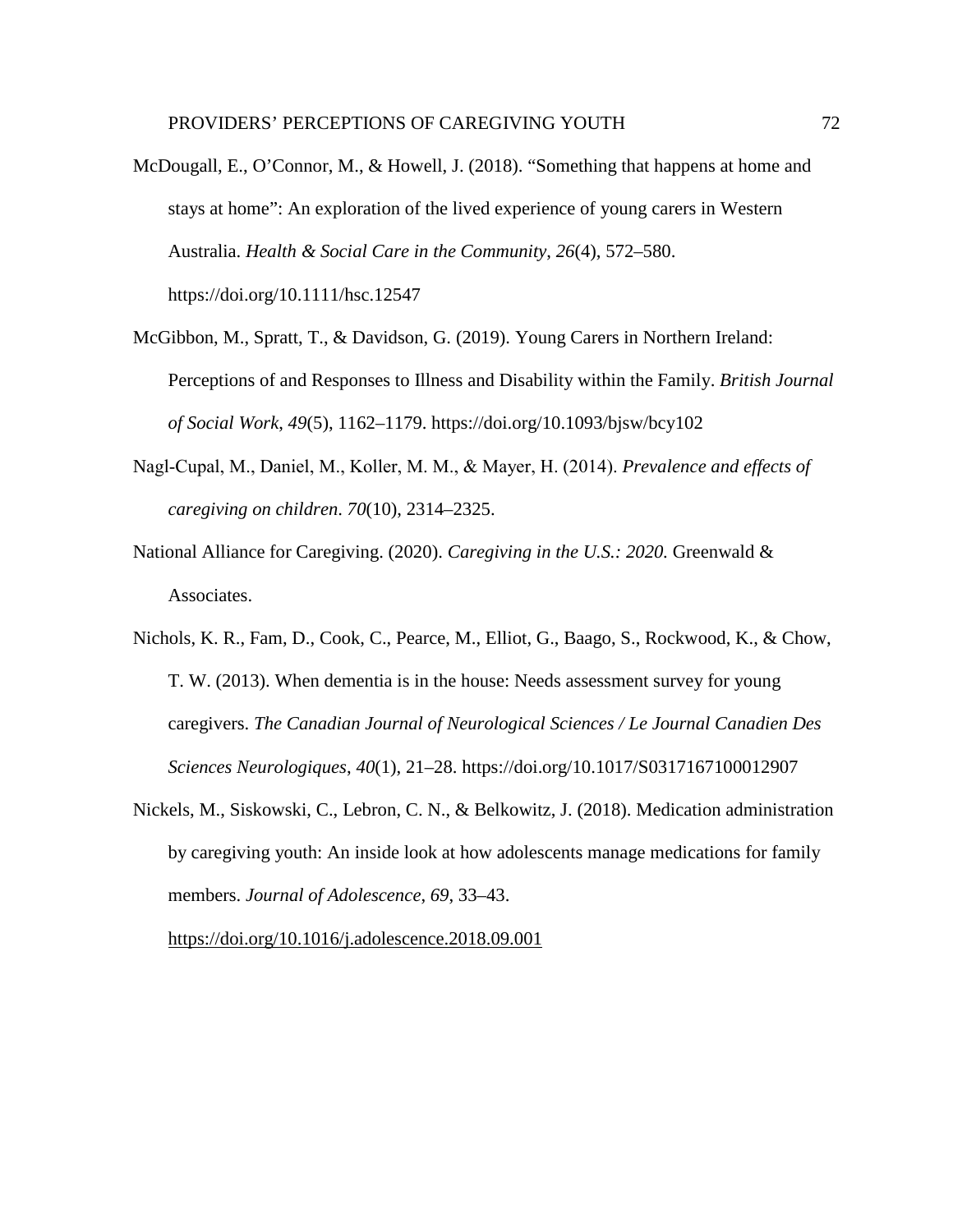McDougall, E., O'Connor, M., & Howell, J. (2018). "Something that happens at home and stays at home": An exploration of the lived experience of young carers in Western Australia. *Health & Social Care in the Community*, *26*(4), 572–580. https://doi.org/10.1111/hsc.12547

McGibbon, M., Spratt, T., & Davidson, G. (2019). Young Carers in Northern Ireland: Perceptions of and Responses to Illness and Disability within the Family. *British Journal of Social Work*, *49*(5), 1162–1179. https://doi.org/10.1093/bjsw/bcy102

Nagl-Cupal, M., Daniel, M., Koller, M. M., & Mayer, H. (2014). *Prevalence and effects of caregiving on children*. *70*(10), 2314–2325.

National Alliance for Caregiving. (2020). *Caregiving in the U.S.: 2020*. Greenwald & Associates.

Nichols, K. R., Fam, D., Cook, C., Pearce, M., Elliot, G., Baago, S., Rockwood, K., & Chow, T. W. (2013). When dementia is in the house: Needs assessment survey for young caregivers. *The Canadian Journal of Neurological Sciences / Le Journal Canadien Des Sciences Neurologiques*, *40*(1), 21–28. https://doi.org/10.1017/S0317167100012907

Nickels, M., Siskowski, C., Lebron, C. N., & Belkowitz, J. (2018). Medication administration by caregiving youth: An inside look at how adolescents manage medications for family members. *Journal of Adolescence*, *69*, 33–43. https://doi.org/10.1016/j.adolescence.2018.09.001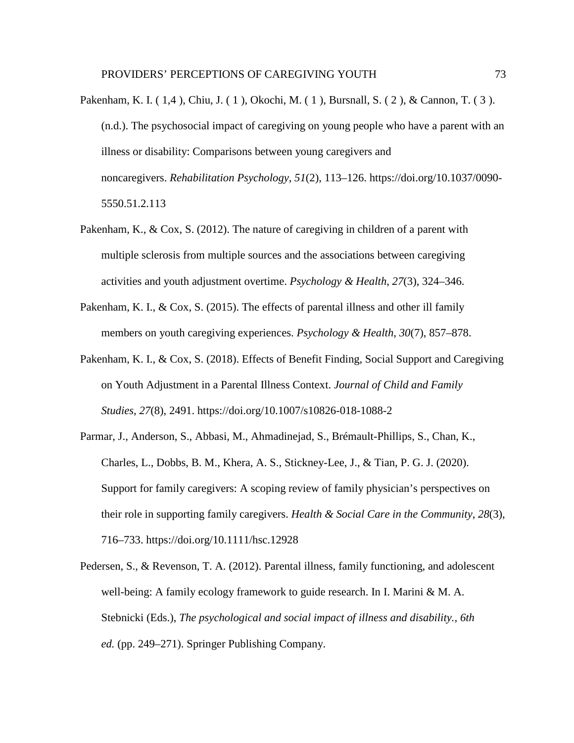Pakenham, K. I. ( 1,4 ), Chiu, J. ( 1 ), Okochi, M. ( 1 ), Bursnall, S. ( 2 ), & Cannon, T. ( 3 ). (n.d.). The psychosocial impact of caregiving on young people who have a parent with an illness or disability: Comparisons between young caregivers and noncaregivers. *Rehabilitation Psychology*, *51*(2), 113–126. https://doi.org/10.1037/0090-5550.51.2.113

Pakenham, K., & Cox, S. (2012). The nature of caregiving in children of a parent with multiple sclerosis from multiple sources and the associations between caregiving activities and youth adjustment overtime. *Psychology & Health*, *27*(3), 324–346.

Pakenham, K. I., & Cox, S. (2015). The effects of parental illness and other ill family members on youth caregiving experiences. *Psychology & Health*, *30*(7), 857–878.

Pakenham, K. I., & Cox, S. (2018). Effects of Benefit Finding, Social Support and Caregiving on Youth Adjustment in a Parental Illness Context. *Journal of Child and Family Studies*, *27*(8), 2491. https://doi.org/10.1007/s10826-018-1088-2

Parmar, J., Anderson, S., Abbasi, M., Ahmadinejad, S., Brémault-Phillips, S., Chan, K., Charles, L., Dobbs, B. M., Khera, A. S., Stickney-Lee, J., & Tian, P. G. J. (2020). Support for family caregivers: A scoping review of family physician's perspectives on their role in supporting family caregivers. *Health & Social Care in the Community*, *28*(3), 716–733. https://doi.org/10.1111/hsc.12928

Pedersen, S., & Revenson, T. A. (2012). Parental illness, family functioning, and adolescent well-being: A family ecology framework to guide research. In I. Marini & M. A. Stebnicki (Eds.), *The psychological and social impact of illness and disability., 6th ed.* (pp. 249–271). Springer Publishing Company.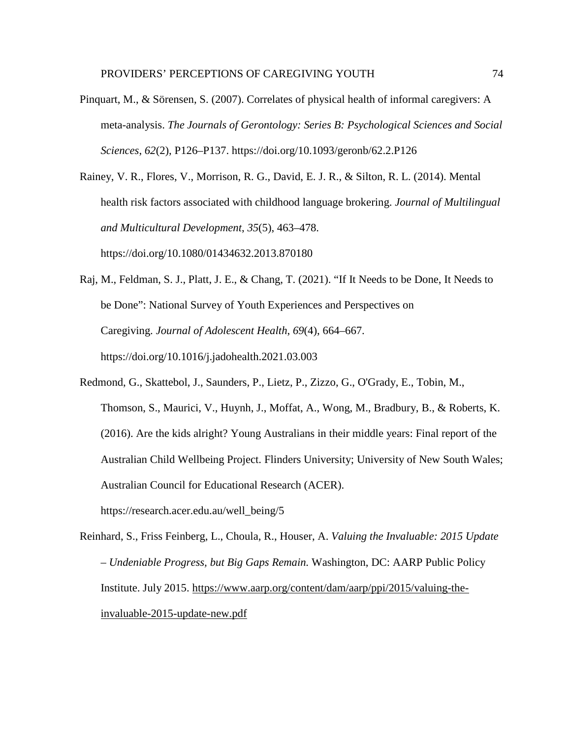Pinquart, M., & Sörensen, S. (2007). Correlates of physical health of informal caregivers: A meta-analysis. *The Journals of Gerontology: Series B: Psychological Sciences and Social Sciences*, *62*(2), P126–P137. https://doi.org/10.1093/geronb/62.2.P126

Rainey, V. R., Flores, V., Morrison, R. G., David, E. J. R., & Silton, R. L. (2014). Mental health risk factors associated with childhood language brokering. *Journal of Multilingual and Multicultural Development*, *35*(5), 463–478. https://doi.org/10.1080/01434632.2013.870180

Raj, M., Feldman, S. J., Platt, J. E., & Chang, T. (2021). "If It Needs to be Done, It Needs to be Done": National Survey of Youth Experiences and Perspectives on Caregiving. *Journal of Adolescent Health*, *69*(4), 664–667. https://doi.org/10.1016/j.jadohealth.2021.03.003

Redmond, G., Skattebol, J., Saunders, P., Lietz, P., Zizzo, G., O'Grady, E., Tobin, M., Thomson, S., Maurici, V., Huynh, J., Moffat, A., Wong, M., Bradbury, B., & Roberts, K. (2016). Are the kids alright? Young Australians in their middle years: Final report of the Australian Child Wellbeing Project. Flinders University; University of New South Wales; Australian Council for Educational Research (ACER). https://research.acer.edu.au/well_being/5

Reinhard, S., Friss Feinberg, L., Choula, R., Houser, A. *Valuing the Invaluable: 2015 Update – Undeniable Progress, but Big Gaps Remain.* Washington, DC: AARP Public Policy Institute. July 2015. https://www.aarp.org/content/dam/aarp/ppi/2015/valuing-the-invaluable-2015-update-new.pdf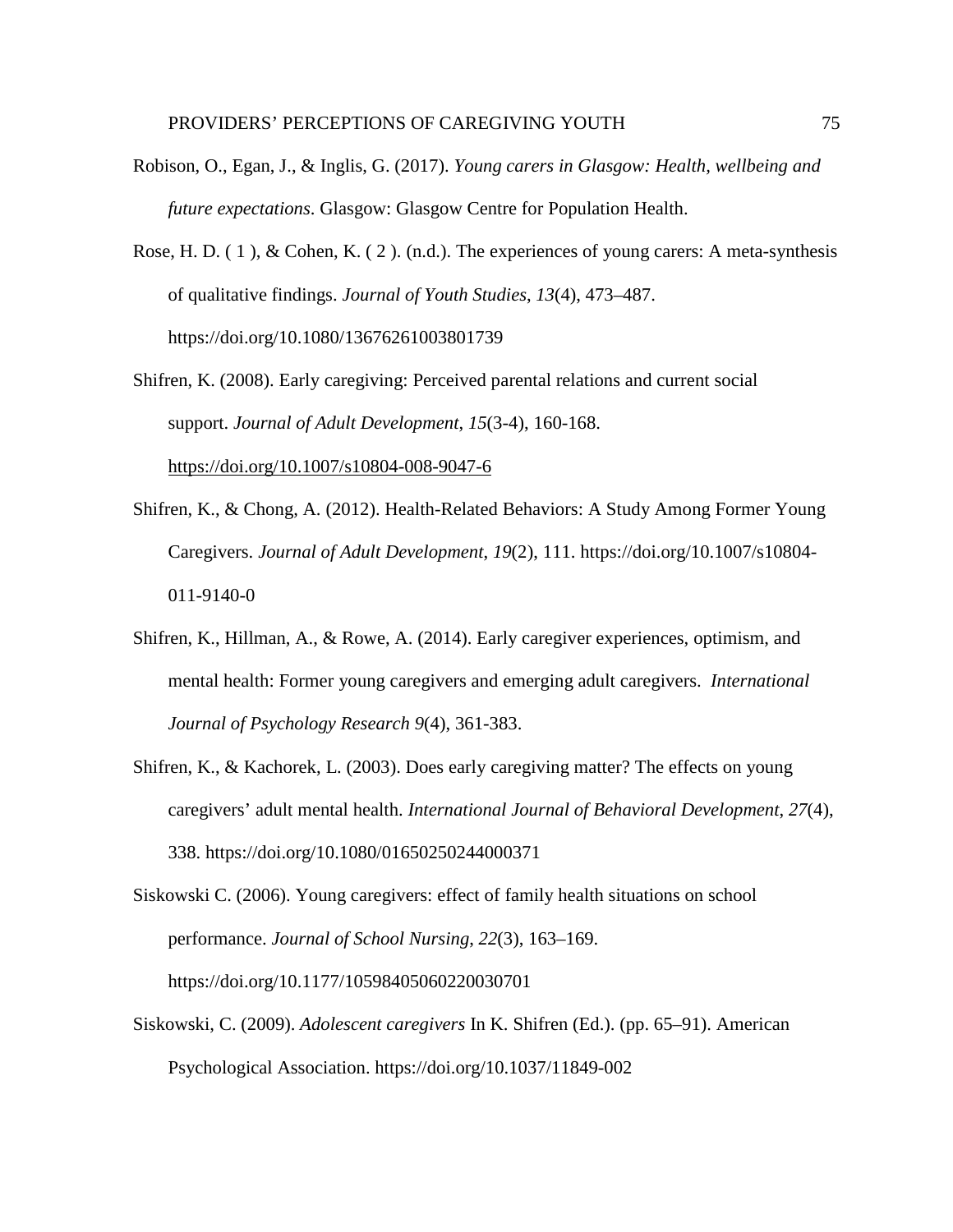Robison, O., Egan, J., & Inglis, G. (2017). *Young carers in Glasgow: Health, wellbeing and future expectations*. Glasgow: Glasgow Centre for Population Health.

Rose, H. D. ( 1 ), & Cohen, K. ( 2 ). (n.d.). The experiences of young carers: A meta-synthesis of qualitative findings. *Journal of Youth Studies*, *13*(4), 473–487. https://doi.org/10.1080/13676261003801739

Shifren, K. (2008). Early caregiving: Perceived parental relations and current social support. *Journal of Adult Development*, *15*(3-4), 160-168. https://doi.org/10.1007/s10804-008-9047-6

Shifren, K., & Chong, A. (2012). Health-Related Behaviors: A Study Among Former Young Caregivers. *Journal of Adult Development*, *19*(2), 111. https://doi.org/10.1007/s10804-011-9140-0

Shifren, K., Hillman, A., & Rowe, A. (2014). Early caregiver experiences, optimism, and mental health: Former young caregivers and emerging adult caregivers. *International Journal of Psychology Research 9*(4), 361-383.

Shifren, K., & Kachorek, L. (2003). Does early caregiving matter? The effects on young caregivers' adult mental health. *International Journal of Behavioral Development*, *27*(4), 338. https://doi.org/10.1080/01650250244000371

Siskowski C. (2006). Young caregivers: effect of family health situations on school performance. *Journal of School Nursing*, *22*(3), 163–169. https://doi.org/10.1177/10598405060220030701

Siskowski, C. (2009). *Adolescent caregivers* In K. Shifren (Ed.). (pp. 65–91). American Psychological Association. https://doi.org/10.1037/11849-002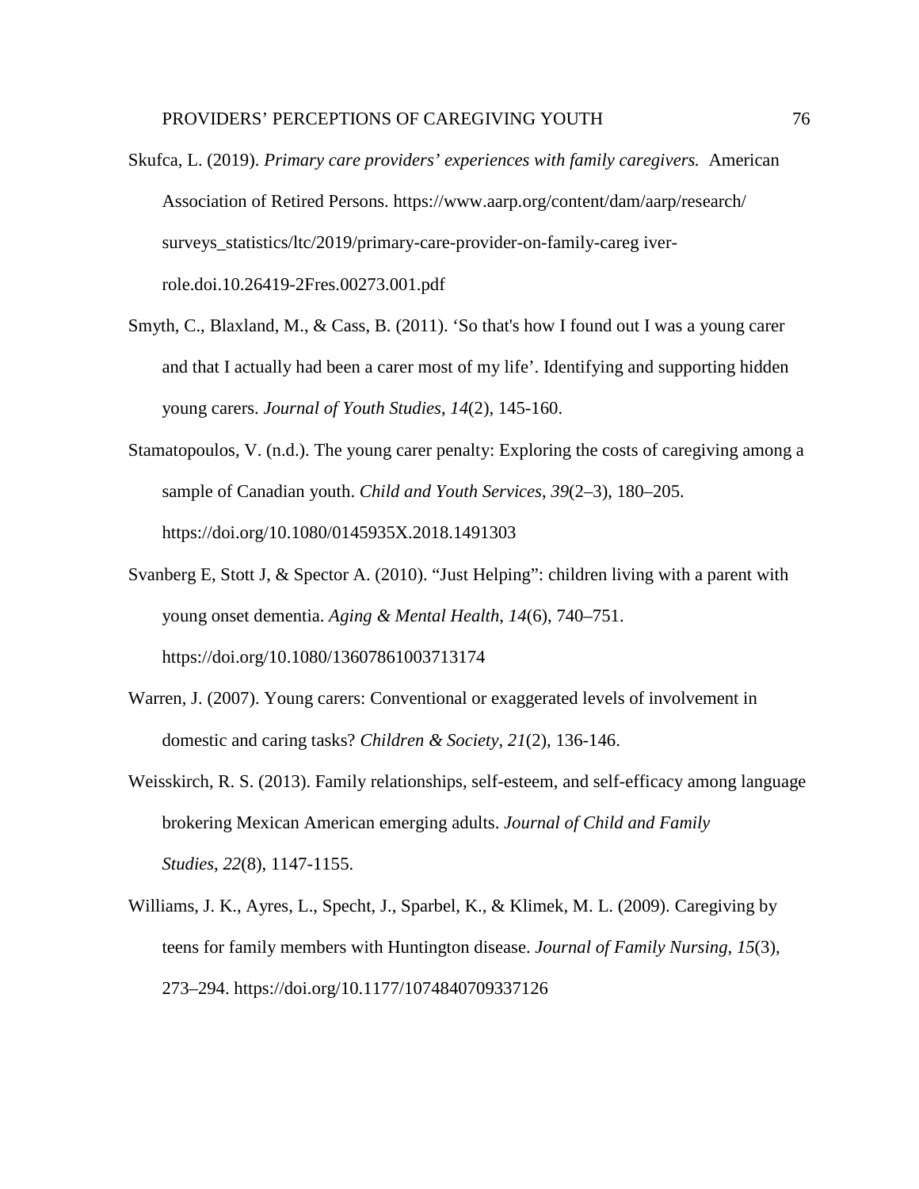Skufca, L. (2019). *Primary care providers' experiences with family caregivers.* American Association of Retired Persons. https://www.aarp.org/content/dam/aarp/research/surveys_statistics/ltc/2019/primary-care-provider-on-family-careg iver-role.doi.10.26419-2Fres.00273.001.pdf

Smyth, C., Blaxland, M., & Cass, B. (2011). 'So that's how I found out I was a young carer and that I actually had been a carer most of my life'. Identifying and supporting hidden young carers. *Journal of Youth Studies*, *14*(2), 145-160.

Stamatopoulos, V. (n.d.). The young carer penalty: Exploring the costs of caregiving among a sample of Canadian youth. *Child and Youth Services*, *39*(2–3), 180–205. https://doi.org/10.1080/0145935X.2018.1491303

Svanberg E, Stott J, & Spector A. (2010). "Just Helping": children living with a parent with young onset dementia. *Aging & Mental Health*, *14*(6), 740–751. https://doi.org/10.1080/13607861003713174

Warren, J. (2007). Young carers: Conventional or exaggerated levels of involvement in domestic and caring tasks? *Children & Society*, *21*(2), 136-146.

Weisskirch, R. S. (2013). Family relationships, self-esteem, and self-efficacy among language brokering Mexican American emerging adults. *Journal of Child and Family Studies*, *22*(8), 1147-1155.

Williams, J. K., Ayres, L., Specht, J., Sparbel, K., & Klimek, M. L. (2009). Caregiving by teens for family members with Huntington disease. *Journal of Family Nursing*, *15*(3), 273–294. https://doi.org/10.1177/1074840709337126